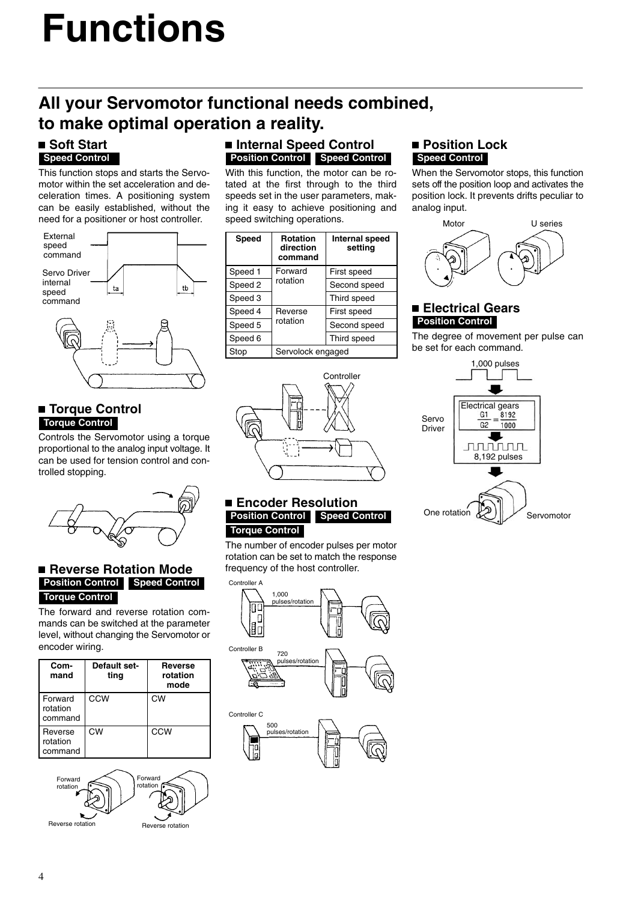# Functions

## All your Servomotor functional needs combined, to make optimal operation a reality.

### ■ Soft Start

**Speed Control**

This function stops and starts the Servomotor within the set acceleration and deceleration times. A positioning system can be easily established, without the need for a positioner or host controller.

### ■ Torque Control

**Torque Control**

Controls the Servomotor using a torque proportional to the analog input voltage. It can be used for tension control and controlled stopping.

### ■ Reverse Rotation Mode

**Position Control** **Speed Control** **Torque Control**

The forward and reverse rotation commands can be switched at the parameter level, without changing the Servomotor or encoder wiring.

| Command | Default setting | Reverse rotation mode |
|---|---|---|
| Forward rotation command | CCW | CW |
| Reverse rotation command | CW | CCW |

### ■ Internal Speed Control

**Position Control** **Speed Control**

With this function, the motor can be rotated at the first through to the third speeds set in the user parameters, making it easy to achieve positioning and speed switching operations.

| Speed | Rotation direction command | Internal speed setting |
|---|---|---|
| Speed 1 | Forward rotation | First speed |
| Speed 2 | | Second speed |
| Speed 3 | | Third speed |
| Speed 4 | Reverse rotation | First speed |
| Speed 5 | | Second speed |
| Speed 6 | | Third speed |
| Stop | Servolock engaged | |

### ■ Encoder Resolution

**Position Control** **Speed Control** **Torque Control**

The number of encoder pulses per motor rotation can be set to match the response frequency of the host controller.

### ■ Position Lock

**Speed Control**

When the Servomotor stops, this function sets off the position loop and activates the position lock. It prevents drifts peculiar to analog input.

### ■ Electrical Gears

**Position Control**

The degree of movement per pulse can be set for each command.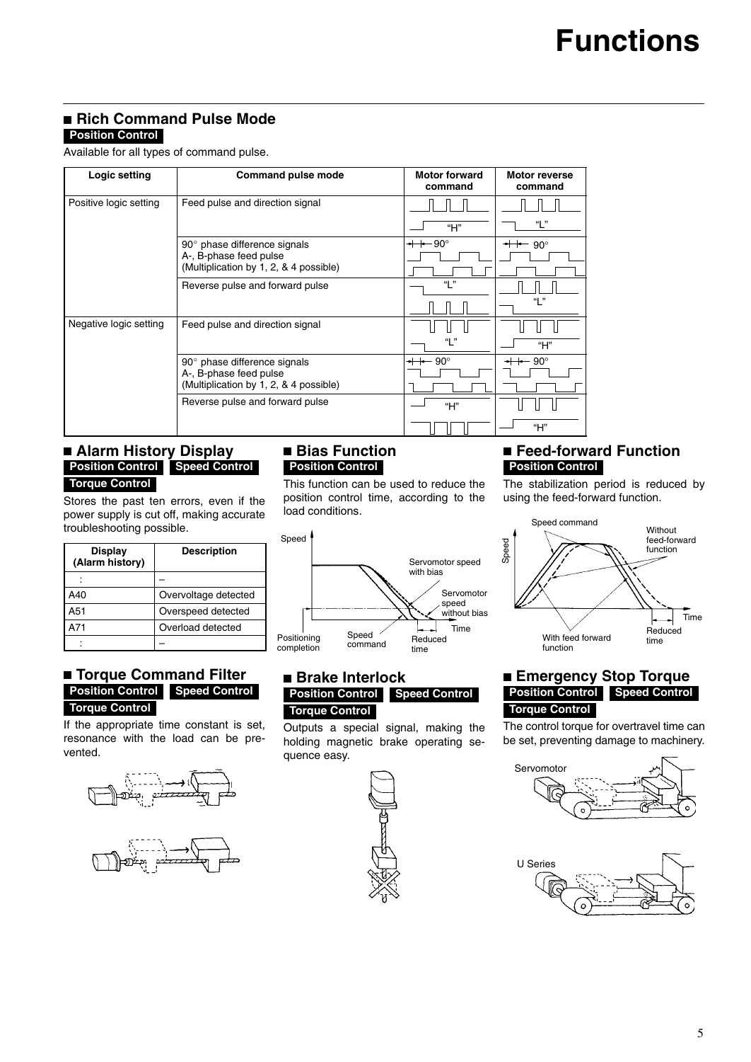# Functions

## Rich Command Pulse Mode

**Position Control**

Available for all types of command pulse.

| Logic setting | Command pulse mode | Motor forward command | Motor reverse command |
|---|---|---|---|
| Positive logic setting | Feed pulse and direction signal | "H" | "L" |
| | 90° phase difference signals A-, B-phase feed pulse (Multiplication by 1, 2, & 4 possible) | 90° | 90° |
| | Reverse pulse and forward pulse | "L" | "L" |
| Negative logic setting | Feed pulse and direction signal | "L" | "H" |
| | 90° phase difference signals A-, B-phase feed pulse (Multiplication by 1, 2, & 4 possible) | 90° | 90° |
| | Reverse pulse and forward pulse | "H" | "H" |

## Alarm History Display

**Position Control** **Speed Control** **Torque Control**

Stores the past ten errors, even if the power supply is cut off, making accurate troubleshooting possible.

| Display (Alarm history) | Description |
|---|---|
| : | – |
| A40 | Overvoltage detected |
| A51 | Overspeed detected |
| A71 | Overload detected |
| : | – |

## Bias Function

**Position Control**

This function can be used to reduce the position control time, according to the load conditions.

Speed, Servomotor speed with bias, Servomotor speed without bias, Time, Positioning completion, Speed command, Reduced time

## Feed-forward Function

**Position Control**

The stabilization period is reduced by using the feed-forward function.

Speed command, Without feed-forward function, Speed, Time, Reduced time, With feed forward function

## Torque Command Filter

**Position Control** **Speed Control** **Torque Control**

If the appropriate time constant is set, resonance with the load can be prevented.

## Brake Interlock

**Position Control** **Speed Control** **Torque Control**

Outputs a special signal, making the holding magnetic brake operating sequence easy.

## Emergency Stop Torque

**Position Control** **Speed Control** **Torque Control**

The control torque for overtravel time can be set, preventing damage to machinery.

Servomotor

U Series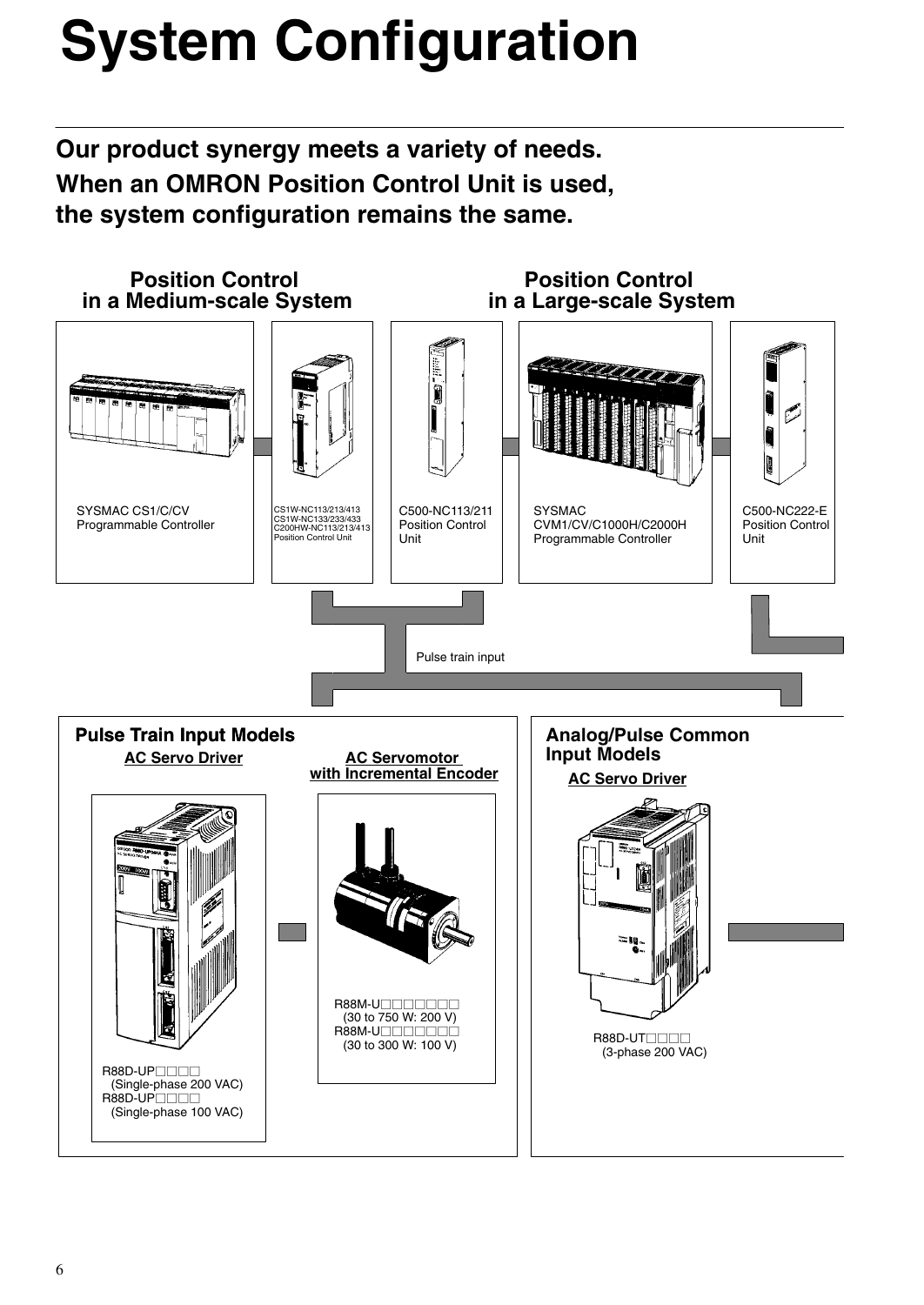# System Configuration

**Our product synergy meets a variety of needs.**
**When an OMRON Position Control Unit is used, the system configuration remains the same.**

## Position Control in a Medium-scale System

SYSMAC CS1/C/CV Programmable Controller

CS1W-NC113/213/413
CS1W-NC133/233/433
C200HW-NC113/213/413
Position Control Unit

C500-NC113/211 Position Control Unit

## Position Control in a Large-scale System

SYSMAC CVM1/CV/C1000H/C2000H Programmable Controller

C500-NC222-E Position Control Unit

Pulse train input

### Pulse Train Input Models

**AC Servo Driver**

R88D-UP□□□□
(Single-phase 200 VAC)
R88D-UP□□□□
(Single-phase 100 VAC)

**AC Servomotor with Incremental Encoder**

R88M-U□□□□□□□
(30 to 750 W: 200 V)
R88M-U□□□□□□□
(30 to 300 W: 100 V)

### Analog/Pulse Common Input Models

**AC Servo Driver**

R88D-UT□□□□
(3-phase 200 VAC)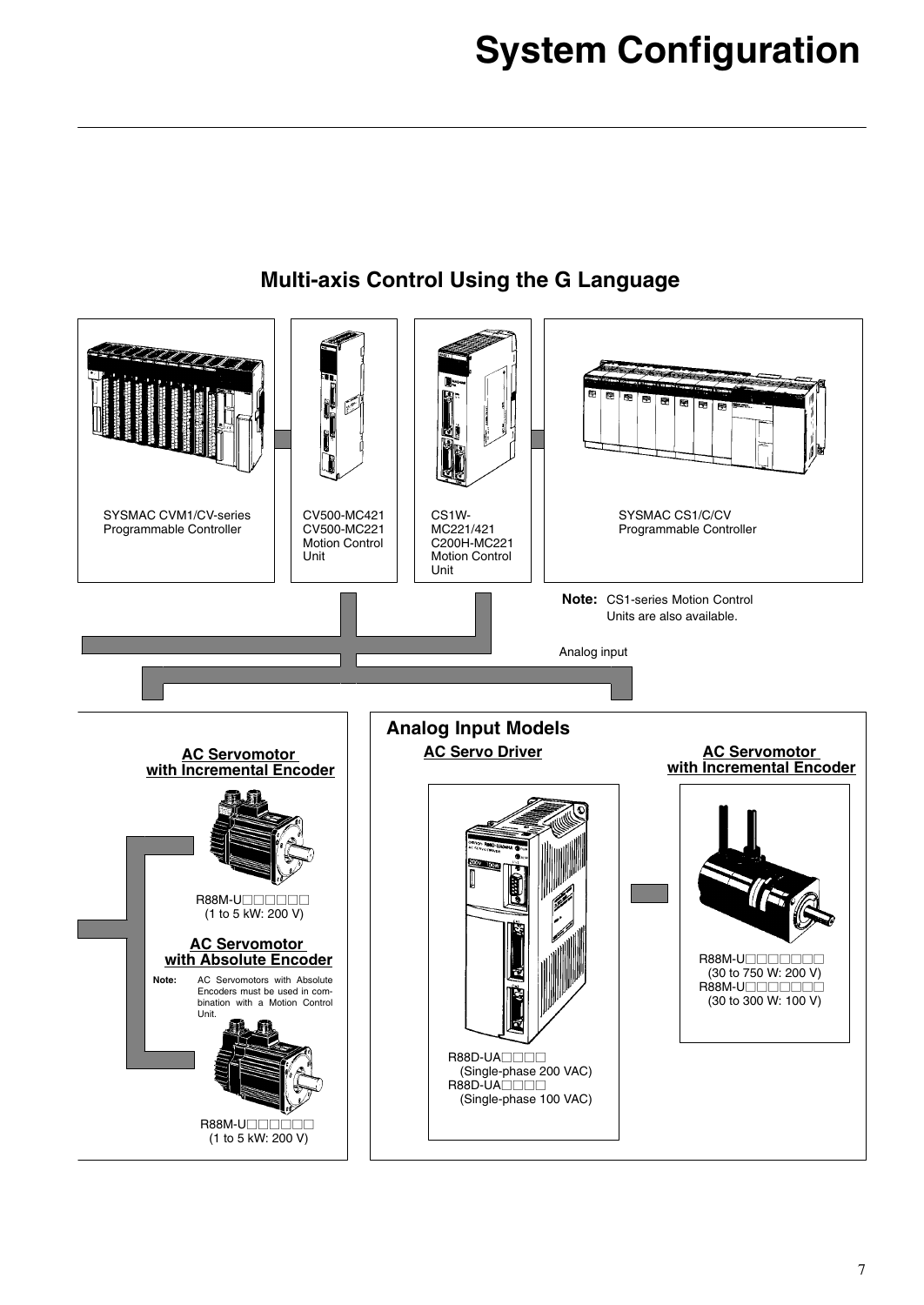# System Configuration

## Multi-axis Control Using the G Language

SYSMAC CVM1/CV-series Programmable Controller

CV500-MC421
CV500-MC221
Motion Control Unit

CS1W-MC221/421
C200H-MC221
Motion Control Unit

SYSMAC CS1/C/CV Programmable Controller

**Note:** CS1-series Motion Control Units are also available.

Analog input

**AC Servomotor with Incremental Encoder**

R88M-U□□□□□□
(1 to 5 kW: 200 V)

**AC Servomotor with Absolute Encoder**

**Note:** AC Servomotors with Absolute Encoders must be used in combination with a Motion Control Unit.

R88M-U□□□□□□
(1 to 5 kW: 200 V)

### Analog Input Models

**AC Servo Driver**

R88D-UA□□□□
(Single-phase 200 VAC)
R88D-UA□□□□
(Single-phase 100 VAC)

**AC Servomotor with Incremental Encoder**

R88M-U□□□□□□□
(30 to 750 W: 200 V)
R88M-U□□□□□□□
(30 to 300 W: 100 V)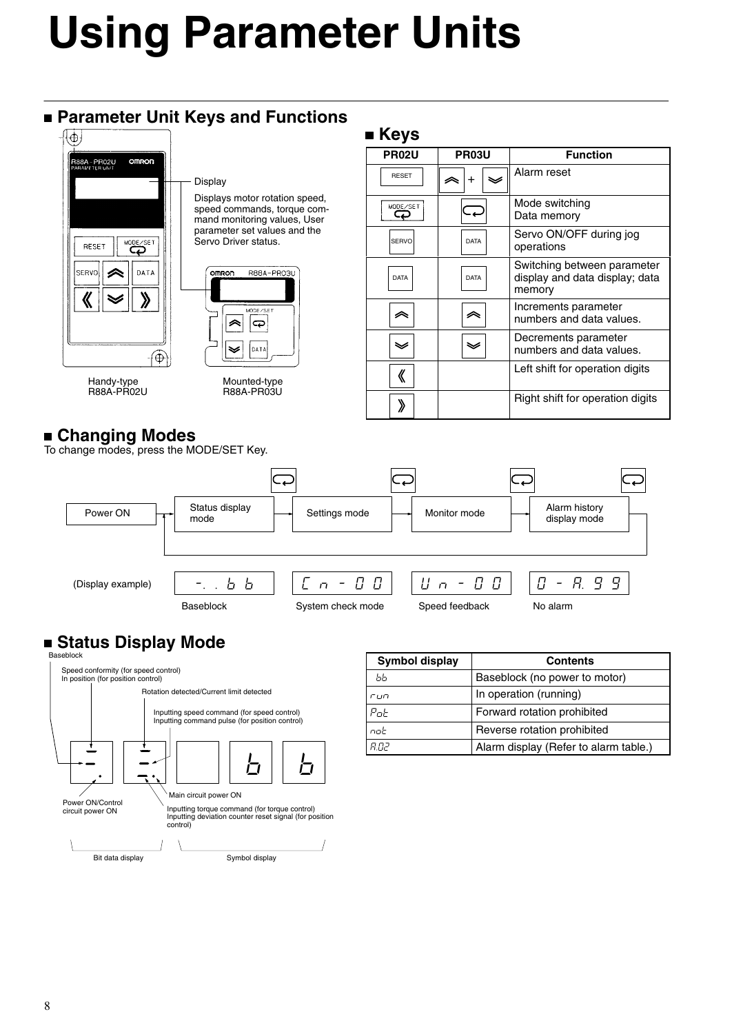# Using Parameter Units

## Parameter Unit Keys and Functions

Display

Displays motor rotation speed, speed commands, torque command monitoring values, User parameter set values and the Servo Driver status.

Handy-type R88A-PR02U

Mounted-type R88A-PR03U

## Keys

| PR02U | PR03U | Function |
|---|---|---|
| RESET | ︽ + ︾ | Alarm reset |
| MODE/SET | MODE/SET | Mode switching<br>Data memory |
| SERVO | DATA | Servo ON/OFF during jog operations |
| DATA | DATA | Switching between parameter display and data display; data memory |
| ︽ | ︽ | Increments parameter numbers and data values. |
| ︾ | ︾ | Decrements parameter numbers and data values. |
| 《 | | Left shift for operation digits |
| 》 | | Right shift for operation digits |

## Changing Modes

To change modes, press the MODE/SET Key.

Power ON → Status display mode → Settings mode → Monitor mode → Alarm history display mode → (back to Status display mode)

| (Display example) | -. . b b | C n - 0 0 | U n - 0 0 | 0 - A. 9 9 |
|---|---|---|---|---|
| | Baseblock | System check mode | Speed feedback | No alarm |

## Status Display Mode

Baseblock

- Speed conformity (for speed control) / In position (for position control)
- Rotation detected/Current limit detected
- Inputting speed command (for speed control) / Inputting command pulse (for position control)
- Power ON/Control circuit power ON
- Main circuit power ON
- Inputting torque command (for torque control) / Inputting deviation counter reset signal (for position control)

Bit data display | Symbol display

| Symbol display | Contents |
|---|---|
| bb | Baseblock (no power to motor) |
| run | In operation (running) |
| Pot | Forward rotation prohibited |
| not | Reverse rotation prohibited |
| A.02 | Alarm display (Refer to alarm table.) |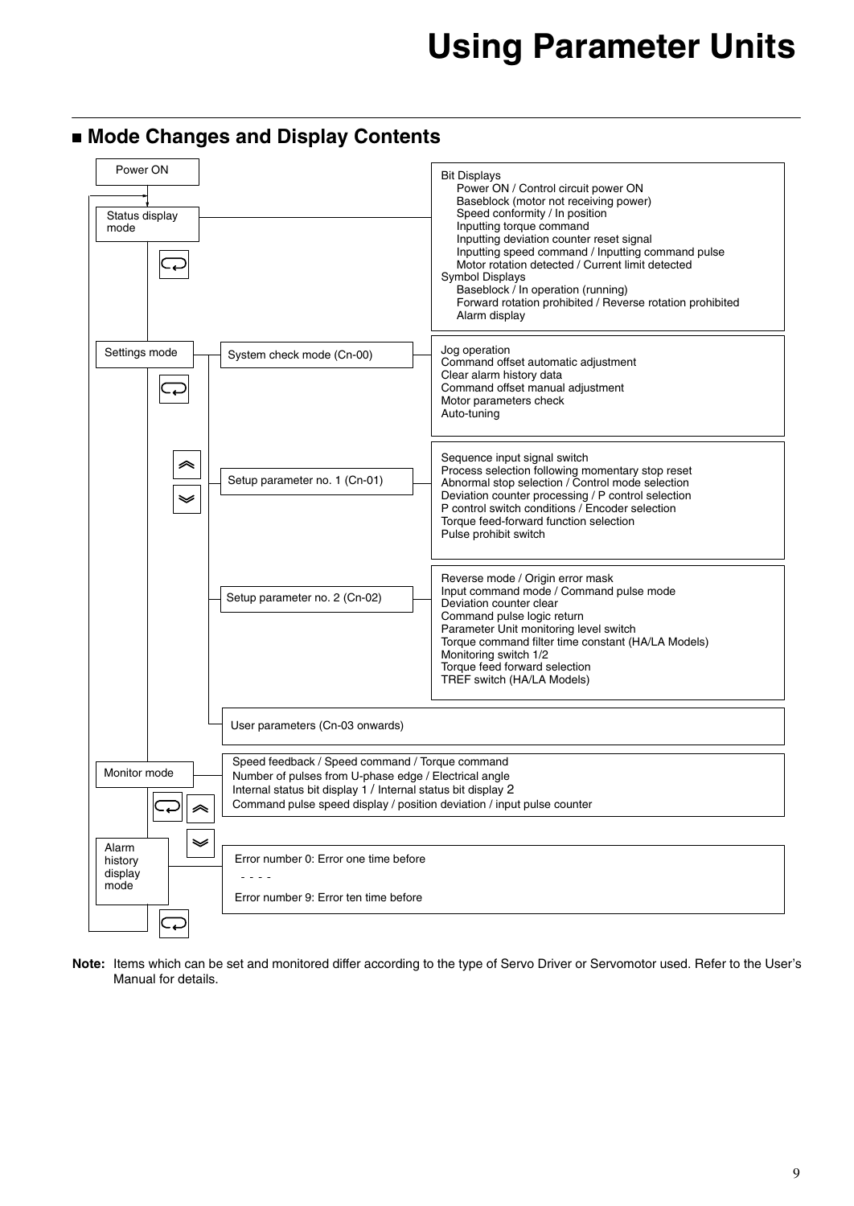# Using Parameter Units

## ■ Mode Changes and Display Contents

Power ON

**Status display mode**

- Bit Displays
  - Power ON / Control circuit power ON
  - Baseblock (motor not receiving power)
  - Speed conformity / In position
  - Inputting torque command
  - Inputting deviation counter reset signal
  - Inputting speed command / Inputting command pulse
  - Motor rotation detected / Current limit detected
- Symbol Displays
  - Baseblock / In operation (running)
  - Forward rotation prohibited / Reverse rotation prohibited
  - Alarm display

**Settings mode**

- System check mode (Cn-00)
  - Jog operation
  - Command offset automatic adjustment
  - Clear alarm history data
  - Command offset manual adjustment
  - Motor parameters check
  - Auto-tuning
- Setup parameter no. 1 (Cn-01)
  - Sequence input signal switch
  - Process selection following momentary stop reset
  - Abnormal stop selection / Control mode selection
  - Deviation counter processing / P control selection
  - P control switch conditions / Encoder selection
  - Torque feed-forward function selection
  - Pulse prohibit switch
- Setup parameter no. 2 (Cn-02)
  - Reverse mode / Origin error mask
  - Input command mode / Command pulse mode
  - Deviation counter clear
  - Command pulse logic return
  - Parameter Unit monitoring level switch
  - Torque command filter time constant (HA/LA Models)
  - Monitoring switch 1/2
  - Torque feed forward selection
  - TREF switch (HA/LA Models)
- User parameters (Cn-03 onwards)

**Monitor mode**

- Speed feedback / Speed command / Torque command
- Number of pulses from U-phase edge / Electrical angle
- Internal status bit display 1 / Internal status bit display 2
- Command pulse speed display / position deviation / input pulse counter

**Alarm history display mode**

- Error number 0: Error one time before
- - - - -
- Error number 9: Error ten time before

**Note:** Items which can be set and monitored differ according to the type of Servo Driver or Servomotor used. Refer to the User's Manual for details.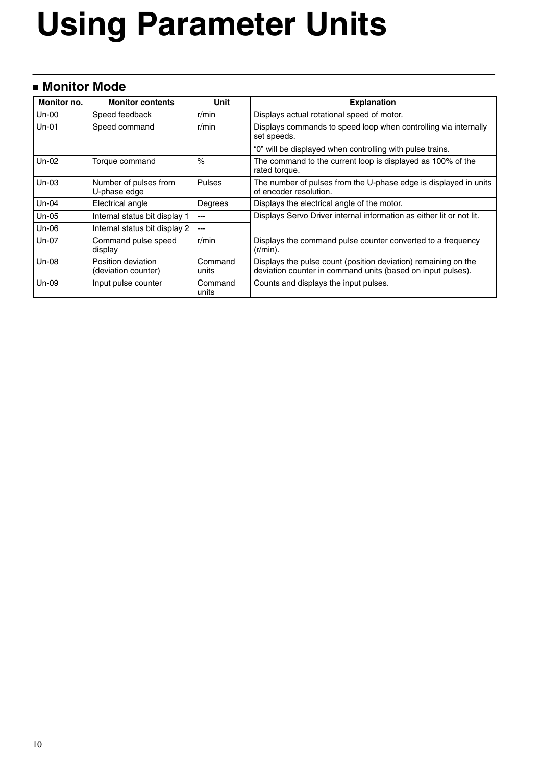# Using Parameter Units

## ■ Monitor Mode

| Monitor no. | Monitor contents | Unit | Explanation |
|---|---|---|---|
| Un-00 | Speed feedback | r/min | Displays actual rotational speed of motor. |
| Un-01 | Speed command | r/min | Displays commands to speed loop when controlling via internally set speeds.<br>“0” will be displayed when controlling with pulse trains. |
| Un-02 | Torque command | % | The command to the current loop is displayed as 100% of the rated torque. |
| Un-03 | Number of pulses from U-phase edge | Pulses | The number of pulses from the U-phase edge is displayed in units of encoder resolution. |
| Un-04 | Electrical angle | Degrees | Displays the electrical angle of the motor. |
| Un-05 | Internal status bit display 1 | --- | Displays Servo Driver internal information as either lit or not lit. |
| Un-06 | Internal status bit display 2 | --- | |
| Un-07 | Command pulse speed display | r/min | Displays the command pulse counter converted to a frequency (r/min). |
| Un-08 | Position deviation (deviation counter) | Command units | Displays the pulse count (position deviation) remaining on the deviation counter in command units (based on input pulses). |
| Un-09 | Input pulse counter | Command units | Counts and displays the input pulses. |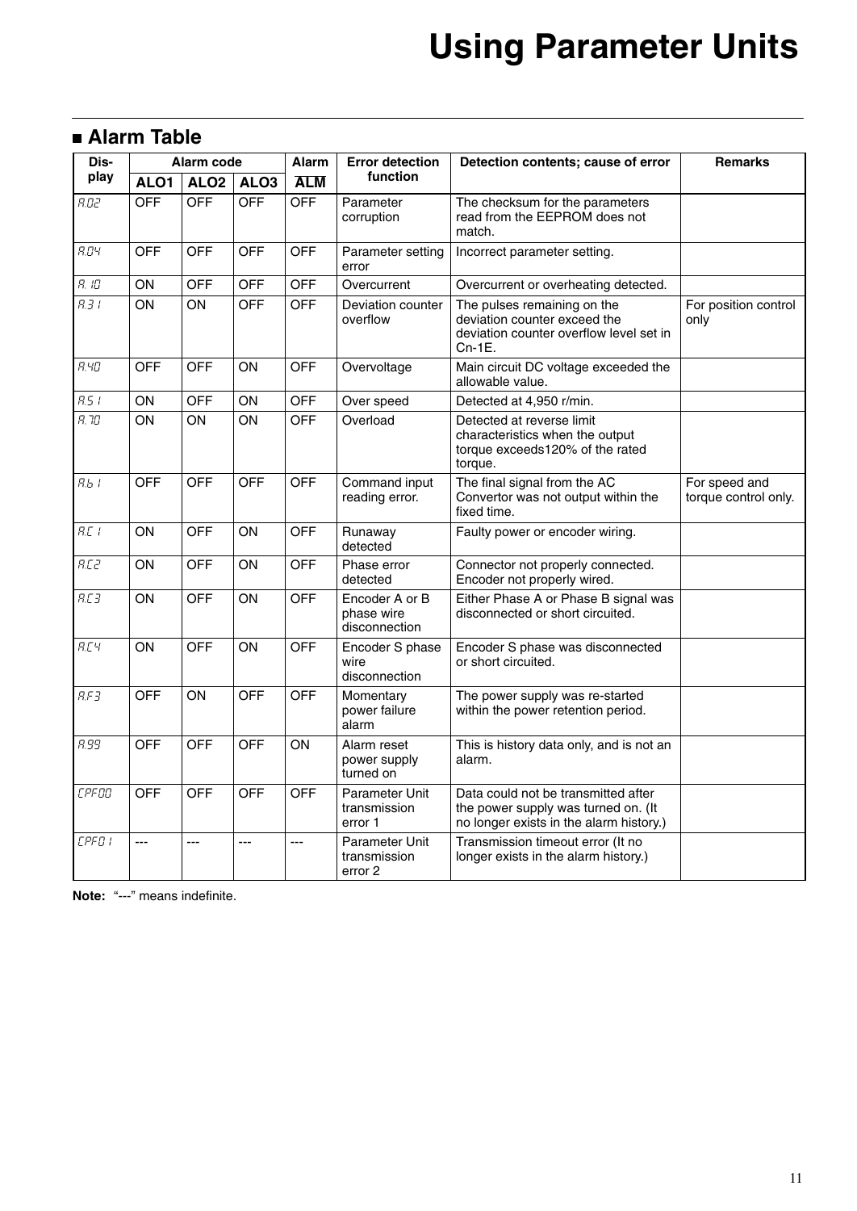# Using Parameter Units

## ■ Alarm Table

| Display | Alarm code | | | Alarm | Error detection function | Detection contents; cause of error | Remarks |
|---|---|---|---|---|---|---|---|
| | ALO1 | ALO2 | ALO3 | ALM | | | |
| A.02 | OFF | OFF | OFF | OFF | Parameter corruption | The checksum for the parameters read from the EEPROM does not match. | |
| A.04 | OFF | OFF | OFF | OFF | Parameter setting error | Incorrect parameter setting. | |
| A.10 | ON | OFF | OFF | OFF | Overcurrent | Overcurrent or overheating detected. | |
| A.31 | ON | ON | OFF | OFF | Deviation counter overflow | The pulses remaining on the deviation counter exceed the deviation counter overflow level set in Cn-1E. | For position control only |
| A.40 | OFF | OFF | ON | OFF | Overvoltage | Main circuit DC voltage exceeded the allowable value. | |
| A.51 | ON | OFF | ON | OFF | Over speed | Detected at 4,950 r/min. | |
| A.70 | ON | ON | ON | OFF | Overload | Detected at reverse limit characteristics when the output torque exceeds120% of the rated torque. | |
| A.b1 | OFF | OFF | OFF | OFF | Command input reading error. | The final signal from the AC Convertor was not output within the fixed time. | For speed and torque control only. |
| A.C1 | ON | OFF | ON | OFF | Runaway detected | Faulty power or encoder wiring. | |
| A.C2 | ON | OFF | ON | OFF | Phase error detected | Connector not properly connected. Encoder not properly wired. | |
| A.C3 | ON | OFF | ON | OFF | Encoder A or B phase wire disconnection | Either Phase A or Phase B signal was disconnected or short circuited. | |
| A.C4 | ON | OFF | ON | OFF | Encoder S phase wire disconnection | Encoder S phase was disconnected or short circuited. | |
| A.F3 | OFF | ON | OFF | OFF | Momentary power failure alarm | The power supply was re-started within the power retention period. | |
| A.99 | OFF | OFF | OFF | ON | Alarm reset power supply turned on | This is history data only, and is not an alarm. | |
| CPF00 | OFF | OFF | OFF | OFF | Parameter Unit transmission error 1 | Data could not be transmitted after the power supply was turned on. (It no longer exists in the alarm history.) | |
| CPF01 | --- | --- | --- | --- | Parameter Unit transmission error 2 | Transmission timeout error (It no longer exists in the alarm history.) | |

**Note:** "---" means indefinite.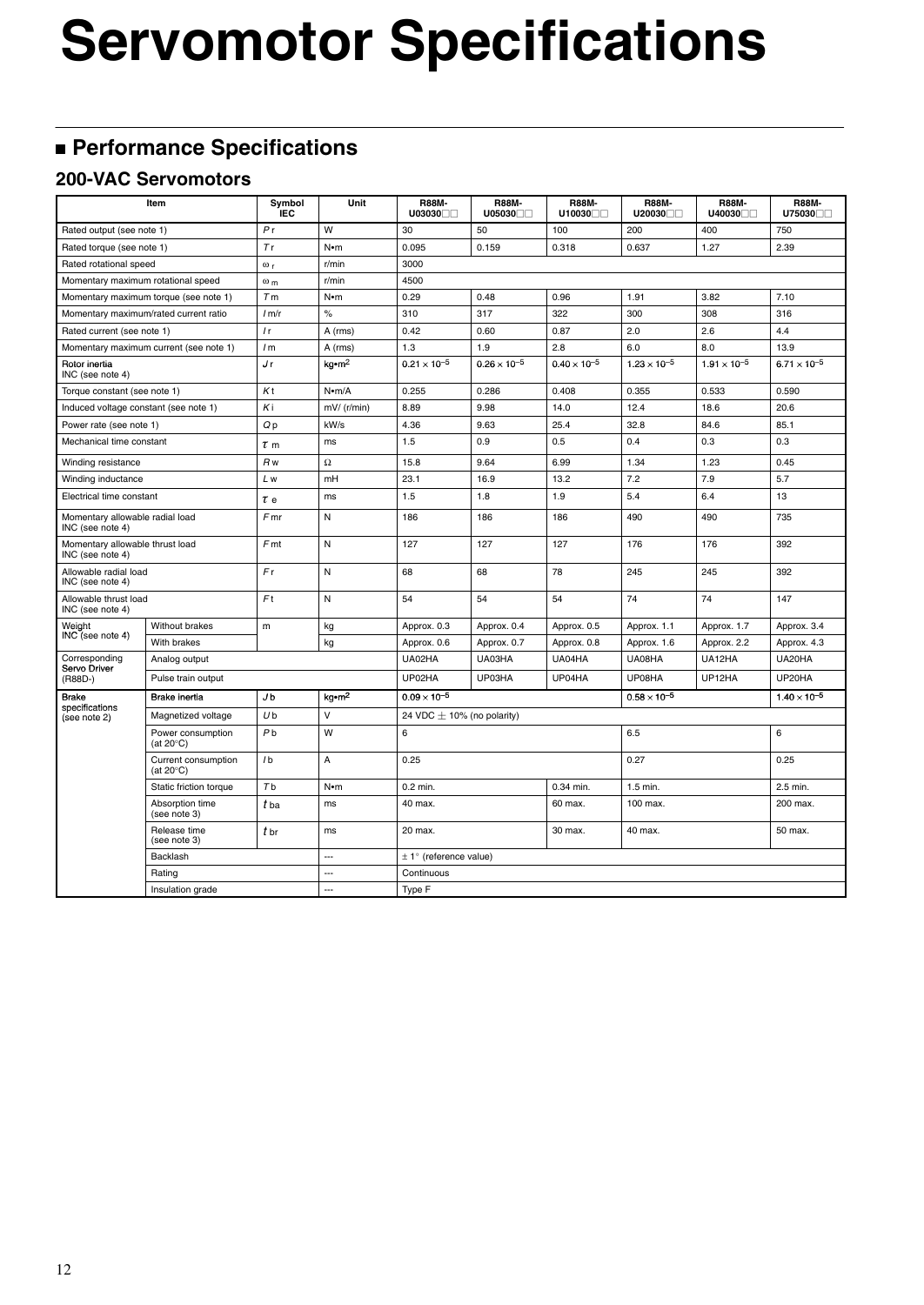# Servomotor Specifications

## ■ Performance Specifications

### 200-VAC Servomotors

| Item | | Symbol IEC | Unit | R88M-U03030□□ | R88M-U05030□□ | R88M-U10030□□ | R88M-U20030□□ | R88M-U40030□□ | R88M-U75030□□ |
|---|---|---|---|---|---|---|---|---|---|
| Rated output (see note 1) | | $P_r$ | W | 30 | 50 | 100 | 200 | 400 | 750 |
| Rated torque (see note 1) | | $T_r$ | N•m | 0.095 | 0.159 | 0.318 | 0.637 | 1.27 | 2.39 |
| Rated rotational speed | | $\omega_r$ | r/min | 3000 | | | | | |
| Momentary maximum rotational speed | | $\omega_m$ | r/min | 4500 | | | | | |
| Momentary maximum torque (see note 1) | | $T_m$ | N•m | 0.29 | 0.48 | 0.96 | 1.91 | 3.82 | 7.10 |
| Momentary maximum/rated current ratio | | $I_{m/r}$ | % | 310 | 317 | 322 | 300 | 308 | 316 |
| Rated current (see note 1) | | $I_r$ | A (rms) | 0.42 | 0.60 | 0.87 | 2.0 | 2.6 | 4.4 |
| Momentary maximum current (see note 1) | | $I_m$ | A (rms) | 1.3 | 1.9 | 2.8 | 6.0 | 8.0 | 13.9 |
| Rotor inertia INC (see note 4) | | $J_r$ | kg•m$^2$ | $0.21 \times 10^{-5}$ | $0.26 \times 10^{-5}$ | $0.40 \times 10^{-5}$ | $1.23 \times 10^{-5}$ | $1.91 \times 10^{-5}$ | $6.71 \times 10^{-5}$ |
| Torque constant (see note 1) | | $K_t$ | N•m/A | 0.255 | 0.286 | 0.408 | 0.355 | 0.533 | 0.590 |
| Induced voltage constant (see note 1) | | $K_i$ | mV/ (r/min) | 8.89 | 9.98 | 14.0 | 12.4 | 18.6 | 20.6 |
| Power rate (see note 1) | | $Q_p$ | kW/s | 4.36 | 9.63 | 25.4 | 32.8 | 84.6 | 85.1 |
| Mechanical time constant | | $\tau_m$ | ms | 1.5 | 0.9 | 0.5 | 0.4 | 0.3 | 0.3 |
| Winding resistance | | $R_w$ | Ω | 15.8 | 9.64 | 6.99 | 1.34 | 1.23 | 0.45 |
| Winding inductance | | $L_w$ | mH | 23.1 | 16.9 | 13.2 | 7.2 | 7.9 | 5.7 |
| Electrical time constant | | $\tau_e$ | ms | 1.5 | 1.8 | 1.9 | 5.4 | 6.4 | 13 |
| Momentary allowable radial load INC (see note 4) | | $F_{mr}$ | N | 186 | 186 | 186 | 490 | 490 | 735 |
| Momentary allowable thrust load INC (see note 4) | | $F_{mt}$ | N | 127 | 127 | 127 | 176 | 176 | 392 |
| Allowable radial load INC (see note 4) | | $F_r$ | N | 68 | 68 | 78 | 245 | 245 | 392 |
| Allowable thrust load INC (see note 4) | | $F_t$ | N | 54 | 54 | 54 | 74 | 74 | 147 |
| Weight INC (see note 4) | Without brakes | m | kg | Approx. 0.3 | Approx. 0.4 | Approx. 0.5 | Approx. 1.1 | Approx. 1.7 | Approx. 3.4 |
| | With brakes | | kg | Approx. 0.6 | Approx. 0.7 | Approx. 0.8 | Approx. 1.6 | Approx. 2.2 | Approx. 4.3 |
| Corresponding Servo Driver (R88D-) | Analog output | | | UA02HA | UA03HA | UA04HA | UA08HA | UA12HA | UA20HA |
| | Pulse train output | | | UP02HA | UP03HA | UP04HA | UP08HA | UP12HA | UP20HA |
| Brake specifications (see note 2) | Brake inertia | $J_b$ | kg•m$^2$ | $0.09 \times 10^{-5}$ | | | $0.58 \times 10^{-5}$ | | $1.40 \times 10^{-5}$ |
| | Magnetized voltage | $U_b$ | V | 24 VDC ± 10% (no polarity) | | | | | |
| | Power consumption (at 20°C) | $P_b$ | W | 6 | | | 6.5 | | 6 |
| | Current consumption (at 20°C) | $I_b$ | A | 0.25 | | | 0.27 | | 0.25 |
| | Static friction torque | $T_b$ | N•m | 0.2 min. | | 0.34 min. | 1.5 min. | | 2.5 min. |
| | Absorption time (see note 3) | $t_{ba}$ | ms | 40 max. | | 60 max. | 100 max. | | 200 max. |
| | Release time (see note 3) | $t_{br}$ | ms | 20 max. | | 30 max. | 40 max. | | 50 max. |
| | Backlash | | --- | ± 1° (reference value) | | | | | |
| | Rating | | --- | Continuous | | | | | |
| | Insulation grade | | --- | Type F | | | | | |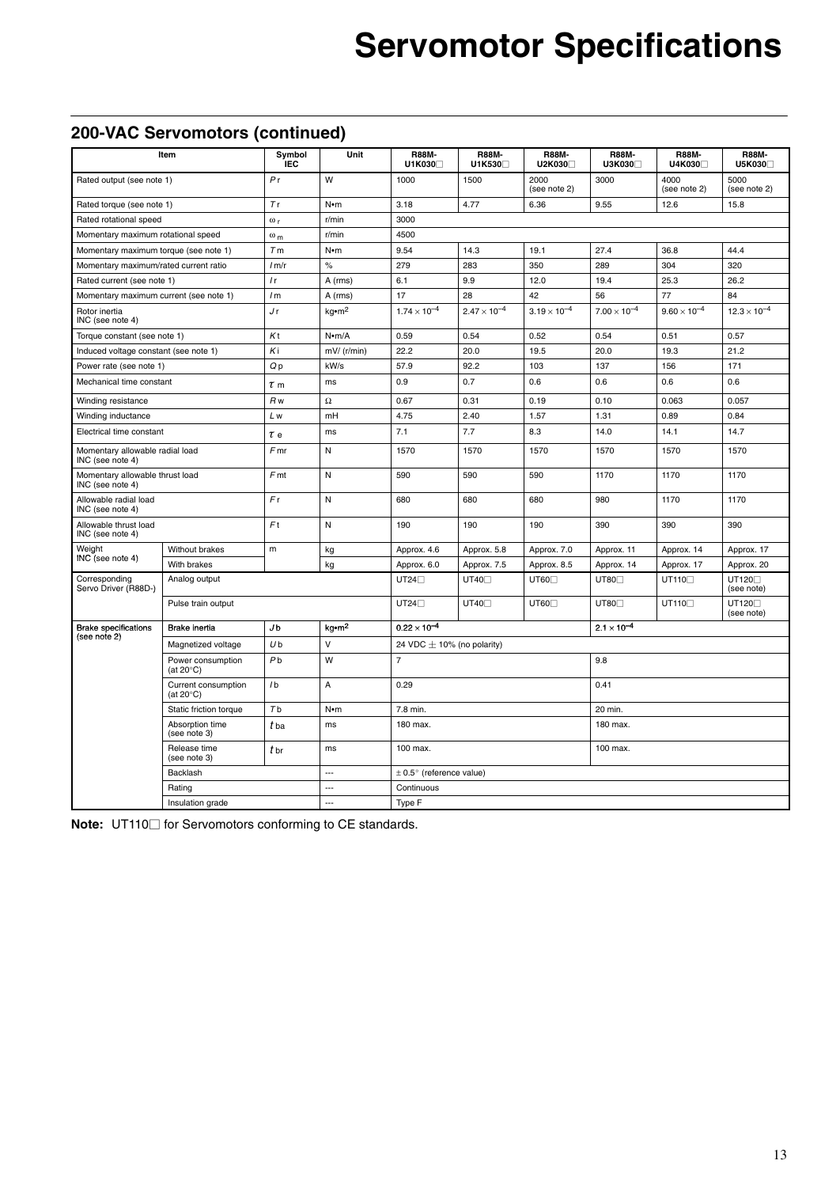# Servomotor Specifications

## 200-VAC Servomotors (continued)

| Item | | Symbol IEC | Unit | R88M-U1K030□ | R88M-U1K530□ | R88M-U2K030□ | R88M-U3K030□ | R88M-U4K030□ | R88M-U5K030□ |
|---|---|---|---|---|---|---|---|---|---|
| Rated output (see note 1) | | *P*r | W | 1000 | 1500 | 2000 (see note 2) | 3000 | 4000 (see note 2) | 5000 (see note 2) |
| Rated torque (see note 1) | | *T*r | N•m | 3.18 | 4.77 | 6.36 | 9.55 | 12.6 | 15.8 |
| Rated rotational speed | | $\omega_r$ | r/min | 3000 | | | | | |
| Momentary maximum rotational speed | | $\omega_m$ | r/min | 4500 | | | | | |
| Momentary maximum torque (see note 1) | | *T*m | N•m | 9.54 | 14.3 | 19.1 | 27.4 | 36.8 | 44.4 |
| Momentary maximum/rated current ratio | | *I* m/r | % | 279 | 283 | 350 | 289 | 304 | 320 |
| Rated current (see note 1) | | *I* r | A (rms) | 6.1 | 9.9 | 12.0 | 19.4 | 25.3 | 26.2 |
| Momentary maximum current (see note 1) | | *I* m | A (rms) | 17 | 28 | 42 | 56 | 77 | 84 |
| Rotor inertia INC (see note 4) | | *J* r | kg•m² | $1.74 \times 10^{-4}$ | $2.47 \times 10^{-4}$ | $3.19 \times 10^{-4}$ | $7.00 \times 10^{-4}$ | $9.60 \times 10^{-4}$ | $12.3 \times 10^{-4}$ |
| Torque constant (see note 1) | | *K*t | N•m/A | 0.59 | 0.54 | 0.52 | 0.54 | 0.51 | 0.57 |
| Induced voltage constant (see note 1) | | *K*i | mV/ (r/min) | 22.2 | 20.0 | 19.5 | 20.0 | 19.3 | 21.2 |
| Power rate (see note 1) | | *Q*p | kW/s | 57.9 | 92.2 | 103 | 137 | 156 | 171 |
| Mechanical time constant | | $\tau_m$ | ms | 0.9 | 0.7 | 0.6 | 0.6 | 0.6 | 0.6 |
| Winding resistance | | *R*w | Ω | 0.67 | 0.31 | 0.19 | 0.10 | 0.063 | 0.057 |
| Winding inductance | | *L*w | mH | 4.75 | 2.40 | 1.57 | 1.31 | 0.89 | 0.84 |
| Electrical time constant | | $\tau_e$ | ms | 7.1 | 7.7 | 8.3 | 14.0 | 14.1 | 14.7 |
| Momentary allowable radial load INC (see note 4) | | *F*mr | N | 1570 | 1570 | 1570 | 1570 | 1570 | 1570 |
| Momentary allowable thrust load INC (see note 4) | | *F*mt | N | 590 | 590 | 590 | 1170 | 1170 | 1170 |
| Allowable radial load INC (see note 4) | | *F*r | N | 680 | 680 | 680 | 980 | 1170 | 1170 |
| Allowable thrust load INC (see note 4) | | *F*t | N | 190 | 190 | 190 | 390 | 390 | 390 |
| Weight INC (see note 4) | Without brakes | m | kg | Approx. 4.6 | Approx. 5.8 | Approx. 7.0 | Approx. 11 | Approx. 14 | Approx. 17 |
| | With brakes | | kg | Approx. 6.0 | Approx. 7.5 | Approx. 8.5 | Approx. 14 | Approx. 17 | Approx. 20 |
| Corresponding Servo Driver (R88D-) | Analog output | | | UT24□ | UT40□ | UT60□ | UT80□ | UT110□ | UT120□ (see note) |
| | Pulse train output | | | UT24□ | UT40□ | UT60□ | UT80□ | UT110□ | UT120□ (see note) |
| Brake specifications (see note 2) | Brake inertia | *J*b | kg•m² | $0.22 \times 10^{-4}$ | | | $2.1 \times 10^{-4}$ | | |
| | Magnetized voltage | *U*b | V | 24 VDC ± 10% (no polarity) | | | | | |
| | Power consumption (at 20°C) | *P*b | W | 7 | | | 9.8 | | |
| | Current consumption (at 20°C) | *I* b | A | 0.29 | | | 0.41 | | |
| | Static friction torque | *T*b | N•m | 7.8 min. | | | 20 min. | | |
| | Absorption time (see note 3) | *t* ba | ms | 180 max. | | | 180 max. | | |
| | Release time (see note 3) | *t* br | ms | 100 max. | | | 100 max. | | |
| | Backlash | | --- | ± 0.5° (reference value) | | | | | |
| | Rating | | --- | Continuous | | | | | |
| | Insulation grade | | --- | Type F | | | | | |

**Note:** UT110□ for Servomotors conforming to CE standards.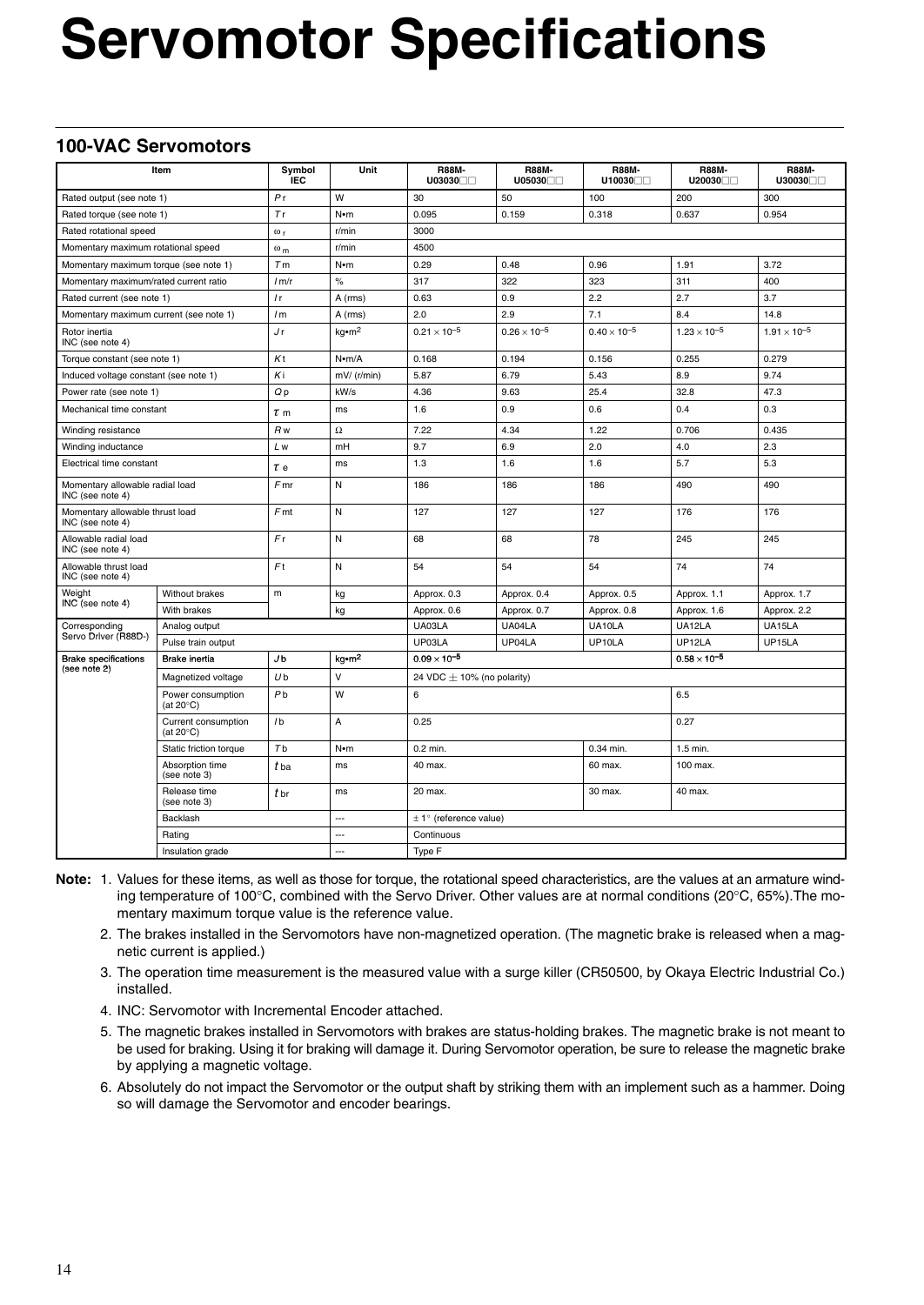# Servomotor Specifications

## 100-VAC Servomotors

| Item | | Symbol IEC | Unit | R88M-U03030□□ | R88M-U05030□□ | R88M-U10030□□ | R88M-U20030□□ | R88M-U30030□□ |
|---|---|---|---|---|---|---|---|---|
| Rated output (see note 1) | | $P_r$ | W | 30 | 50 | 100 | 200 | 300 |
| Rated torque (see note 1) | | $T_r$ | N•m | 0.095 | 0.159 | 0.318 | 0.637 | 0.954 |
| Rated rotational speed | | $\omega_r$ | r/min | 3000 | | | | |
| Momentary maximum rotational speed | | $\omega_m$ | r/min | 4500 | | | | |
| Momentary maximum torque (see note 1) | | $T_m$ | N•m | 0.29 | 0.48 | 0.96 | 1.91 | 3.72 |
| Momentary maximum/rated current ratio | | $I_{m/r}$ | % | 317 | 322 | 323 | 311 | 400 |
| Rated current (see note 1) | | $I_r$ | A (rms) | 0.63 | 0.9 | 2.2 | 2.7 | 3.7 |
| Momentary maximum current (see note 1) | | $I_m$ | A (rms) | 2.0 | 2.9 | 7.1 | 8.4 | 14.8 |
| Rotor inertia INC (see note 4) | | $J_r$ | kg•m$^2$ | $0.21 \times 10^{-5}$ | $0.26 \times 10^{-5}$ | $0.40 \times 10^{-5}$ | $1.23 \times 10^{-5}$ | $1.91 \times 10^{-5}$ |
| Torque constant (see note 1) | | $K_t$ | N•m/A | 0.168 | 0.194 | 0.156 | 0.255 | 0.279 |
| Induced voltage constant (see note 1) | | $K_i$ | mV/ (r/min) | 5.87 | 6.79 | 5.43 | 8.9 | 9.74 |
| Power rate (see note 1) | | $Q_p$ | kW/s | 4.36 | 9.63 | 25.4 | 32.8 | 47.3 |
| Mechanical time constant | | $\tau_m$ | ms | 1.6 | 0.9 | 0.6 | 0.4 | 0.3 |
| Winding resistance | | $R_w$ | Ω | 7.22 | 4.34 | 1.22 | 0.706 | 0.435 |
| Winding inductance | | $L_w$ | mH | 9.7 | 6.9 | 2.0 | 4.0 | 2.3 |
| Electrical time constant | | $\tau_e$ | ms | 1.3 | 1.6 | 1.6 | 5.7 | 5.3 |
| Momentary allowable radial load INC (see note 4) | | $F_{mr}$ | N | 186 | 186 | 186 | 490 | 490 |
| Momentary allowable thrust load INC (see note 4) | | $F_{mt}$ | N | 127 | 127 | 127 | 176 | 176 |
| Allowable radial load INC (see note 4) | | $F_r$ | N | 68 | 68 | 78 | 245 | 245 |
| Allowable thrust load INC (see note 4) | | $F_t$ | N | 54 | 54 | 54 | 74 | 74 |
| Weight INC (see note 4) | Without brakes | m | kg | Approx. 0.3 | Approx. 0.4 | Approx. 0.5 | Approx. 1.1 | Approx. 1.7 |
| | With brakes | | kg | Approx. 0.6 | Approx. 0.7 | Approx. 0.8 | Approx. 1.6 | Approx. 2.2 |
| Corresponding Servo Driver (R88D-) | Analog output | | | UA03LA | UA04LA | UA10LA | UA12LA | UA15LA |
| | Pulse train output | | | UP03LA | UP04LA | UP10LA | UP12LA | UP15LA |
| Brake specifications (see note 2) | Brake inertia | $J_b$ | kg•m$^2$ | $0.09 \times 10^{-5}$ | | | $0.58 \times 10^{-5}$ | |
| | Magnetized voltage | $U_b$ | V | 24 VDC ± 10% (no polarity) | | | | |
| | Power consumption (at 20°C) | $P_b$ | W | 6 | | | 6.5 | |
| | Current consumption (at 20°C) | $I_b$ | A | 0.25 | | | 0.27 | |
| | Static friction torque | $T_b$ | N•m | 0.2 min. | | 0.34 min. | 1.5 min. | |
| | Absorption time (see note 3) | $t_{ba}$ | ms | 40 max. | | 60 max. | 100 max. | |
| | Release time (see note 3) | $t_{br}$ | ms | 20 max. | | 30 max. | 40 max. | |
| | Backlash | | --- | ± 1° (reference value) | | | | |
| | Rating | | --- | Continuous | | | | |
| | Insulation grade | | --- | Type F | | | | |

**Note:**

1. Values for these items, as well as those for torque, the rotational speed characteristics, are the values at an armature winding temperature of 100°C, combined with the Servo Driver. Other values are at normal conditions (20°C, 65%).The momentary maximum torque value is the reference value.
2. The brakes installed in the Servomotors have non-magnetized operation. (The magnetic brake is released when a magnetic current is applied.)
3. The operation time measurement is the measured value with a surge killer (CR50500, by Okaya Electric Industrial Co.) installed.
4. INC: Servomotor with Incremental Encoder attached.
5. The magnetic brakes installed in Servomotors with brakes are status-holding brakes. The magnetic brake is not meant to be used for braking. Using it for braking will damage it. During Servomotor operation, be sure to release the magnetic brake by applying a magnetic voltage.
6. Absolutely do not impact the Servomotor or the output shaft by striking them with an implement such as a hammer. Doing so will damage the Servomotor and encoder bearings.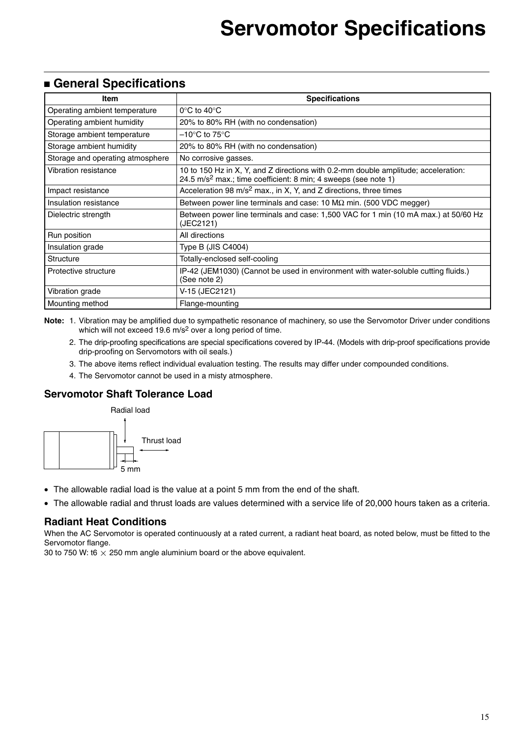# Servomotor Specifications

## General Specifications

| Item | Specifications |
|---|---|
| Operating ambient temperature | 0°C to 40°C |
| Operating ambient humidity | 20% to 80% RH (with no condensation) |
| Storage ambient temperature | –10°C to 75°C |
| Storage ambient humidity | 20% to 80% RH (with no condensation) |
| Storage and operating atmosphere | No corrosive gasses. |
| Vibration resistance | 10 to 150 Hz in X, Y, and Z directions with 0.2-mm double amplitude; acceleration: 24.5 $m/s^2$ max.; time coefficient: 8 min; 4 sweeps (see note 1) |
| Impact resistance | Acceleration 98 $m/s^2$ max., in X, Y, and Z directions, three times |
| Insulation resistance | Between power line terminals and case: 10 MΩ min. (500 VDC megger) |
| Dielectric strength | Between power line terminals and case: 1,500 VAC for 1 min (10 mA max.) at 50/60 Hz (JEC2121) |
| Run position | All directions |
| Insulation grade | Type B (JIS C4004) |
| Structure | Totally-enclosed self-cooling |
| Protective structure | IP-42 (JEM1030) (Cannot be used in environment with water-soluble cutting fluids.) (See note 2) |
| Vibration grade | V-15 (JEC2121) |
| Mounting method | Flange-mounting |

**Note:** 1. Vibration may be amplified due to sympathetic resonance of machinery, so use the Servomotor Driver under conditions which will not exceed 19.6 $m/s^2$ over a long period of time.

2. The drip-proofing specifications are special specifications covered by IP-44. (Models with drip-proof specifications provide drip-proofing on Servomotors with oil seals.)

3. The above items reflect individual evaluation testing. The results may differ under compounded conditions.

4. The Servomotor cannot be used in a misty atmosphere.

### Servomotor Shaft Tolerance Load

Radial load

Thrust load

5 mm

- The allowable radial load is the value at a point 5 mm from the end of the shaft.
- The allowable radial and thrust loads are values determined with a service life of 20,000 hours taken as a criteria.

### Radiant Heat Conditions

When the AC Servomotor is operated continuously at a rated current, a radiant heat board, as noted below, must be fitted to the Servomotor flange.

30 to 750 W: t6 × 250 mm angle aluminium board or the above equivalent.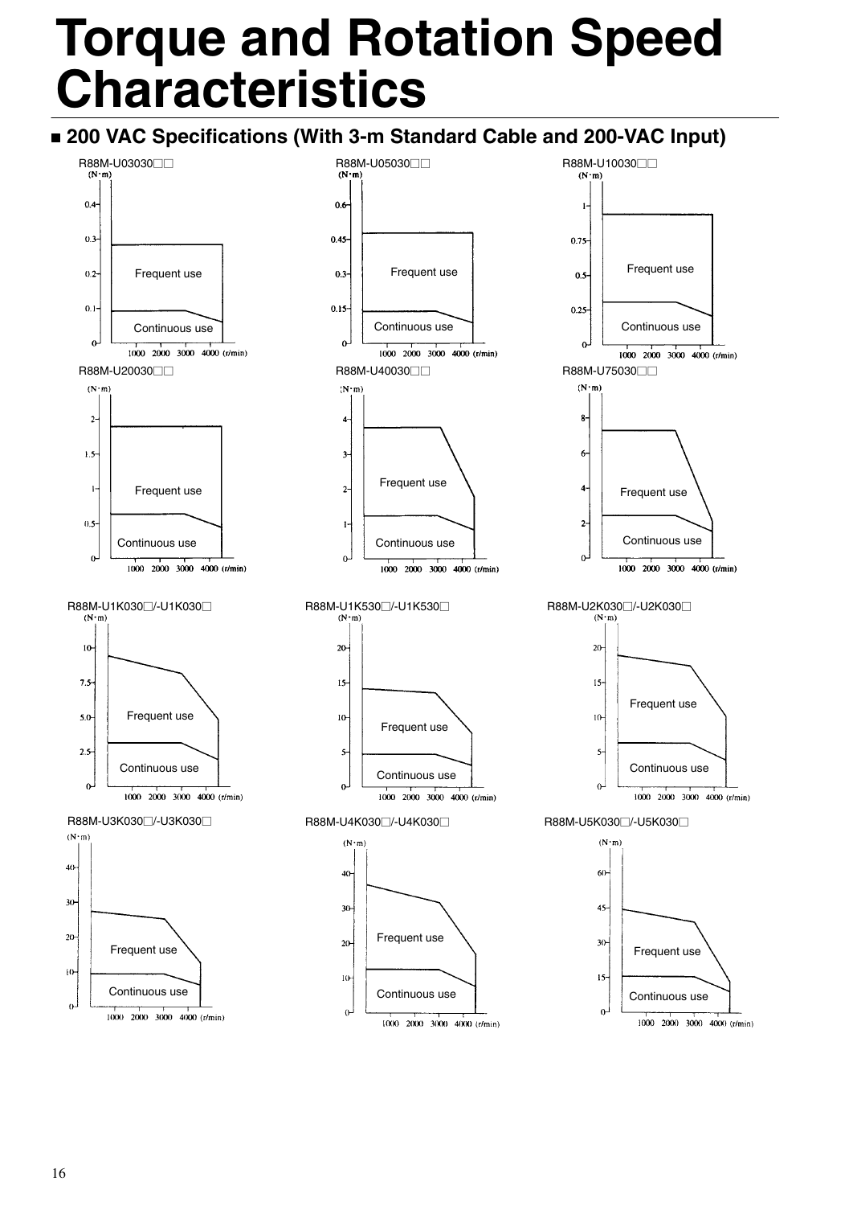# Torque and Rotation Speed Characteristics

## ■ 200 VAC Specifications (With 3-m Standard Cable and 200-VAC Input)

R88M-U03030□□

(N·m) 0, 0.1, 0.2, 0.3, 0.4

Frequent use

Continuous use

1000 2000 3000 4000 (r/min)

R88M-U05030□□

(N·m) 0, 0.15, 0.3, 0.45, 0.6

Frequent use

Continuous use

1000 2000 3000 4000 (r/min)

R88M-U10030□□

(N·m) 0, 0.25, 0.5, 0.75, 1

Frequent use

Continuous use

1000 2000 3000 4000 (r/min)

R88M-U20030□□

(N·m) 0, 0.5, 1, 1.5, 2

Frequent use

Continuous use

1000 2000 3000 4000 (r/min)

R88M-U40030□□

(N·m) 0, 1, 2, 3, 4

Frequent use

Continuous use

1000 2000 3000 4000 (r/min)

R88M-U75030□□

(N·m) 0, 2, 4, 6, 8

Frequent use

Continuous use

1000 2000 3000 4000 (r/min)

R88M-U1K030□/-U1K030□

(N·m) 0, 2.5, 5.0, 7.5, 10

Frequent use

Continuous use

1000 2000 3000 4000 (r/min)

R88M-U1K530□/-U1K530□

(N·m) 0, 5, 10, 15, 20

Frequent use

Continuous use

1000 2000 3000 4000 (r/min)

R88M-U2K030□/-U2K030□

(N·m) 0, 5, 10, 15, 20

Frequent use

Continuous use

1000 2000 3000 4000 (r/min)

R88M-U3K030□/-U3K030□

(N·m) 0, 10, 20, 30, 40

Frequent use

Continuous use

1000 2000 3000 4000 (r/min)

R88M-U4K030□/-U4K030□

(N·m) 0, 10, 20, 30, 40

Frequent use

Continuous use

1000 2000 3000 4000 (r/min)

R88M-U5K030□/-U5K030□

(N·m) 0, 15, 30, 45, 60

Frequent use

Continuous use

1000 2000 3000 4000 (r/min)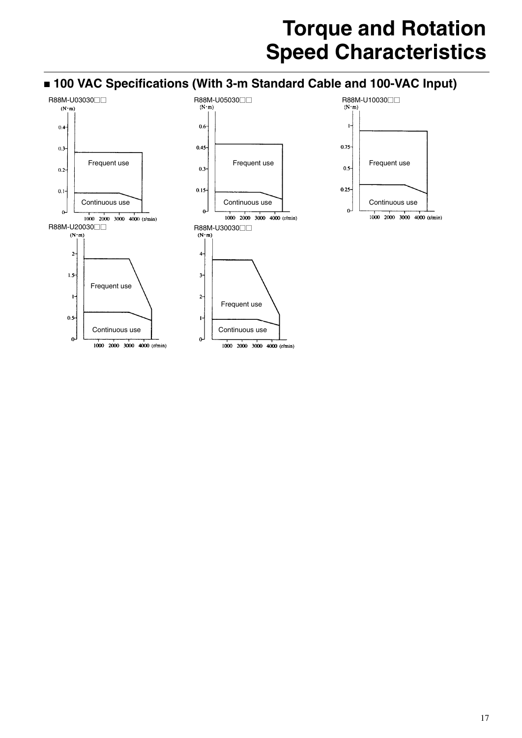# Torque and Rotation Speed Characteristics

## ■ 100 VAC Specifications (With 3-m Standard Cable and 100-VAC Input)

R88M-U03030□□

(N·m)

0.4
0.3
0.2
0.1
0

Frequent use

Continuous use

1000 2000 3000 4000 (r/min)

R88M-U05030□□

(N·m)

0.6
0.45
0.3
0.15
0

Frequent use

Continuous use

1000 2000 3000 4000 (r/min)

R88M-U10030□□

(N·m)

1
0.75
0.5
0.25
0

Frequent use

Continuous use

1000 2000 3000 4000 (r/min)

R88M-U20030□□

(N·m)

2
1.5
1
0.5
0

Frequent use

Continuous use

1000 2000 3000 4000 (r/min)

R88M-U30030□□

(N·m)

4
3
2
1
0

Frequent use

Continuous use

1000 2000 3000 4000 (r/min)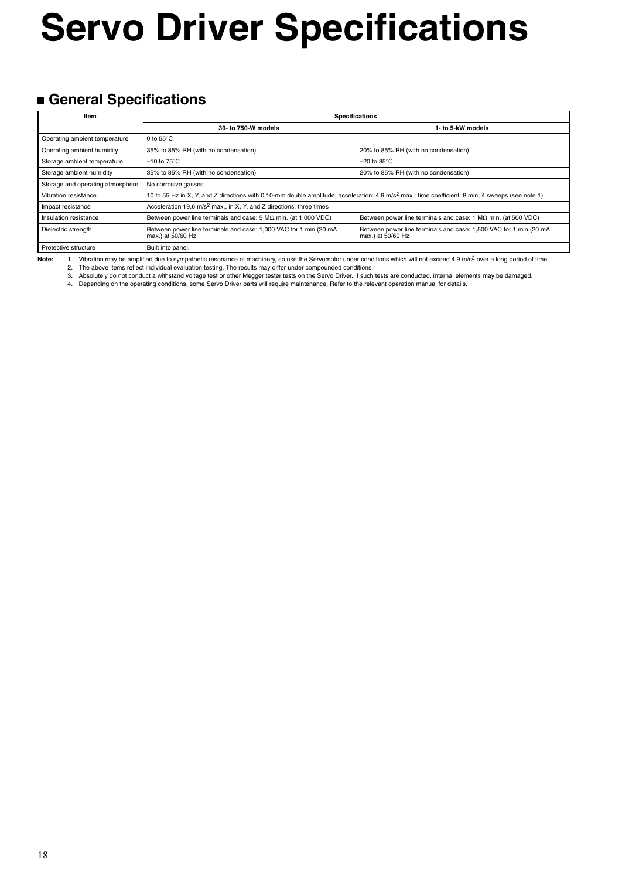# Servo Driver Specifications

## General Specifications

| Item | Specifications | |
|---|---|---|
| | 30- to 750-W models | 1- to 5-kW models |
| Operating ambient temperature | 0 to 55°C | |
| Operating ambient humidity | 35% to 85% RH (with no condensation) | 20% to 85% RH (with no condensation) |
| Storage ambient temperature | −10 to 75°C | −20 to 85°C |
| Storage ambient humidity | 35% to 85% RH (with no condensation) | 20% to 85% RH (with no condensation) |
| Storage and operating atmosphere | No corrosive gasses. | |
| Vibration resistance | 10 to 55 Hz in X, Y, and Z directions with 0.10-mm double amplitude; acceleration: 4.9 $m/s^2$ max.; time coefficient: 8 min; 4 sweeps (see note 1) | |
| Impact resistance | Acceleration 19.6 $m/s^2$ max., in X, Y, and Z directions, three times | |
| Insulation resistance | Between power line terminals and case: 5 MΩ min. (at 1,000 VDC) | Between power line terminals and case: 1 MΩ min. (at 500 VDC) |
| Dielectric strength | Between power line terminals and case: 1,000 VAC for 1 min (20 mA max.) at 50/60 Hz | Between power line terminals and case: 1,500 VAC for 1 min (20 mA max.) at 50/60 Hz |
| Protective structure | Built into panel. | |

**Note:**
1. Vibration may be amplified due to sympathetic resonance of machinery, so use the Servomotor under conditions which will not exceed 4.9 $m/s^2$ over a long period of time.
2. The above items reflect individual evaluation testing. The results may differ under compounded conditions.
3. Absolutely do not conduct a withstand voltage test or other Megger tester tests on the Servo Driver. If such tests are conducted, internal elements may be damaged.
4. Depending on the operating conditions, some Servo Driver parts will require maintenance. Refer to the relevant operation manual for details.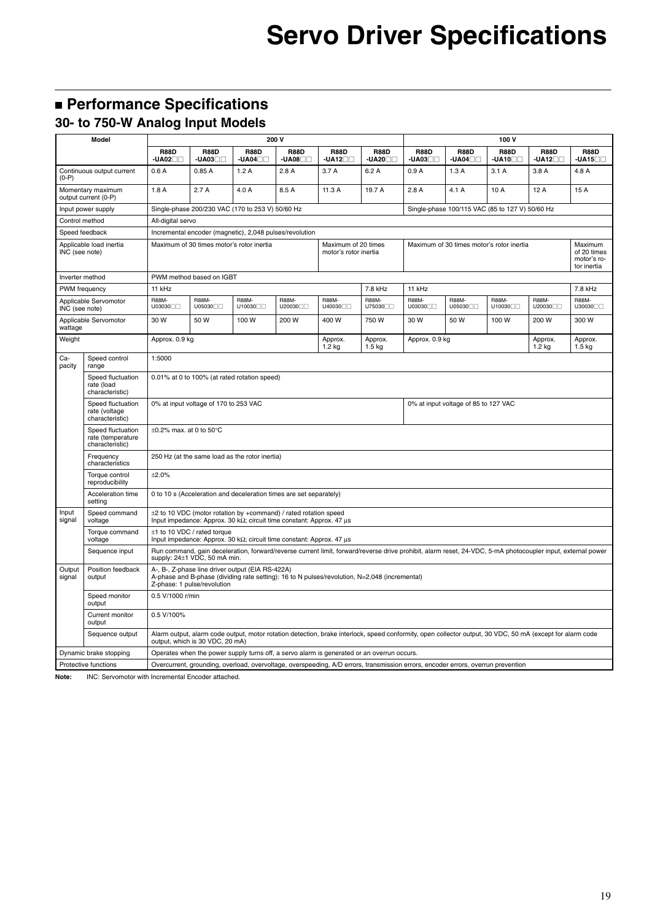# Servo Driver Specifications

## ■ Performance Specifications

### 30- to 750-W Analog Input Models

| Model | | 200 V | | | | | | 100 V | | | | |
|---|---|---|---|---|---|---|---|---|---|---|---|---|
| | | **R88D -UA02□□** | **R88D -UA03□□** | **R88D -UA04□□** | **R88D -UA08□□** | **R88D -UA12□□** | **R88D -UA20□□** | **R88D -UA03□□** | **R88D -UA04□□** | **R88D -UA10□□** | **R88D -UA12□□** | **R88D -UA15□□** |
| Continuous output current (0-P) | | 0.6 A | 0.85 A | 1.2 A | 2.8 A | 3.7 A | 6.2 A | 0.9 A | 1.3 A | 3.1 A | 3.8 A | 4.8 A |
| Momentary maximum output current (0-P) | | 1.8 A | 2.7 A | 4.0 A | 8.5 A | 11.3 A | 19.7 A | 2.8 A | 4.1 A | 10 A | 12 A | 15 A |
| Input power supply | | Single-phase 200/230 VAC (170 to 253 V) 50/60 Hz | | | | | | Single-phase 100/115 VAC (85 to 127 V) 50/60 Hz | | | | |
| Control method | | All-digital servo | | | | | | | | | | |
| Speed feedback | | Incremental encoder (magnetic), 2,048 pulses/revolution | | | | | | | | | | |
| Applicable load inertia INC (see note) | | Maximum of 30 times motor's rotor inertia | | | | Maximum of 20 times motor's rotor inertia | | Maximum of 30 times motor's rotor inertia | | | | Maximum of 20 times motor's rotor inertia |
| Inverter method | | PWM method based on IGBT | | | | | | | | | | |
| PWM frequency | | 11 kHz | | | | | 7.8 kHz | 11 kHz | | | | 7.8 kHz |
| Applicable Servomotor INC (see note) | | R88M-U03030□□ | R88M-U05030□□ | R88M-U10030□□ | R88M-U20030□□ | R88M-U40030□□ | R88M-U75030□□ | R88M-U03030□□ | R88M-U05030□□ | R88M-U10030□□ | R88M-U20030□□ | R88M-U30030□□ |
| Applicable Servomotor wattage | | 30 W | 50 W | 100 W | 200 W | 400 W | 750 W | 30 W | 50 W | 100 W | 200 W | 300 W |
| Weight | | Approx. 0.9 kg | | | | Approx. 1.2 kg | Approx. 1.5 kg | Approx. 0.9 kg | | | Approx. 1.2 kg | Approx. 1.5 kg |
| Capacity | Speed control range | 1:5000 | | | | | | | | | | |
| | Speed fluctuation rate (load characteristic) | 0.01% at 0 to 100% (at rated rotation speed) | | | | | | | | | | |
| | Speed fluctuation rate (voltage characteristic) | 0% at input voltage of 170 to 253 VAC | | | | | | 0% at input voltage of 85 to 127 VAC | | | | |
| | Speed fluctuation rate (temperature characteristic) | ±0.2% max. at 0 to 50°C | | | | | | | | | | |
| | Frequency characteristics | 250 Hz (at the same load as the rotor inertia) | | | | | | | | | | |
| | Torque control reproducibility | ±2.0% | | | | | | | | | | |
| | Acceleration time setting | 0 to 10 s (Acceleration and deceleration times are set separately) | | | | | | | | | | |
| Input signal | Speed command voltage | ±2 to 10 VDC (motor rotation by +command) / rated rotation speed<br>Input impedance: Approx. 30 kΩ; circuit time constant: Approx. 47 µs | | | | | | | | | | |
| | Torque command voltage | ±1 to 10 VDC / rated torque<br>Input impedance: Approx. 30 kΩ; circuit time constant: Approx. 47 µs | | | | | | | | | | |
| | Sequence input | Run command, gain deceleration, forward/reverse current limit, forward/reverse drive prohibit, alarm reset, 24-VDC, 5-mA photocoupler input, external power supply: 24±1 VDC, 50 mA min. | | | | | | | | | | |
| Output signal | Position feedback output | A-, B-, Z-phase line driver output (EIA RS-422A)<br>A-phase and B-phase (dividing rate setting): 16 to N pulses/revolution, N=2,048 (incremental)<br>Z-phase: 1 pulse/revolution | | | | | | | | | | |
| | Speed monitor output | 0.5 V/1000 r/min | | | | | | | | | | |
| | Current monitor output | 0.5 V/100% | | | | | | | | | | |
| | Sequence output | Alarm output, alarm code output, motor rotation detection, brake interlock, speed conformity, open collector output, 30 VDC, 50 mA (except for alarm code output, which is 30 VDC, 20 mA) | | | | | | | | | | |
| Dynamic brake stopping | | Operates when the power supply turns off, a servo alarm is generated or an overrun occurs. | | | | | | | | | | |
| Protective functions | | Overcurrent, grounding, overload, overvoltage, overspeeding, A/D errors, transmission errors, encoder errors, overrun prevention | | | | | | | | | | |

**Note:** INC: Servomotor with Incremental Encoder attached.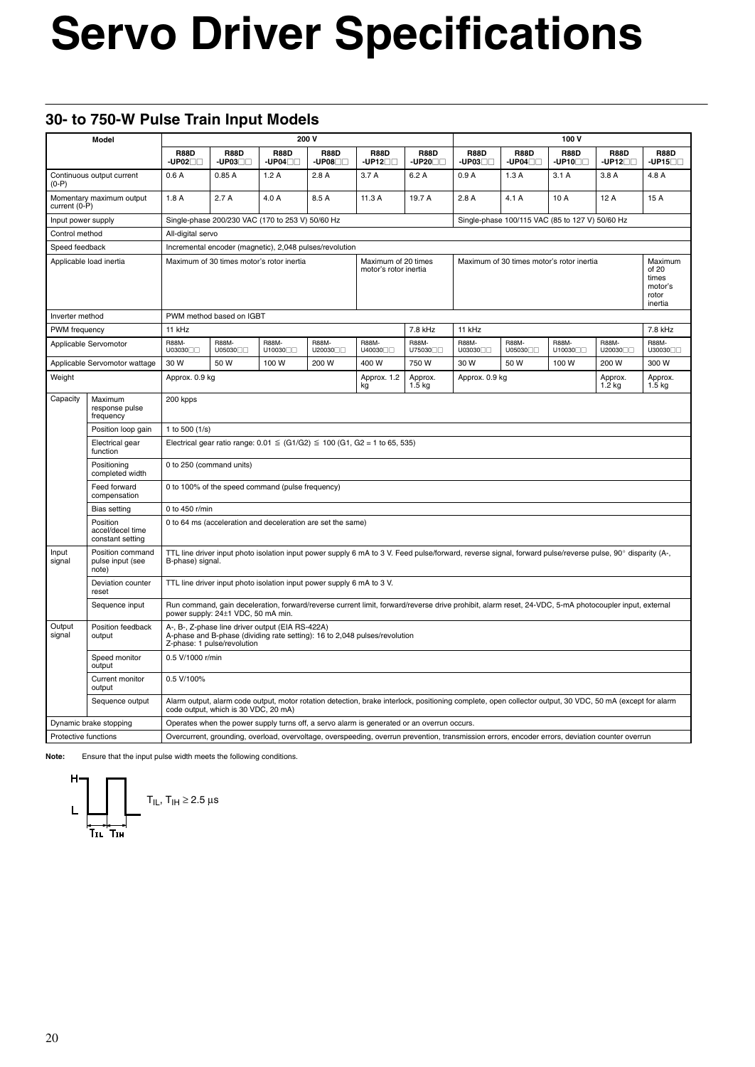# Servo Driver Specifications

## 30- to 750-W Pulse Train Input Models

| Model | | 200 V | | | | | | 100 V | | | | |
|---|---|---|---|---|---|---|---|---|---|---|---|---|
| | | R88D -UP02□□ | R88D -UP03□□ | R88D -UP04□□ | R88D -UP08□□ | R88D -UP12□□ | R88D -UP20□□ | R88D -UP03□□ | R88D -UP04□□ | R88D -UP10□□ | R88D -UP12□□ | R88D -UP15□□ |
| Continuous output current (0-P) | | 0.6 A | 0.85 A | 1.2 A | 2.8 A | 3.7 A | 6.2 A | 0.9 A | 1.3 A | 3.1 A | 3.8 A | 4.8 A |
| Momentary maximum output current (0-P) | | 1.8 A | 2.7 A | 4.0 A | 8.5 A | 11.3 A | 19.7 A | 2.8 A | 4.1 A | 10 A | 12 A | 15 A |
| Input power supply | | Single-phase 200/230 VAC (170 to 253 V) 50/60 Hz | | | | | | Single-phase 100/115 VAC (85 to 127 V) 50/60 Hz | | | | |
| Control method | | All-digital servo | | | | | | | | | | |
| Speed feedback | | Incremental encoder (magnetic), 2,048 pulses/revolution | | | | | | | | | | |
| Applicable load inertia | | Maximum of 30 times motor's rotor inertia | | | | Maximum of 20 times motor's rotor inertia | | Maximum of 30 times motor's rotor inertia | | | | Maximum of 20 times motor's rotor inertia |
| Inverter method | | PWM method based on IGBT | | | | | | | | | | |
| PWM frequency | | 11 kHz | | | | | 7.8 kHz | 11 kHz | | | | 7.8 kHz |
| Applicable Servomotor | | R88M-U03030□□ | R88M-U05030□□ | R88M-U10030□□ | R88M-U20030□□ | R88M-U40030□□ | R88M-U75030□□ | R88M-U03030□□ | R88M-U05030□□ | R88M-U10030□□ | R88M-U20030□□ | R88M-U30030□□ |
| Applicable Servomotor wattage | | 30 W | 50 W | 100 W | 200 W | 400 W | 750 W | 30 W | 50 W | 100 W | 200 W | 300 W |
| Weight | | Approx. 0.9 kg | | | | Approx. 1.2 kg | Approx. 1.5 kg | Approx. 0.9 kg | | | Approx. 1.2 kg | Approx. 1.5 kg |
| Capacity | Maximum response pulse frequency | 200 kpps | | | | | | | | | | |
| | Position loop gain | 1 to 500 (1/s) | | | | | | | | | | |
| | Electrical gear function | Electrical gear ratio range: 0.01 ≦ (G1/G2) ≦ 100 (G1, G2 = 1 to 65, 535) | | | | | | | | | | |
| | Positioning completed width | 0 to 250 (command units) | | | | | | | | | | |
| | Feed forward compensation | 0 to 100% of the speed command (pulse frequency) | | | | | | | | | | |
| | Bias setting | 0 to 450 r/min | | | | | | | | | | |
| | Position accel/decel time constant setting | 0 to 64 ms (acceleration and deceleration are set the same) | | | | | | | | | | |
| Input signal | Position command pulse input (see note) | TTL line driver input photo isolation input power supply 6 mA to 3 V. Feed pulse/forward, reverse signal, forward pulse/reverse pulse, 90° disparity (A-, B-phase) signal. | | | | | | | | | | |
| | Deviation counter reset | TTL line driver input photo isolation input power supply 6 mA to 3 V. | | | | | | | | | | |
| | Sequence input | Run command, gain deceleration, forward/reverse current limit, forward/reverse drive prohibit, alarm reset, 24-VDC, 5-mA photocoupler input, external power supply: 24±1 VDC, 50 mA min. | | | | | | | | | | |
| Output signal | Position feedback output | A-, B-, Z-phase line driver output (EIA RS-422A) A-phase and B-phase (dividing rate setting): 16 to 2,048 pulses/revolution Z-phase: 1 pulse/revolution | | | | | | | | | | |
| | Speed monitor output | 0.5 V/1000 r/min | | | | | | | | | | |
| | Current monitor output | 0.5 V/100% | | | | | | | | | | |
| | Sequence output | Alarm output, alarm code output, motor rotation detection, brake interlock, positioning complete, open collector output, 30 VDC, 50 mA (except for alarm code output, which is 30 VDC, 20 mA) | | | | | | | | | | |
| Dynamic brake stopping | | Operates when the power supply turns off, a servo alarm is generated or an overrun occurs. | | | | | | | | | | |
| Protective functions | | Overcurrent, grounding, overload, overvoltage, overspeeding, overrun prevention, transmission errors, encoder errors, deviation counter overrun | | | | | | | | | | |

**Note:** Ensure that the input pulse width meets the following conditions.

$T_{IL}$, $T_{IH} \geq 2.5\ \mu s$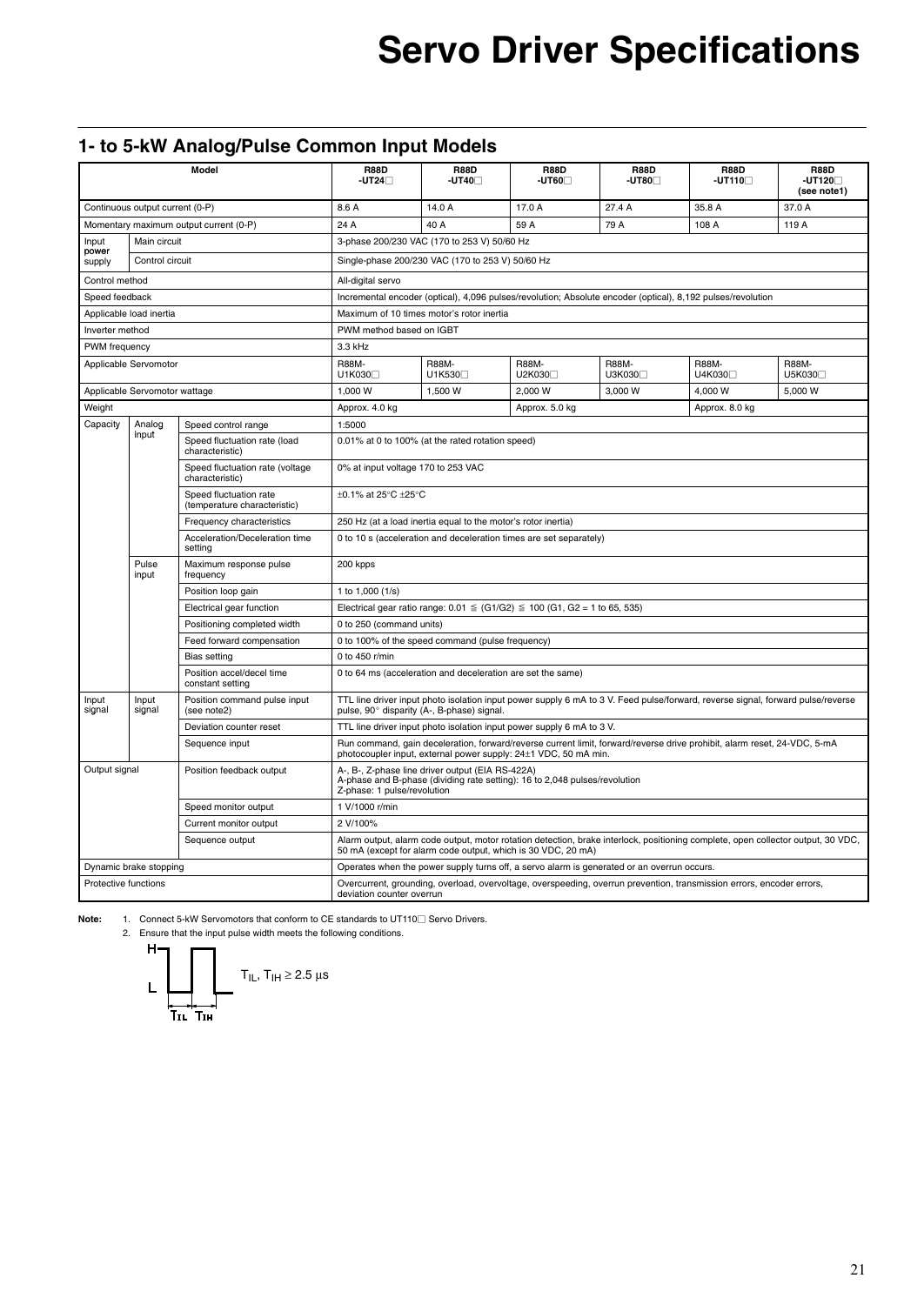# Servo Driver Specifications

## 1- to 5-kW Analog/Pulse Common Input Models

| Model | | | R88D -UT24☐ | R88D -UT40☐ | R88D -UT60☐ | R88D -UT80☐ | R88D -UT110☐ | R88D -UT120☐ (see note1) |
|---|---|---|---|---|---|---|---|---|
| Continuous output current (0-P) | | | 8.6 A | 14.0 A | 17.0 A | 27.4 A | 35.8 A | 37.0 A |
| Momentary maximum output current (0-P) | | | 24 A | 40 A | 59 A | 79 A | 108 A | 119 A |
| Input power supply | Main circuit | | 3-phase 200/230 VAC (170 to 253 V) 50/60 Hz | | | | | |
| | Control circuit | | Single-phase 200/230 VAC (170 to 253 V) 50/60 Hz | | | | | |
| Control method | | | All-digital servo | | | | | |
| Speed feedback | | | Incremental encoder (optical), 4,096 pulses/revolution; Absolute encoder (optical), 8,192 pulses/revolution | | | | | |
| Applicable load inertia | | | Maximum of 10 times motor's rotor inertia | | | | | |
| Inverter method | | | PWM method based on IGBT | | | | | |
| PWM frequency | | | 3.3 kHz | | | | | |
| Applicable Servomotor | | | R88M-U1K030☐ | R88M-U1K530☐ | R88M-U2K030☐ | R88M-U3K030☐ | R88M-U4K030☐ | R88M-U5K030☐ |
| Applicable Servomotor wattage | | | 1,000 W | 1,500 W | 2,000 W | 3,000 W | 4,000 W | 5,000 W |
| Weight | | | Approx. 4.0 kg | | Approx. 5.0 kg | | Approx. 8.0 kg | |
| Capacity | Analog input | Speed control range | 1:5000 | | | | | |
| | | Speed fluctuation rate (load characteristic) | 0.01% at 0 to 100% (at the rated rotation speed) | | | | | |
| | | Speed fluctuation rate (voltage characteristic) | 0% at input voltage 170 to 253 VAC | | | | | |
| | | Speed fluctuation rate (temperature characteristic) | ±0.1% at 25°C ±25°C | | | | | |
| | | Frequency characteristics | 250 Hz (at a load inertia equal to the motor's rotor inertia) | | | | | |
| | | Acceleration/Deceleration time setting | 0 to 10 s (acceleration and deceleration times are set separately) | | | | | |
| | Pulse input | Maximum response pulse frequency | 200 kpps | | | | | |
| | | Position loop gain | 1 to 1,000 (1/s) | | | | | |
| | | Electrical gear function | Electrical gear ratio range: 0.01 ≦ (G1/G2) ≦ 100 (G1, G2 = 1 to 65, 535) | | | | | |
| | | Positioning completed width | 0 to 250 (command units) | | | | | |
| | | Feed forward compensation | 0 to 100% of the speed command (pulse frequency) | | | | | |
| | | Bias setting | 0 to 450 r/min | | | | | |
| | | Position accel/decel time constant setting | 0 to 64 ms (acceleration and deceleration are set the same) | | | | | |
| Input signal | Input signal | Position command pulse input (see note2) | TTL line driver input photo isolation input power supply 6 mA to 3 V. Feed pulse/forward, reverse signal, forward pulse/reverse pulse, 90° disparity (A-, B-phase) signal. | | | | | |
| | | Deviation counter reset | TTL line driver input photo isolation input power supply 6 mA to 3 V. | | | | | |
| | | Sequence input | Run command, gain deceleration, forward/reverse current limit, forward/reverse drive prohibit, alarm reset, 24-VDC, 5-mA photocoupler input, external power supply: 24±1 VDC, 50 mA min. | | | | | |
| Output signal | | Position feedback output | A-, B-, Z-phase line driver output (EIA RS-422A) A-phase and B-phase (dividing rate setting): 16 to 2,048 pulses/revolution Z-phase: 1 pulse/revolution | | | | | |
| | | Speed monitor output | 1 V/1000 r/min | | | | | |
| | | Current monitor output | 2 V/100% | | | | | |
| | | Sequence output | Alarm output, alarm code output, motor rotation detection, brake interlock, positioning complete, open collector output, 30 VDC, 50 mA (except for alarm code output, which is 30 VDC, 20 mA) | | | | | |
| Dynamic brake stopping | | | Operates when the power supply turns off, a servo alarm is generated or an overrun occurs. | | | | | |
| Protective functions | | | Overcurrent, grounding, overload, overvoltage, overspeeding, overrun prevention, transmission errors, encoder errors, deviation counter overrun | | | | | |

**Note:**
1. Connect 5-kW Servomotors that conform to CE standards to UT110☐ Servo Drivers.
2. Ensure that the input pulse width meets the following conditions.

$T_{IL}$, $T_{IH} \geq 2.5$ µs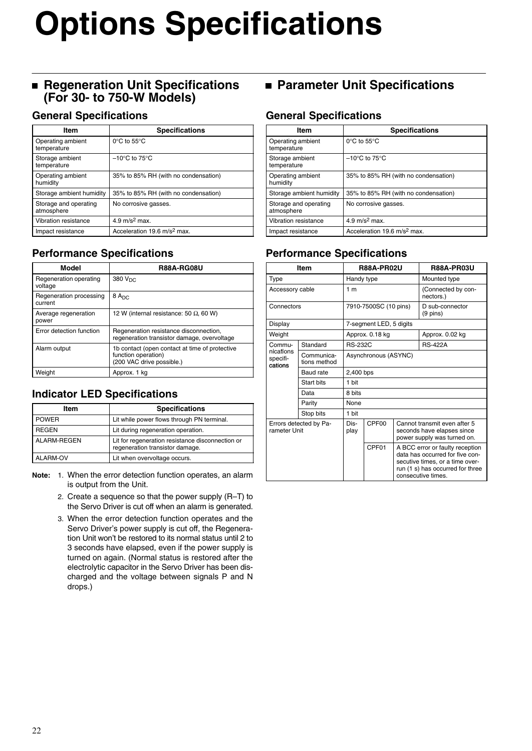# Options Specifications

## Regeneration Unit Specifications (For 30- to 750-W Models)

### General Specifications

| Item | Specifications |
|---|---|
| Operating ambient temperature | 0°C to 55°C |
| Storage ambient temperature | –10°C to 75°C |
| Operating ambient humidity | 35% to 85% RH (with no condensation) |
| Storage ambient humidity | 35% to 85% RH (with no condensation) |
| Storage and operating atmosphere | No corrosive gasses. |
| Vibration resistance | 4.9 m/s$^2$ max. |
| Impact resistance | Acceleration 19.6 m/s$^2$ max. |

### Performance Specifications

| Model | R88A-RG08U |
|---|---|
| Regeneration operating voltage | 380 $V_{DC}$ |
| Regeneration processing current | 8 $A_{DC}$ |
| Average regeneration power | 12 W (internal resistance: 50 Ω, 60 W) |
| Error detection function | Regeneration resistance disconnection, regeneration transistor damage, overvoltage |
| Alarm output | 1b contact (open contact at time of protective function operation) (200 VAC drive possible.) |
| Weight | Approx. 1 kg |

### Indicator LED Specifications

| Item | Specifications |
|---|---|
| POWER | Lit while power flows through PN terminal. |
| REGEN | Lit during regeneration operation. |
| ALARM-REGEN | Lit for regeneration resistance disconnection or regeneration transistor damage. |
| ALARM-OV | Lit when overvoltage occurs. |

**Note:**
1. When the error detection function operates, an alarm is output from the Unit.
2. Create a sequence so that the power supply (R–T) to the Servo Driver is cut off when an alarm is generated.
3. When the error detection function operates and the Servo Driver's power supply is cut off, the Regeneration Unit won't be restored to its normal status until 2 to 3 seconds have elapsed, even if the power supply is turned on again. (Normal status is restored after the electrolytic capacitor in the Servo Driver has been discharged and the voltage between signals P and N drops.)

## Parameter Unit Specifications

### General Specifications

| Item | Specifications |
|---|---|
| Operating ambient temperature | 0°C to 55°C |
| Storage ambient temperature | –10°C to 75°C |
| Operating ambient humidity | 35% to 85% RH (with no condensation) |
| Storage ambient humidity | 35% to 85% RH (with no condensation) |
| Storage and operating atmosphere | No corrosive gasses. |
| Vibration resistance | 4.9 m/s$^2$ max. |
| Impact resistance | Acceleration 19.6 m/s$^2$ max. |

### Performance Specifications

| Item | | R88A-PR02U | | | R88A-PR03U |
|---|---|---|---|---|---|
| Type | | Handy type | | | Mounted type |
| Accessory cable | | 1 m | | | (Connected by connectors.) |
| Connectors | | 7910-7500SC (10 pins) | | | D sub-connector (9 pins) |
| Display | | 7-segment LED, 5 digits | | | |
| Weight | | Approx. 0.18 kg | | | Approx. 0.02 kg |
| Communications specifications | Standard | RS-232C | | | RS-422A |
| | Communications method | Asynchronous (ASYNC) | | | |
| | Baud rate | 2,400 bps | | | |
| | Start bits | 1 bit | | | |
| | Data | 8 bits | | | |
| | Parity | None | | | |
| | Stop bits | 1 bit | | | |
| Errors detected by Parameter Unit | | Display | CPF00 | Cannot transmit even after 5 seconds have elapses since power supply was turned on. | |
| | | | CPF01 | A BCC error or faulty reception data has occurred for five consecutive times, or a time overrun (1 s) has occurred for three consecutive times. | |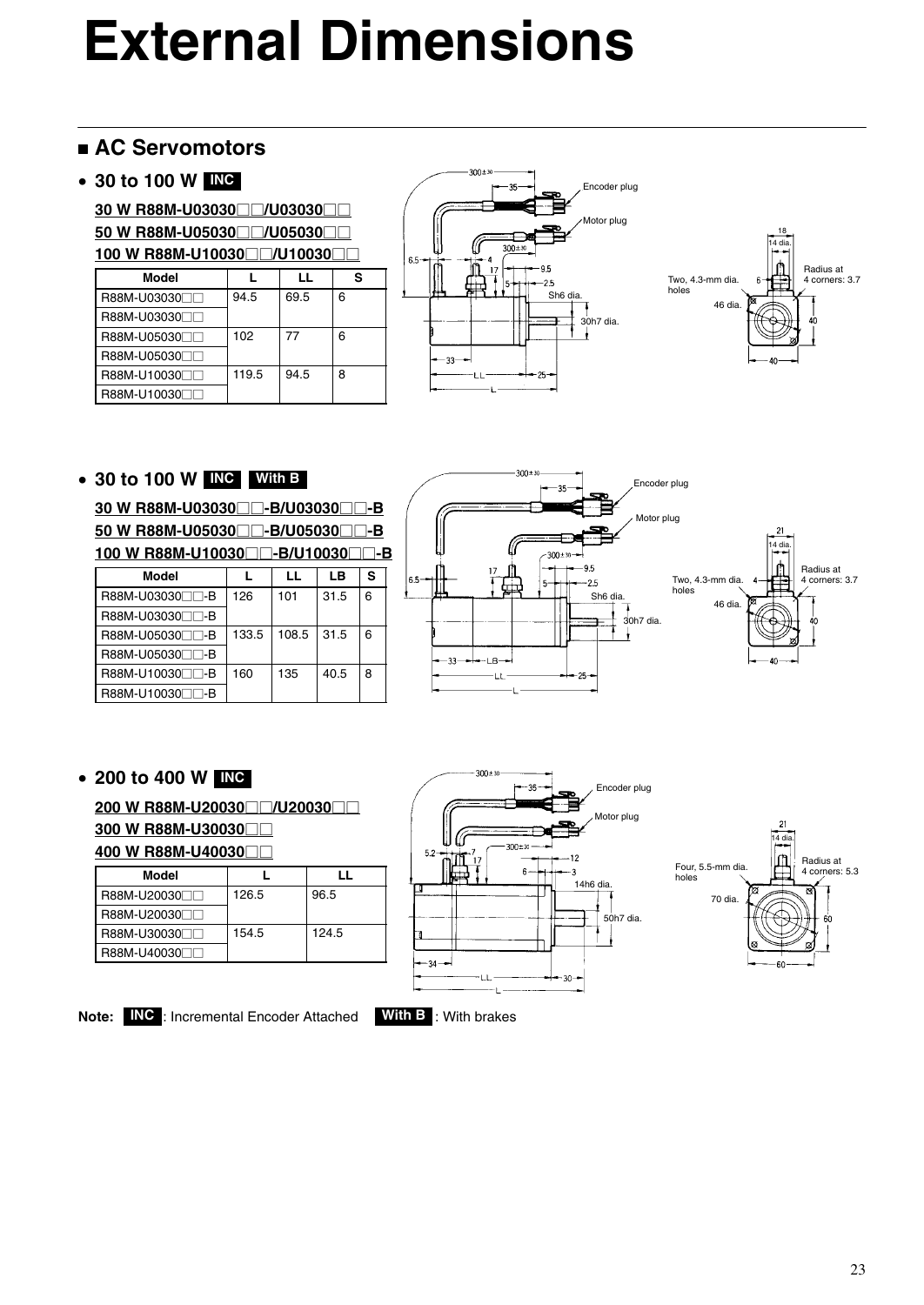# External Dimensions

## AC Servomotors

- **30 to 100 W INC**

**30 W R88M-U03030□□/U03030□□**
**50 W R88M-U05030□□/U05030□□**
**100 W R88M-U10030□□/U10030□□**

| Model | L | LL | S |
|---|---|---|---|
| R88M-U03030□□ | 94.5 | 69.5 | 6 |
| R88M-U03030□□ | | | |
| R88M-U05030□□ | 102 | 77 | 6 |
| R88M-U05030□□ | | | |
| R88M-U10030□□ | 119.5 | 94.5 | 8 |
| R88M-U10030□□ | | | |

Encoder plug
Motor plug
300±30
35
300±30
6.5
4
17
9.5
5
2.5
Sh6 dia.
30h7 dia.
33
LL
25
L

Two, 4.3-mm dia. holes
46 dia.
18
14 dia.
6
Radius at 4 corners: 3.7
40
40

- **30 to 100 W INC With B**

**30 W R88M-U03030□□-B/U03030□□-B**
**50 W R88M-U05030□□-B/U05030□□-B**
**100 W R88M-U10030□□-B/U10030□□-B**

| Model | L | LL | LB | S |
|---|---|---|---|---|
| R88M-U03030□□-B | 126 | 101 | 31.5 | 6 |
| R88M-U03030□□-B | | | | |
| R88M-U05030□□-B | 133.5 | 108.5 | 31.5 | 6 |
| R88M-U05030□□-B | | | | |
| R88M-U10030□□-B | 160 | 135 | 40.5 | 8 |
| R88M-U10030□□-B | | | | |

Encoder plug
Motor plug
300±30
35
300±30
6.5
17
9.5
5
2.5
Sh6 dia.
30h7 dia.
33
LB
LL
25
L

Two, 4.3-mm dia. holes
46 dia.
21
14 dia.
4
Radius at 4 corners: 3.7
40
40

- **200 to 400 W INC**

**200 W R88M-U20030□□/U20030□□**
**300 W R88M-U30030□□**
**400 W R88M-U40030□□**

| Model | L | LL |
|---|---|---|
| R88M-U20030□□ | 126.5 | 96.5 |
| R88M-U20030□□ | | |
| R88M-U30030□□ | 154.5 | 124.5 |
| R88M-U40030□□ | | |

Encoder plug
Motor plug
300±30
35
300±30
5.2
7
17
12
6
3
14h6 dia.
50h7 dia.
34
LL
30
L

Four, 5.5-mm dia. holes
70 dia.
21
14 dia.
Radius at 4 corners: 5.3
60
60

**Note:** **INC** : Incremental Encoder Attached **With B** : With brakes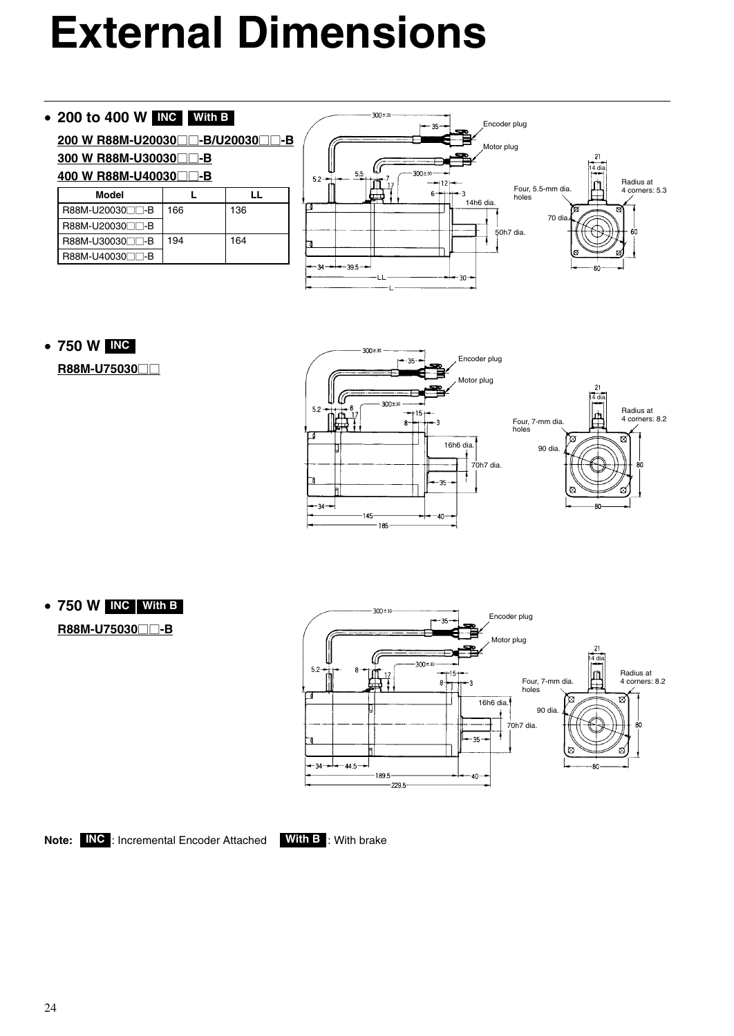# External Dimensions

- **200 to 400 W** **INC** **With B**

**200 W R88M-U20030□□-B/U20030□□-B**

**300 W R88M-U30030□□-B**

**400 W R88M-U40030□□-B**

| Model | L | LL |
|---|---|---|
| R88M-U20030□□-B | 166 | 136 |
| R88M-U20030□□-B | | |
| R88M-U30030□□-B | 194 | 164 |
| R88M-U40030□□-B | | |

300±30, 35, Encoder plug, Motor plug, 5.2, 5.5, 7, 17, 300±30, 12, 6, 3, 14h6 dia., 50h7 dia., 34, 39.5, LL, 30, L, 21, 14 dia., Four, 5.5-mm dia. holes, Radius at 4 corners: 5.3, 70 dia., 60, 60

- **750 W** **INC**

**R88M-U75030□□**

300±30, 35, Encoder plug, Motor plug, 5.2, 8, 17, 300±30, 15, 8, 3, 16h6 dia., 70h7 dia., 35, 34, 145, 40, 185, 21, 14 dia., Four, 7-mm dia. holes, Radius at 4 corners: 8.2, 90 dia., 80, 80

- **750 W** **INC** **With B**

**R88M-U75030□□-B**

300±30, 35, Encoder plug, Motor plug, 5.2, 8, 17, 300±30, 15, 8, 3, 16h6 dia., 70h7 dia., 35, 34, 44.5, 189.5, 40, 229.5, 21, 14 dia., Four, 7-mm dia. holes, Radius at 4 corners: 8.2, 90 dia., 80, 80

**Note:** **INC**: Incremental Encoder Attached **With B**: With brake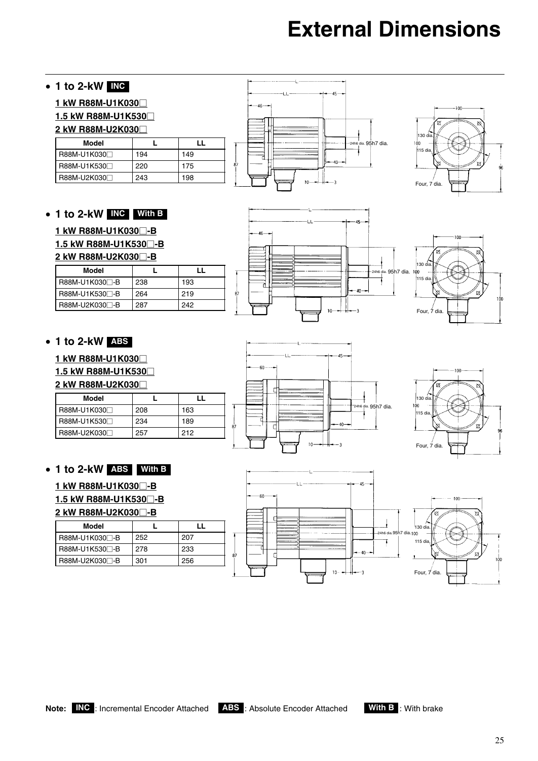# External Dimensions

- **1 to 2-kW INC**

**1 kW R88M-U1K030□**
**1.5 kW R88M-U1K530□**
**2 kW R88M-U2K030□**

| Model | L | LL |
|---|---|---|
| R88M-U1K030□ | 194 | 149 |
| R88M-U1K530□ | 220 | 175 |
| R88M-U2K030□ | 243 | 198 |

- **1 to 2-kW INC With B**

**1 kW R88M-U1K030□-B**
**1.5 kW R88M-U1K530□-B**
**2 kW R88M-U2K030□-B**

| Model | L | LL |
|---|---|---|
| R88M-U1K030□-B | 238 | 193 |
| R88M-U1K530□-B | 264 | 219 |
| R88M-U2K030□-B | 287 | 242 |

- **1 to 2-kW ABS**

**1 kW R88M-U1K030□**
**1.5 kW R88M-U1K530□**
**2 kW R88M-U2K030□**

| Model | L | LL |
|---|---|---|
| R88M-U1K030□ | 208 | 163 |
| R88M-U1K530□ | 234 | 189 |
| R88M-U2K030□ | 257 | 212 |

- **1 to 2-kW ABS With B**

**1 kW R88M-U1K030□-B**
**1.5 kW R88M-U1K530□-B**
**2 kW R88M-U2K030□-B**

| Model | L | LL |
|---|---|---|
| R88M-U1K030□-B | 252 | 207 |
| R88M-U1K530□-B | 278 | 233 |
| R88M-U2K030□-B | 301 | 256 |

**Note:** INC: Incremental Encoder Attached ABS: Absolute Encoder Attached With B: With brake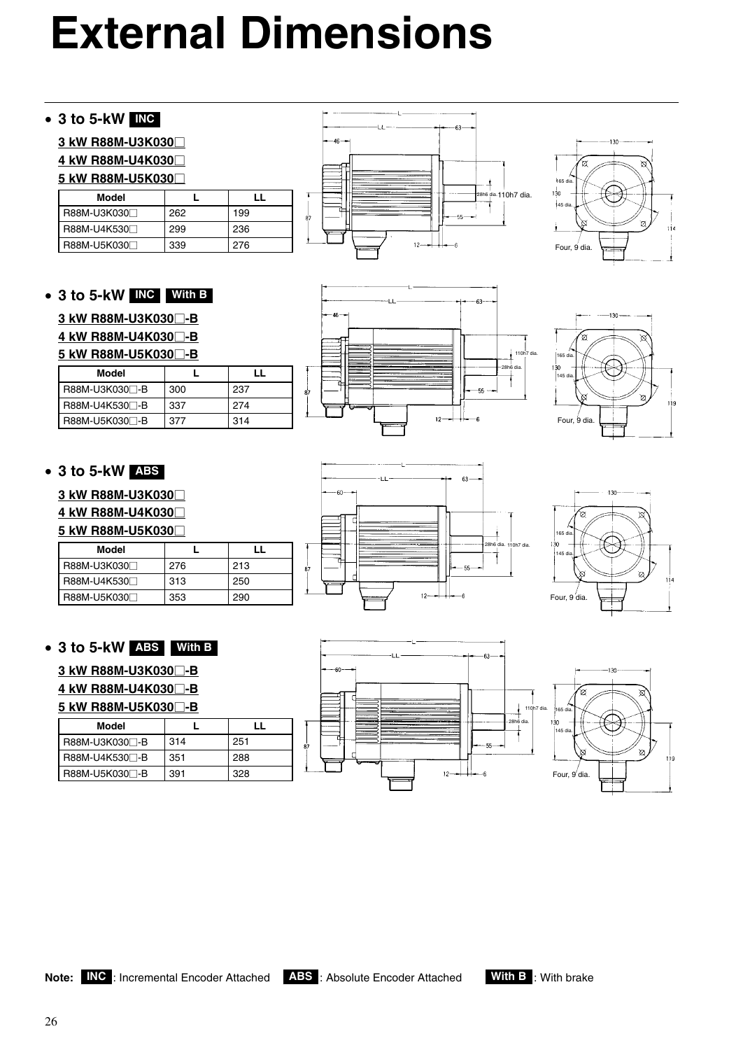# External Dimensions

- **3 to 5-kW INC**

**3 kW R88M-U3K030□**

**4 kW R88M-U4K030□**

**5 kW R88M-U5K030□**

| Model | L | LL |
|---|---|---|
| R88M-U3K030□ | 262 | 199 |
| R88M-U4K530□ | 299 | 236 |
| R88M-U5K030□ | 339 | 276 |

- **3 to 5-kW INC With B**

**3 kW R88M-U3K030□-B**

**4 kW R88M-U4K030□-B**

**5 kW R88M-U5K030□-B**

| Model | L | LL |
|---|---|---|
| R88M-U3K030□-B | 300 | 237 |
| R88M-U4K530□-B | 337 | 274 |
| R88M-U5K030□-B | 377 | 314 |

- **3 to 5-kW ABS**

**3 kW R88M-U3K030□**

**4 kW R88M-U4K030□**

**5 kW R88M-U5K030□**

| Model | L | LL |
|---|---|---|
| R88M-U3K030□ | 276 | 213 |
| R88M-U4K530□ | 313 | 250 |
| R88M-U5K030□ | 353 | 290 |

- **3 to 5-kW ABS With B**

**3 kW R88M-U3K030□-B**

**4 kW R88M-U4K030□-B**

**5 kW R88M-U5K030□-B**

| Model | L | LL |
|---|---|---|
| R88M-U3K030□-B | 314 | 251 |
| R88M-U4K530□-B | 351 | 288 |
| R88M-U5K030□-B | 391 | 328 |

**Note:** INC: Incremental Encoder Attached ABS: Absolute Encoder Attached With B: With brake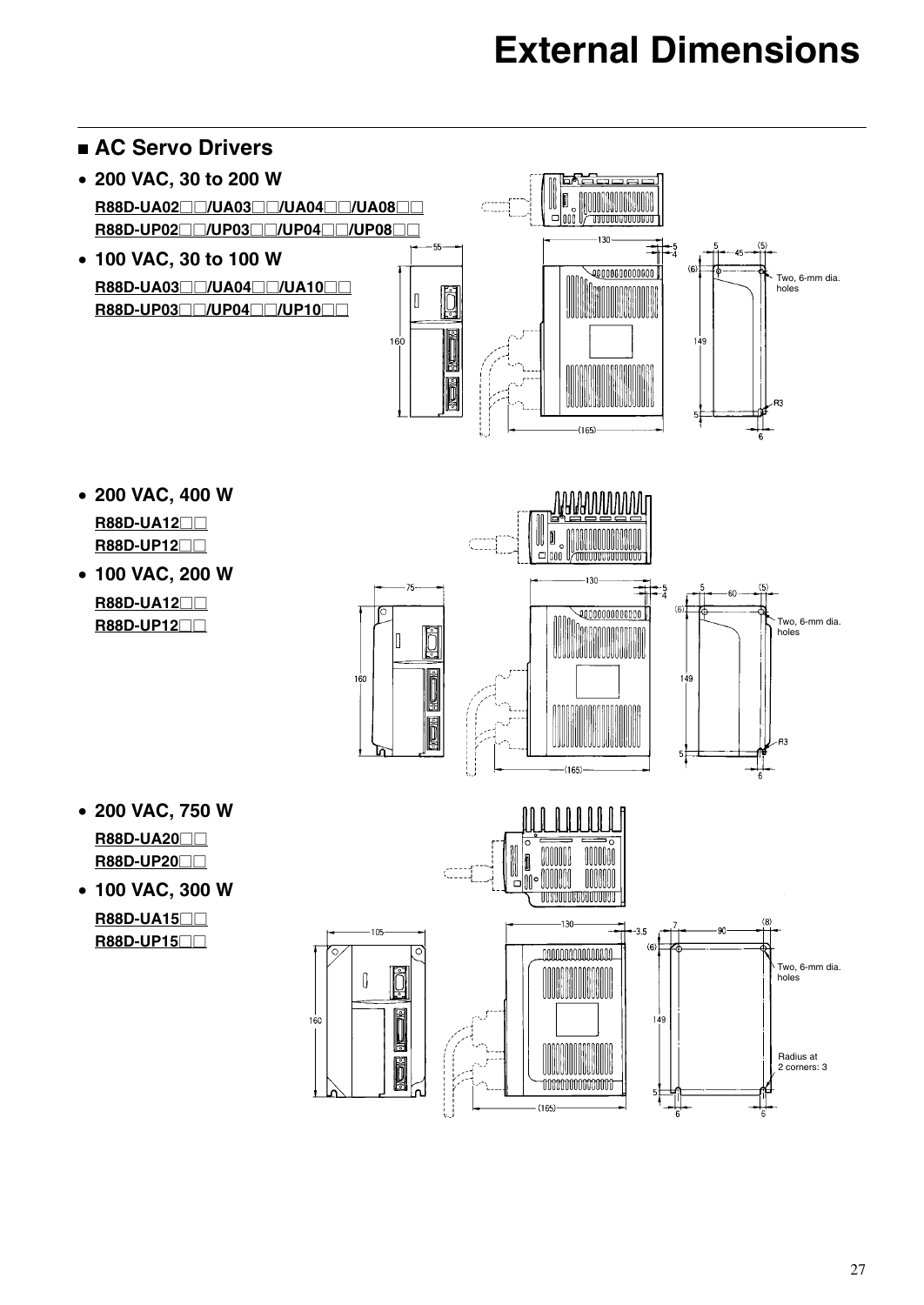# External Dimensions

## ■ AC Servo Drivers

- **200 VAC, 30 to 200 W**

  **R88D-UA02□□/UA03□□/UA04□□/UA08□□**

  **R88D-UP02□□/UP03□□/UP04□□/UP08□□**

- **100 VAC, 30 to 100 W**

  **R88D-UA03□□/UA04□□/UA10□□**

  **R88D-UP03□□/UP04□□/UP10□□**

- **200 VAC, 400 W**

  **R88D-UA12□□**

  **R88D-UP12□□**

- **100 VAC, 200 W**

  **R88D-UA12□□**

  **R88D-UP12□□**

- **200 VAC, 750 W**

  **R88D-UA20□□**

  **R88D-UP20□□**

- **100 VAC, 300 W**

  **R88D-UA15□□**

  **R88D-UP15□□**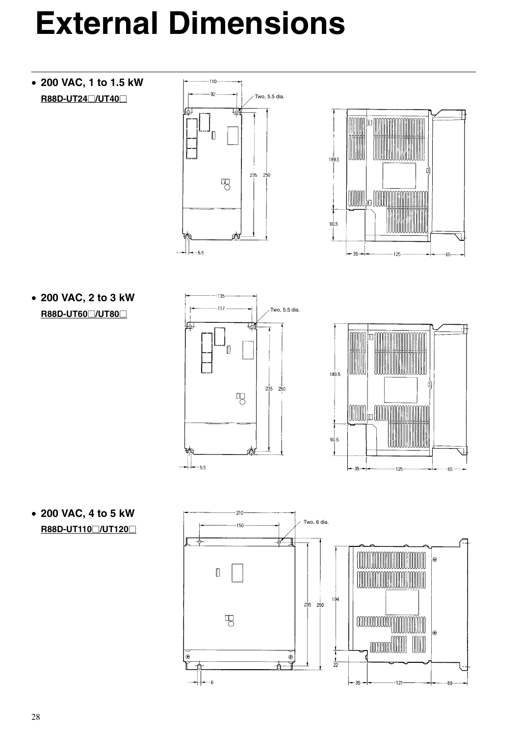# External Dimensions

- **200 VAC, 1 to 1.5 kW**

  **R88D-UT24□/UT40□**

  110, 92, Two, 5.5 dia., 235, 250, 5.5, 189.5, 60.5, 35, 125, 65

- **200 VAC, 2 to 3 kW**

  **R88D-UT60□/UT80□**

  135, 117, Two, 5.5 dia., 235, 250, 5.5, 189.5, 60.5, 35, 125, 65

- **200 VAC, 4 to 5 kW**

  **R88D-UT110□/UT120□**

  210, 150, Two, 6 dia., 235, 250, 6, 194, 22, 35, 121, 69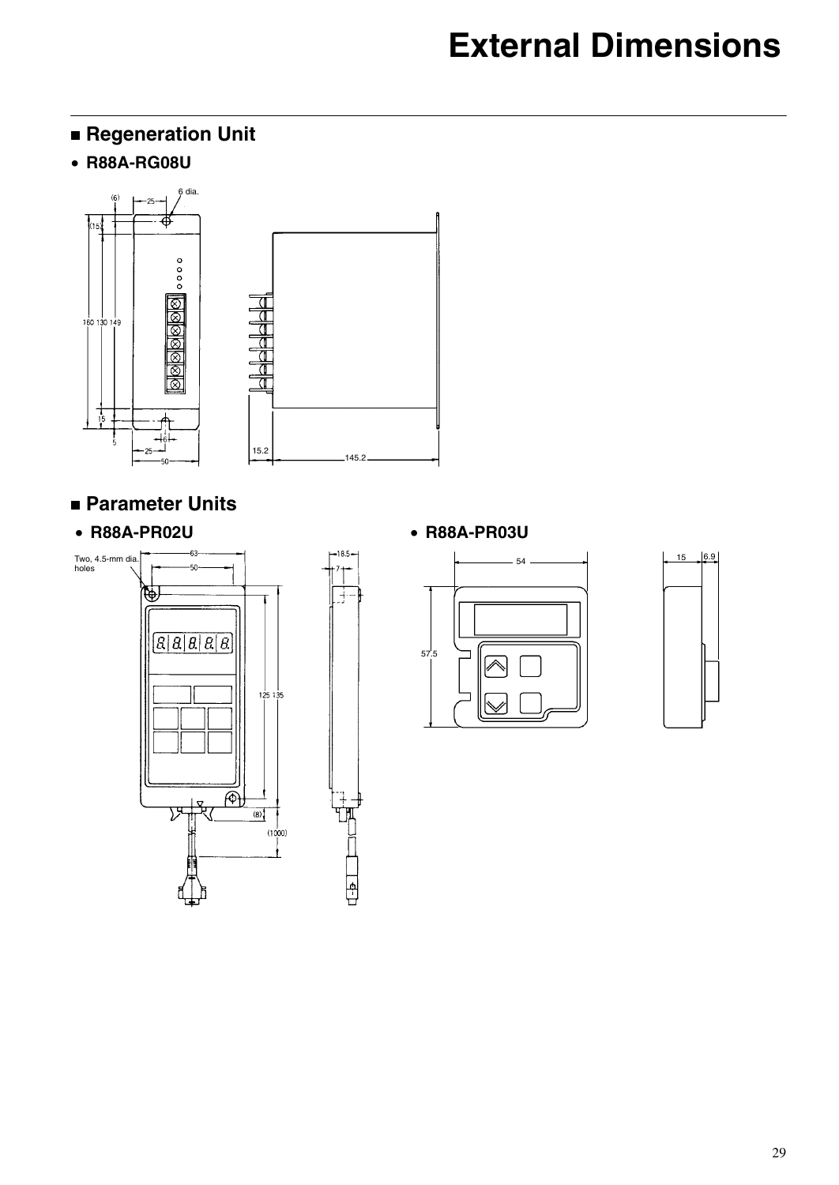# External Dimensions

## ■ Regeneration Unit

- **R88A-RG08U**

## ■ Parameter Units

- **R88A-PR02U**

- **R88A-PR03U**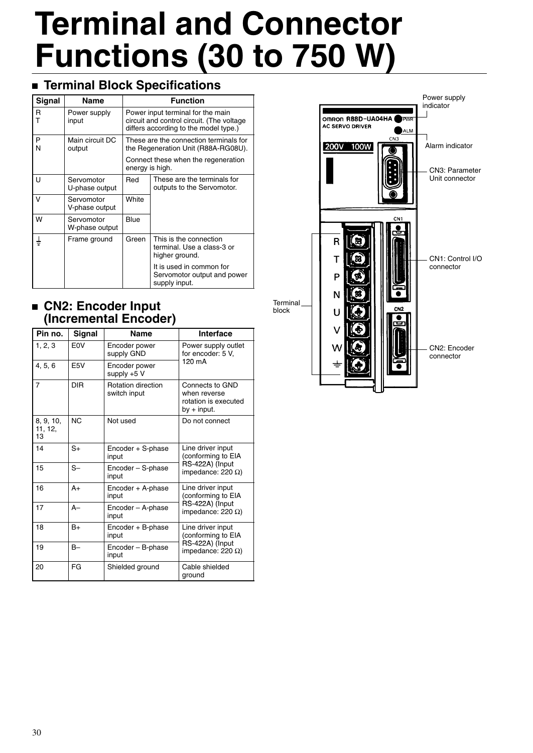# Terminal and Connector Functions (30 to 750 W)

## Terminal Block Specifications

| Signal | Name | Function | |
|---|---|---|---|
| R<br>T | Power supply input | Power input terminal for the main circuit and control circuit. (The voltage differs according to the model type.) | |
| P<br>N | Main circuit DC output | These are the connection terminals for the Regeneration Unit (R88A-RG08U).<br>Connect these when the regeneration energy is high. | |
| U | Servomotor U-phase output | Red | These are the terminals for outputs to the Servomotor. |
| V | Servomotor V-phase output | White | |
| W | Servomotor W-phase output | Blue | |
| ⏚ | Frame ground | Green | This is the connection terminal. Use a class-3 or higher ground.<br>It is used in common for Servomotor output and power supply input. |

## CN2: Encoder Input (Incremental Encoder)

| Pin no. | Signal | Name | Interface |
|---|---|---|---|
| 1, 2, 3 | E0V | Encoder power supply GND | Power supply outlet for encoder: 5 V, 120 mA |
| 4, 5, 6 | E5V | Encoder power supply +5 V | |
| 7 | DIR | Rotation direction switch input | Connects to GND when reverse rotation is executed by + input. |
| 8, 9, 10, 11, 12, 13 | NC | Not used | Do not connect |
| 14 | S+ | Encoder + S-phase input | Line driver input (conforming to EIA RS-422A) (Input impedance: 220 Ω) |
| 15 | S– | Encoder – S-phase input | |
| 16 | A+ | Encoder + A-phase input | Line driver input (conforming to EIA RS-422A) (Input impedance: 220 Ω) |
| 17 | A– | Encoder – A-phase input | |
| 18 | B+ | Encoder + B-phase input | Line driver input (conforming to EIA RS-422A) (Input impedance: 220 Ω) |
| 19 | B– | Encoder – B-phase input | |
| 20 | FG | Shielded ground | Cable shielded ground |

Power supply indicator

Alarm indicator

CN3: Parameter Unit connector

CN1: Control I/O connector

CN2: Encoder connector

Terminal block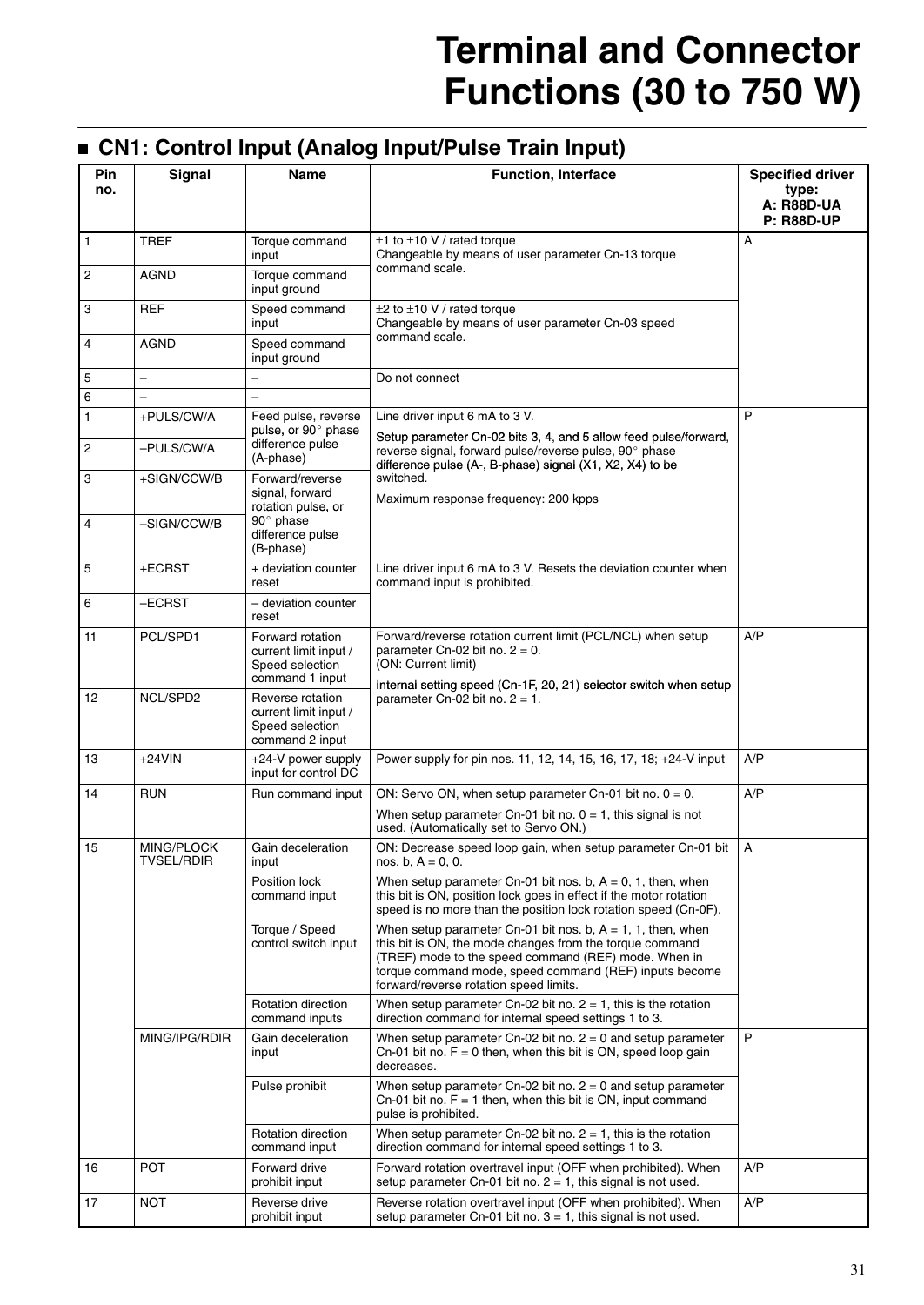# Terminal and Connector Functions (30 to 750 W)

## ■ CN1: Control Input (Analog Input/Pulse Train Input)

| Pin no. | Signal | Name | Function, Interface | Specified driver type: A: R88D-UA P: R88D-UP |
|---|---|---|---|---|
| 1 | TREF | Torque command input | ±1 to ±10 V / rated torque<br>Changeable by means of user parameter Cn-13 torque command scale. | A |
| 2 | AGND | Torque command input ground | | |
| 3 | REF | Speed command input | ±2 to ±10 V / rated torque<br>Changeable by means of user parameter Cn-03 speed command scale. | |
| 4 | AGND | Speed command input ground | | |
| 5 | – | – | Do not connect | |
| 6 | – | – | | |
| 1 | +PULS/CW/A | Feed pulse, reverse pulse, or 90° phase difference pulse (A-phase) | Line driver input 6 mA to 3 V.<br>Setup parameter Cn-02 bits 3, 4, and 5 allow feed pulse/forward, reverse signal, forward pulse/reverse pulse, 90° phase difference pulse (A-, B-phase) signal (X1, X2, X4) to be switched.<br>Maximum response frequency: 200 kpps | P |
| 2 | –PULS/CW/A | | | |
| 3 | +SIGN/CCW/B | Forward/reverse signal, forward rotation pulse, or 90° phase difference pulse (B-phase) | | |
| 4 | –SIGN/CCW/B | | | |
| 5 | +ECRST | + deviation counter reset | Line driver input 6 mA to 3 V. Resets the deviation counter when command input is prohibited. | |
| 6 | –ECRST | – deviation counter reset | | |
| 11 | PCL/SPD1 | Forward rotation current limit input / Speed selection command 1 input | Forward/reverse rotation current limit (PCL/NCL) when setup parameter Cn-02 bit no. 2 = 0.<br>(ON: Current limit)<br>Internal setting speed (Cn-1F, 20, 21) selector switch when setup parameter Cn-02 bit no. 2 = 1. | A/P |
| 12 | NCL/SPD2 | Reverse rotation current limit input / Speed selection command 2 input | | |
| 13 | +24VIN | +24-V power supply input for control DC | Power supply for pin nos. 11, 12, 14, 15, 16, 17, 18; +24-V input | A/P |
| 14 | RUN | Run command input | ON: Servo ON, when setup parameter Cn-01 bit no. 0 = 0.<br>When setup parameter Cn-01 bit no. 0 = 1, this signal is not used. (Automatically set to Servo ON.) | A/P |
| 15 | MING/PLOCK TVSEL/RDIR | Gain deceleration input | ON: Decrease speed loop gain, when setup parameter Cn-01 bit nos. b, A = 0, 0. | A |
| | | Position lock command input | When setup parameter Cn-01 bit nos. b, A = 0, 1, then, when this bit is ON, position lock goes in effect if the motor rotation speed is no more than the position lock rotation speed (Cn-0F). | |
| | | Torque / Speed control switch input | When setup parameter Cn-01 bit nos. b, A = 1, 1, then, when this bit is ON, the mode changes from the torque command (TREF) mode to the speed command (REF) mode. When in torque command mode, speed command (REF) inputs become forward/reverse rotation speed limits. | |
| | | Rotation direction command inputs | When setup parameter Cn-02 bit no. 2 = 1, this is the rotation direction command for internal speed settings 1 to 3. | |
| | MING/IPG/RDIR | Gain deceleration input | When setup parameter Cn-02 bit no. 2 = 0 and setup parameter Cn-01 bit no. F = 0 then, when this bit is ON, speed loop gain decreases. | P |
| | | Pulse prohibit | When setup parameter Cn-02 bit no. 2 = 0 and setup parameter Cn-01 bit no. F = 1 then, when this bit is ON, input command pulse is prohibited. | |
| | | Rotation direction command input | When setup parameter Cn-02 bit no. 2 = 1, this is the rotation direction command for internal speed settings 1 to 3. | |
| 16 | POT | Forward drive prohibit input | Forward rotation overtravel input (OFF when prohibited). When setup parameter Cn-01 bit no. 2 = 1, this signal is not used. | A/P |
| 17 | NOT | Reverse drive prohibit input | Reverse rotation overtravel input (OFF when prohibited). When setup parameter Cn-01 bit no. 3 = 1, this signal is not used. | A/P |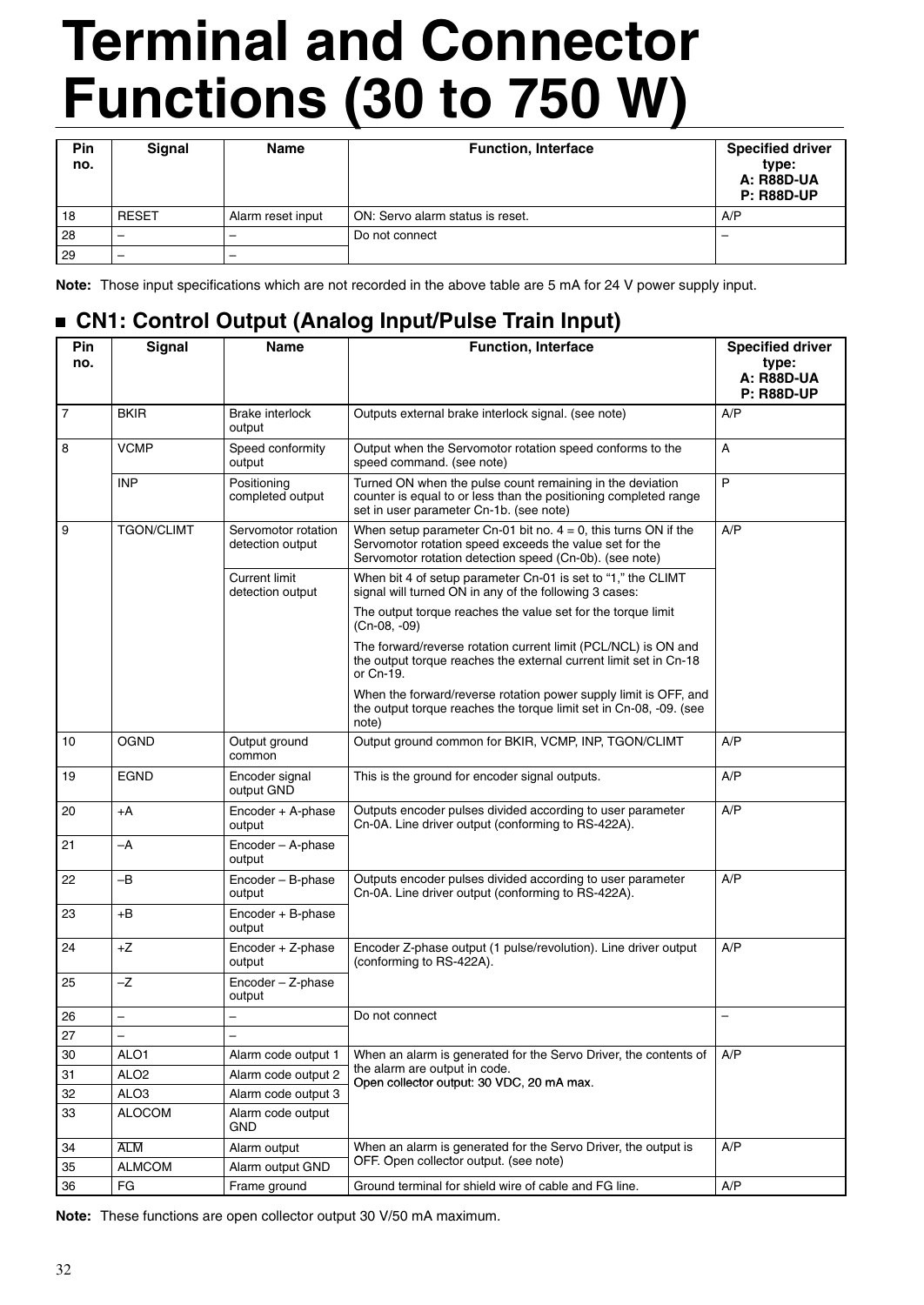# Terminal and Connector Functions (30 to 750 W)

| Pin no. | Signal | Name | Function, Interface | Specified driver type: A: R88D-UA P: R88D-UP |
|---|---|---|---|---|
| 18 | RESET | Alarm reset input | ON: Servo alarm status is reset. | A/P |
| 28 | – | – | Do not connect | – |
| 29 | – | – | | |

**Note:** Those input specifications which are not recorded in the above table are 5 mA for 24 V power supply input.

## ■ CN1: Control Output (Analog Input/Pulse Train Input)

| Pin no. | Signal | Name | Function, Interface | Specified driver type: A: R88D-UA P: R88D-UP |
|---|---|---|---|---|
| 7 | BKIR | Brake interlock output | Outputs external brake interlock signal. (see note) | A/P |
| 8 | VCMP | Speed conformity output | Output when the Servomotor rotation speed conforms to the speed command. (see note) | A |
| | INP | Positioning completed output | Turned ON when the pulse count remaining in the deviation counter is equal to or less than the positioning completed range set in user parameter Cn-1b. (see note) | P |
| 9 | TGON/CLIMT | Servomotor rotation detection output | When setup parameter Cn-01 bit no. 4 = 0, this turns ON if the Servomotor rotation speed exceeds the value set for the Servomotor rotation detection speed (Cn-0b). (see note) | A/P |
| | | Current limit detection output | When bit 4 of setup parameter Cn-01 is set to "1," the CLIMT signal will turned ON in any of the following 3 cases: | |
| | | | The output torque reaches the value set for the torque limit (Cn-08, -09) | |
| | | | The forward/reverse rotation current limit (PCL/NCL) is ON and the output torque reaches the external current limit set in Cn-18 or Cn-19. | |
| | | | When the forward/reverse rotation power supply limit is OFF, and the output torque reaches the torque limit set in Cn-08, -09. (see note) | |
| 10 | OGND | Output ground common | Output ground common for BKIR, VCMP, INP, TGON/CLIMT | A/P |
| 19 | EGND | Encoder signal output GND | This is the ground for encoder signal outputs. | A/P |
| 20 | +A | Encoder + A-phase output | Outputs encoder pulses divided according to user parameter Cn-0A. Line driver output (conforming to RS-422A). | A/P |
| 21 | –A | Encoder – A-phase output | | |
| 22 | –B | Encoder – B-phase output | Outputs encoder pulses divided according to user parameter Cn-0A. Line driver output (conforming to RS-422A). | A/P |
| 23 | +B | Encoder + B-phase output | | |
| 24 | +Z | Encoder + Z-phase output | Encoder Z-phase output (1 pulse/revolution). Line driver output (conforming to RS-422A). | A/P |
| 25 | –Z | Encoder – Z-phase output | | |
| 26 | – | – | Do not connect | – |
| 27 | – | – | | |
| 30 | ALO1 | Alarm code output 1 | When an alarm is generated for the Servo Driver, the contents of the alarm are output in code. Open collector output: 30 VDC, 20 mA max. | A/P |
| 31 | ALO2 | Alarm code output 2 | | |
| 32 | ALO3 | Alarm code output 3 | | |
| 33 | ALOCOM | Alarm code output GND | | |
| 34 | $\overline{\text{ALM}}$ | Alarm output | When an alarm is generated for the Servo Driver, the output is OFF. Open collector output. (see note) | A/P |
| 35 | ALMCOM | Alarm output GND | | |
| 36 | FG | Frame ground | Ground terminal for shield wire of cable and FG line. | A/P |

**Note:** These functions are open collector output 30 V/50 mA maximum.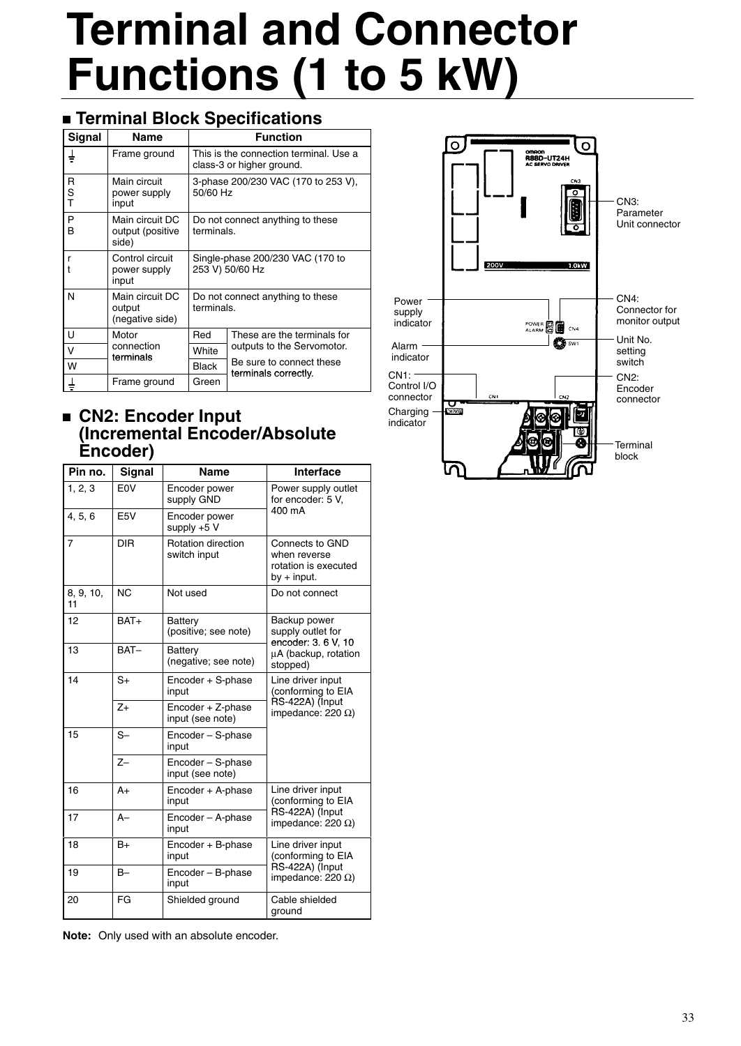# Terminal and Connector Functions (1 to 5 kW)

## Terminal Block Specifications

| Signal | Name | Function | |
|---|---|---|---|
| ⏚ | Frame ground | This is the connection terminal. Use a class-3 or higher ground. | |
| R S T | Main circuit power supply input | 3-phase 200/230 VAC (170 to 253 V), 50/60 Hz | |
| P B | Main circuit DC output (positive side) | Do not connect anything to these terminals. | |
| r t | Control circuit power supply input | Single-phase 200/230 VAC (170 to 253 V) 50/60 Hz | |
| N | Main circuit DC output (negative side) | Do not connect anything to these terminals. | |
| U | Motor connection terminals | Red | These are the terminals for outputs to the Servomotor. Be sure to connect these terminals correctly. |
| V | | White | |
| W | | Black | |
| ⏚ | Frame ground | Green | |

CN3: Parameter Unit connector

Power supply indicator

CN4: Connector for monitor output

Alarm indicator

Unit No. setting switch

CN1: Control I/O connector

CN2: Encoder connector

Charging indicator

Terminal block

## CN2: Encoder Input (Incremental Encoder/Absolute Encoder)

| Pin no. | Signal | Name | Interface |
|---|---|---|---|
| 1, 2, 3 | E0V | Encoder power supply GND | Power supply outlet for encoder: 5 V, 400 mA |
| 4, 5, 6 | E5V | Encoder power supply +5 V | |
| 7 | DIR | Rotation direction switch input | Connects to GND when reverse rotation is executed by + input. |
| 8, 9, 10, 11 | NC | Not used | Do not connect |
| 12 | BAT+ | Battery (positive; see note) | Backup power supply outlet for encoder: 3. 6 V, 10 µA (backup, rotation stopped) |
| 13 | BAT– | Battery (negative; see note) | |
| 14 | S+ | Encoder + S-phase input | Line driver input (conforming to EIA RS-422A) (Input impedance: 220 Ω) |
| | Z+ | Encoder + Z-phase input (see note) | |
| 15 | S– | Encoder – S-phase input | |
| | Z– | Encoder – S-phase input (see note) | |
| 16 | A+ | Encoder + A-phase input | Line driver input (conforming to EIA RS-422A) (Input impedance: 220 Ω) |
| 17 | A– | Encoder – A-phase input | |
| 18 | B+ | Encoder + B-phase input | Line driver input (conforming to EIA RS-422A) (Input impedance: 220 Ω) |
| 19 | B– | Encoder – B-phase input | |
| 20 | FG | Shielded ground | Cable shielded ground |

**Note:** Only used with an absolute encoder.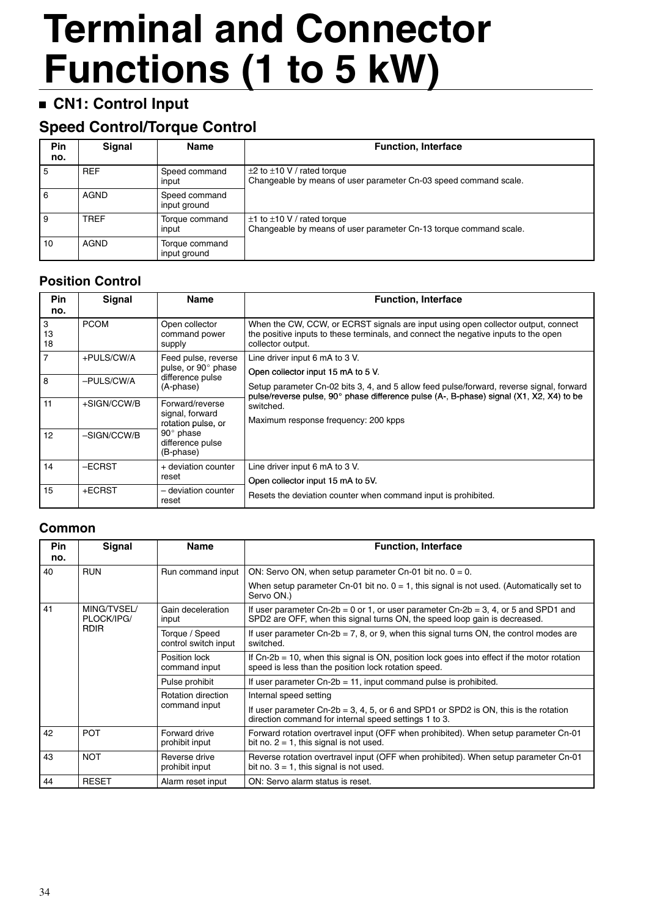# Terminal and Connector Functions (1 to 5 kW)

## ■ CN1: Control Input

### Speed Control/Torque Control

| Pin no. | Signal | Name | Function, Interface |
|---|---|---|---|
| 5 | REF | Speed command input | ±2 to ±10 V / rated torque<br>Changeable by means of user parameter Cn-03 speed command scale. |
| 6 | AGND | Speed command input ground | |
| 9 | TREF | Torque command input | ±1 to ±10 V / rated torque<br>Changeable by means of user parameter Cn-13 torque command scale. |
| 10 | AGND | Torque command input ground | |

### Position Control

| Pin no. | Signal | Name | Function, Interface |
|---|---|---|---|
| 3<br>13<br>18 | PCOM | Open collector command power supply | When the CW, CCW, or ECRST signals are input using open collector output, connect the positive inputs to these terminals, and connect the negative inputs to the open collector output. |
| 7 | +PULS/CW/A | Feed pulse, reverse pulse, or 90° phase difference pulse (A-phase) | Line driver input 6 mA to 3 V.<br>Open collector input 15 mA to 5 V.<br>Setup parameter Cn-02 bits 3, 4, and 5 allow feed pulse/forward, reverse signal, forward pulse/reverse pulse, 90° phase difference pulse (A-, B-phase) signal (X1, X2, X4) to be switched.<br>Maximum response frequency: 200 kpps |
| 8 | –PULS/CW/A | | |
| 11 | +SIGN/CCW/B | Forward/reverse signal, forward rotation pulse, or 90° phase difference pulse (B-phase) | |
| 12 | –SIGN/CCW/B | | |
| 14 | –ECRST | + deviation counter reset | Line driver input 6 mA to 3 V.<br>Open collector input 15 mA to 5V.<br>Resets the deviation counter when command input is prohibited. |
| 15 | +ECRST | – deviation counter reset | |

### Common

| Pin no. | Signal | Name | Function, Interface |
|---|---|---|---|
| 40 | RUN | Run command input | ON: Servo ON, when setup parameter Cn-01 bit no. 0 = 0.<br>When setup parameter Cn-01 bit no. 0 = 1, this signal is not used. (Automatically set to Servo ON.) |
| 41 | MING/TVSEL/PLOCK/IPG/RDIR | Gain deceleration input | If user parameter Cn-2b = 0 or 1, or user parameter Cn-2b = 3, 4, or 5 and SPD1 and SPD2 are OFF, when this signal turns ON, the speed loop gain is decreased. |
| | | Torque / Speed control switch input | If user parameter Cn-2b = 7, 8, or 9, when this signal turns ON, the control modes are switched. |
| | | Position lock command input | If Cn-2b = 10, when this signal is ON, position lock goes into effect if the motor rotation speed is less than the position lock rotation speed. |
| | | Pulse prohibit | If user parameter Cn-2b = 11, input command pulse is prohibited. |
| | | Rotation direction command input | Internal speed setting<br>If user parameter Cn-2b = 3, 4, 5, or 6 and SPD1 or SPD2 is ON, this is the rotation direction command for internal speed settings 1 to 3. |
| 42 | POT | Forward drive prohibit input | Forward rotation overtravel input (OFF when prohibited). When setup parameter Cn-01 bit no. 2 = 1, this signal is not used. |
| 43 | NOT | Reverse drive prohibit input | Reverse rotation overtravel input (OFF when prohibited). When setup parameter Cn-01 bit no. 3 = 1, this signal is not used. |
| 44 | RESET | Alarm reset input | ON: Servo alarm status is reset. |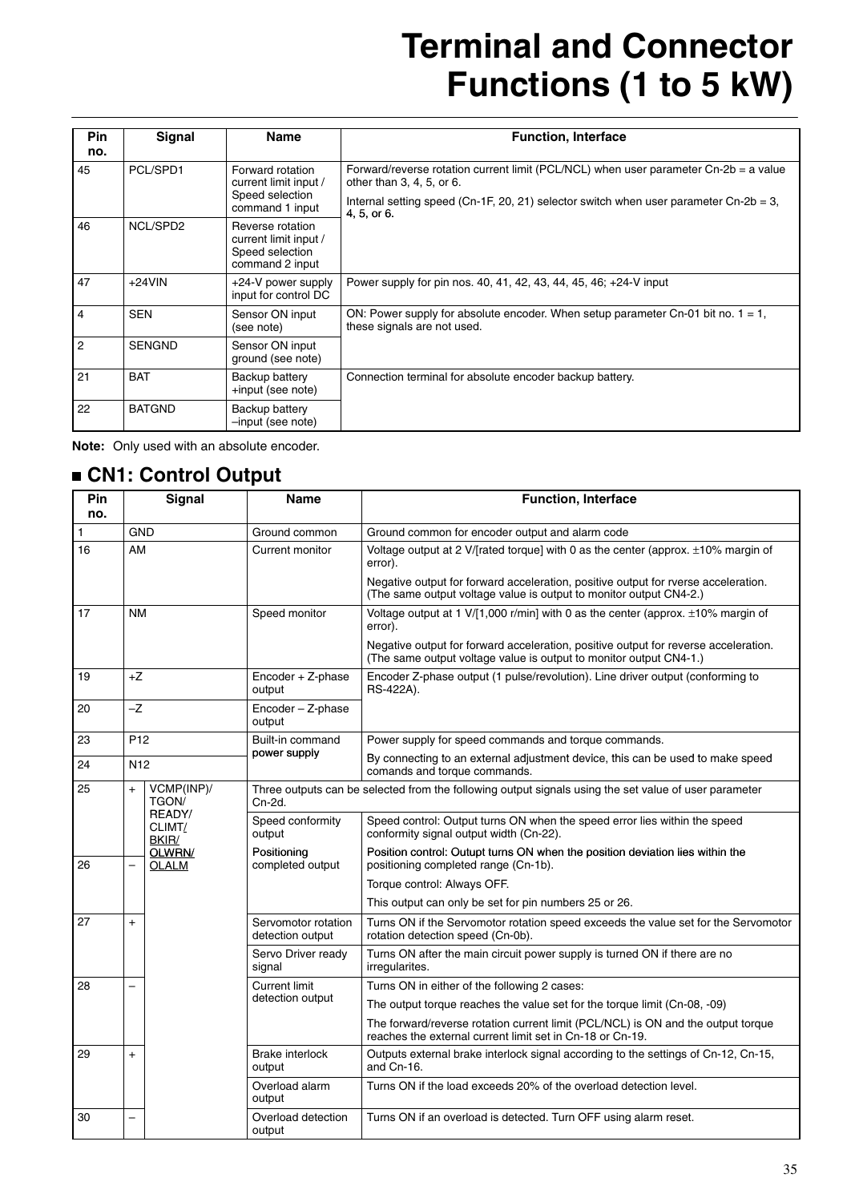# Terminal and Connector Functions (1 to 5 kW)

| Pin no. | Signal | Name | Function, Interface |
|---|---|---|---|
| 45 | PCL/SPD1 | Forward rotation current limit input / Speed selection command 1 input | Forward/reverse rotation current limit (PCL/NCL) when user parameter Cn-2b = a value other than 3, 4, 5, or 6.<br>Internal setting speed (Cn-1F, 20, 21) selector switch when user parameter Cn-2b = 3, 4, 5, or 6. |
| 46 | NCL/SPD2 | Reverse rotation current limit input / Speed selection command 2 input | |
| 47 | +24VIN | +24-V power supply input for control DC | Power supply for pin nos. 40, 41, 42, 43, 44, 45, 46; +24-V input |
| 4 | SEN | Sensor ON input (see note) | ON: Power supply for absolute encoder. When setup parameter Cn-01 bit no. 1 = 1, these signals are not used. |
| 2 | SENGND | Sensor ON input ground (see note) | |
| 21 | BAT | Backup battery +input (see note) | Connection terminal for absolute encoder backup battery. |
| 22 | BATGND | Backup battery –input (see note) | |

**Note:** Only used with an absolute encoder.

## ■ CN1: Control Output

| Pin no. | Signal | | Name | Function, Interface |
|---|---|---|---|---|
| 1 | GND | | Ground common | Ground common for encoder output and alarm code |
| 16 | AM | | Current monitor | Voltage output at 2 V/[rated torque] with 0 as the center (approx. ±10% margin of error).<br>Negative output for forward acceleration, positive output for rverse acceleration. (The same output voltage value is output to monitor output CN4-2.) |
| 17 | NM | | Speed monitor | Voltage output at 1 V/[1,000 r/min] with 0 as the center (approx. ±10% margin of error).<br>Negative output for forward acceleration, positive output for reverse acceleration. (The same output voltage value is output to monitor output CN4-1.) |
| 19 | +Z | | Encoder + Z-phase output | Encoder Z-phase output (1 pulse/revolution). Line driver output (conforming to RS-422A). |
| 20 | –Z | | Encoder – Z-phase output | |
| 23 | P12 | | Built-in command power supply | Power supply for speed commands and torque commands.<br>By connecting to an external adjustment device, this can be used to make speed comands and torque commands. |
| 24 | N12 | | | |
| 25 | + | VCMP(INP)/ TGON/ READY/ CLIMT/ BKIR/ OLWRN/ OLALM | Three outputs can be selected from the following output signals using the set value of user parameter Cn-2d. | |
| | | | Speed conformity output<br>Positioning completed output | Speed control: Output turns ON when the speed error lies within the speed conformity signal output width (Cn-22).<br>Position control: Outupt turns ON when the position deviation lies within the positioning completed range (Cn-1b).<br>Torque control: Always OFF.<br>This output can only be set for pin numbers 25 or 26. |
| 26 | – | | | |
| 27 | + | | Servomotor rotation detection output | Turns ON if the Servomotor rotation speed exceeds the value set for the Servomotor rotation detection speed (Cn-0b). |
| | | | Servo Driver ready signal | Turns ON after the main circuit power supply is turned ON if there are no irregularites. |
| 28 | – | | Current limit detection output | Turns ON in either of the following 2 cases:<br>The output torque reaches the value set for the torque limit (Cn-08, -09)<br>The forward/reverse rotation current limit (PCL/NCL) is ON and the output torque reaches the external current limit set in Cn-18 or Cn-19. |
| 29 | + | | Brake interlock output | Outputs external brake interlock signal according to the settings of Cn-12, Cn-15, and Cn-16. |
| | | | Overload alarm output | Turns ON if the load exceeds 20% of the overload detection level. |
| 30 | – | | Overload detection output | Turns ON if an overload is detected. Turn OFF using alarm reset. |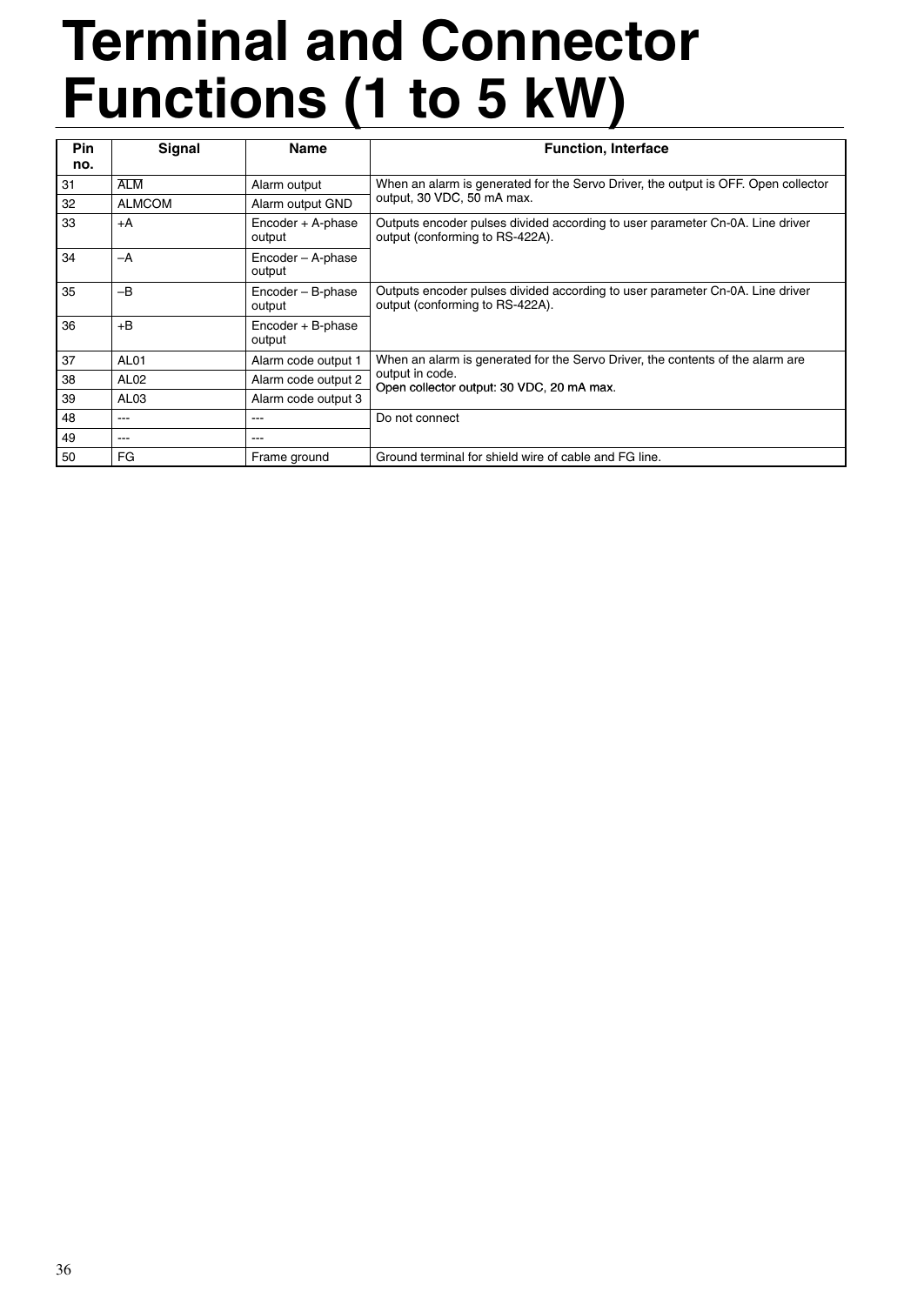# Terminal and Connector Functions (1 to 5 kW)

| Pin no. | Signal | Name | Function, Interface |
|---|---|---|---|
| 31 | $\overline{\text{ALM}}$ | Alarm output | When an alarm is generated for the Servo Driver, the output is OFF. Open collector output, 30 VDC, 50 mA max. |
| 32 | ALMCOM | Alarm output GND | |
| 33 | +A | Encoder + A-phase output | Outputs encoder pulses divided according to user parameter Cn-0A. Line driver output (conforming to RS-422A). |
| 34 | –A | Encoder – A-phase output | |
| 35 | –B | Encoder – B-phase output | Outputs encoder pulses divided according to user parameter Cn-0A. Line driver output (conforming to RS-422A). |
| 36 | +B | Encoder + B-phase output | |
| 37 | AL01 | Alarm code output 1 | When an alarm is generated for the Servo Driver, the contents of the alarm are output in code. Open collector output: 30 VDC, 20 mA max. |
| 38 | AL02 | Alarm code output 2 | |
| 39 | AL03 | Alarm code output 3 | |
| 48 | --- | --- | Do not connect |
| 49 | --- | --- | |
| 50 | FG | Frame ground | Ground terminal for shield wire of cable and FG line. |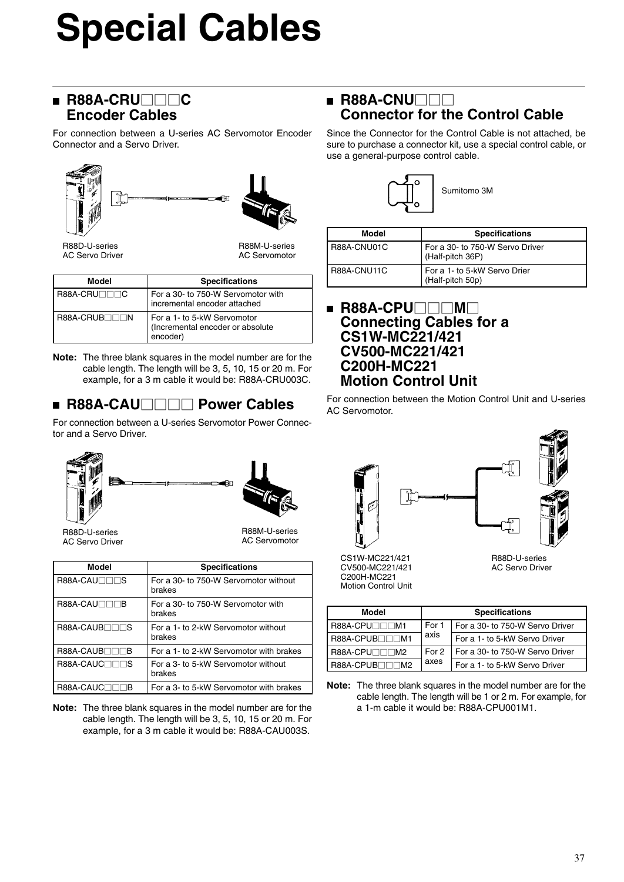# Special Cables

## R88A-CRU□□□C Encoder Cables

For connection between a U-series AC Servomotor Encoder Connector and a Servo Driver.

R88D-U-series AC Servo Driver

R88M-U-series AC Servomotor

| Model | Specifications |
|---|---|
| R88A-CRU□□□C | For a 30- to 750-W Servomotor with incremental encoder attached |
| R88A-CRUB□□□N | For a 1- to 5-kW Servomotor (Incremental encoder or absolute encoder) |

**Note:** The three blank squares in the model number are for the cable length. The length will be 3, 5, 10, 15 or 20 m. For example, for a 3 m cable it would be: R88A-CRU003C.

## R88A-CAU□□□□ Power Cables

For connection between a U-series Servomotor Power Connector and a Servo Driver.

R88D-U-series AC Servo Driver

R88M-U-series AC Servomotor

| Model | Specifications |
|---|---|
| R88A-CAU□□□S | For a 30- to 750-W Servomotor without brakes |
| R88A-CAU□□□B | For a 30- to 750-W Servomotor with brakes |
| R88A-CAUB□□□S | For a 1- to 2-kW Servomotor without brakes |
| R88A-CAUB□□□B | For a 1- to 2-kW Servomotor with brakes |
| R88A-CAUC□□□S | For a 3- to 5-kW Servomotor without brakes |
| R88A-CAUC□□□B | For a 3- to 5-kW Servomotor with brakes |

**Note:** The three blank squares in the model number are for the cable length. The length will be 3, 5, 10, 15 or 20 m. For example, for a 3 m cable it would be: R88A-CAU003S.

## R88A-CNU□□ Connector for the Control Cable

Since the Connector for the Control Cable is not attached, be sure to purchase a connector kit, use a special control cable, or use a general-purpose control cable.

Sumitomo 3M

| Model | Specifications |
|---|---|
| R88A-CNU01C | For a 30- to 750-W Servo Driver (Half-pitch 36P) |
| R88A-CNU11C | For a 1- to 5-kW Servo Drier (Half-pitch 50p) |

## R88A-CPU□□□M□ Connecting Cables for a CS1W-MC221/421 CV500-MC221/421 C200H-MC221 Motion Control Unit

For connection between the Motion Control Unit and U-series AC Servomotor.

CS1W-MC221/421
CV500-MC221/421
C200H-MC221
Motion Control Unit

R88D-U-series AC Servo Driver

| Model | Specifications | |
|---|---|---|
| R88A-CPU□□□M1 | For 1 axis | For a 30- to 750-W Servo Driver |
| R88A-CPUB□□□M1 | | For a 1- to 5-kW Servo Driver |
| R88A-CPU□□□M2 | For 2 axes | For a 30- to 750-W Servo Driver |
| R88A-CPUB□□□M2 | | For a 1- to 5-kW Servo Driver |

**Note:** The three blank squares in the model number are for the cable length. The length will be 1 or 2 m. For example, for a 1-m cable it would be: R88A-CPU001M1.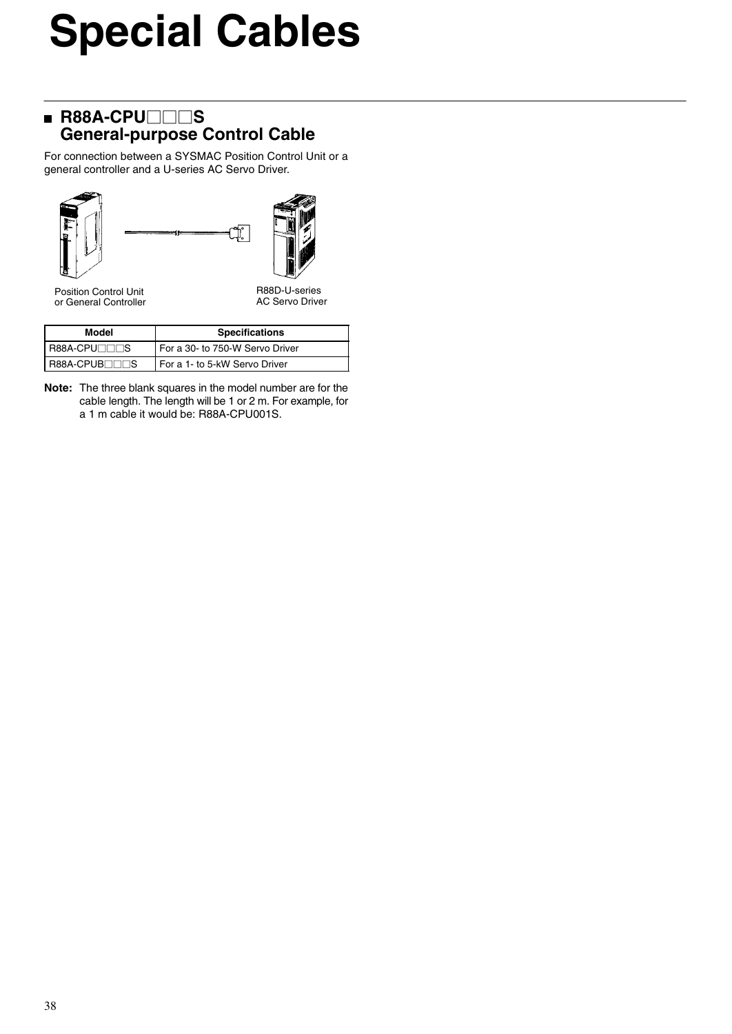# Special Cables

## ■ R88A-CPU□□□S General-purpose Control Cable

For connection between a SYSMAC Position Control Unit or a general controller and a U-series AC Servo Driver.

Position Control Unit or General Controller

R88D-U-series AC Servo Driver

| Model | Specifications |
|---|---|
| R88A-CPU□□□S | For a 30- to 750-W Servo Driver |
| R88A-CPUB□□□S | For a 1- to 5-kW Servo Driver |

**Note:** The three blank squares in the model number are for the cable length. The length will be 1 or 2 m. For example, for a 1 m cable it would be: R88A-CPU001S.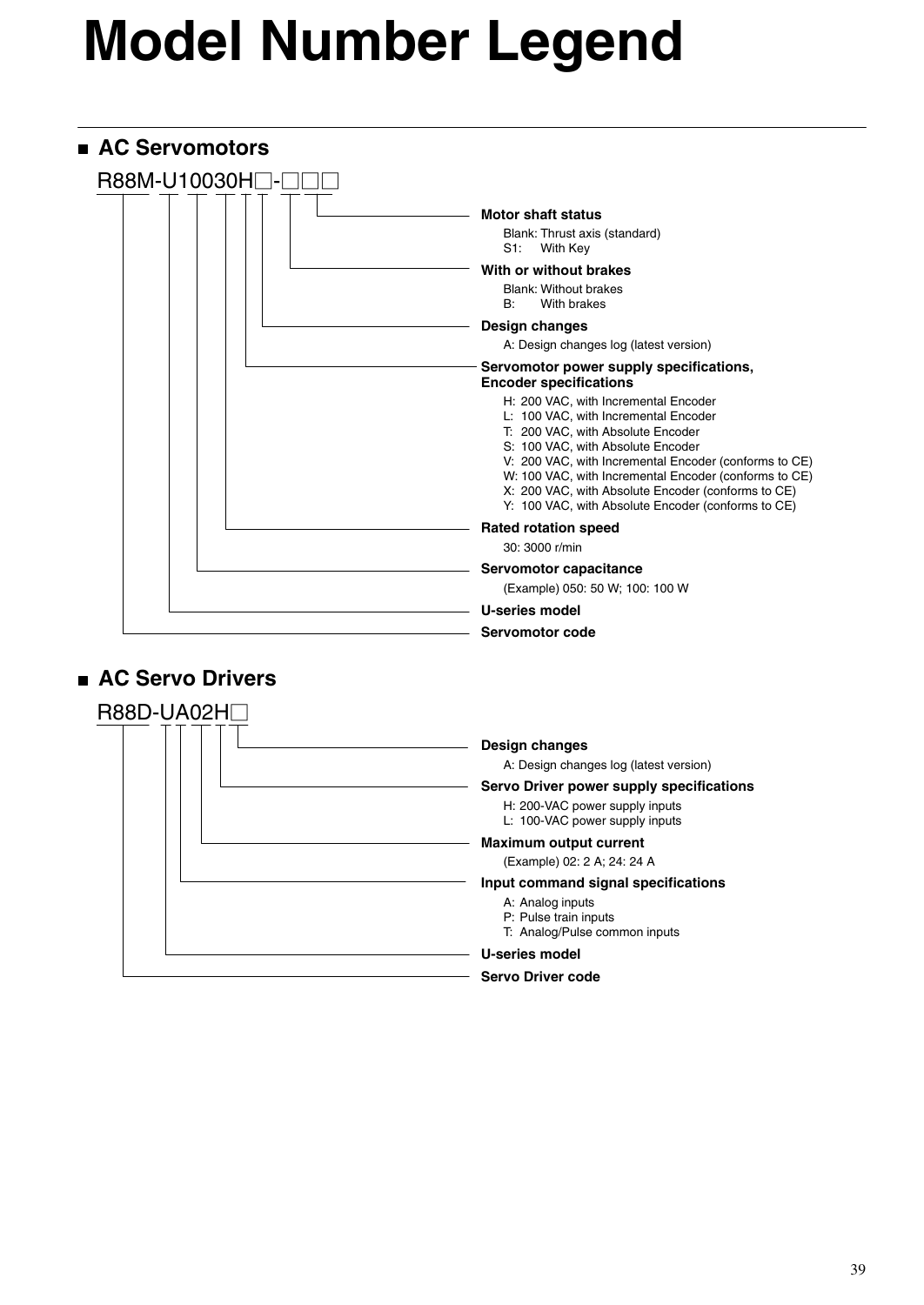# Model Number Legend

## AC Servomotors

R88M-U10030H□-□□□

- **Motor shaft status**
  - Blank: Thrust axis (standard)
  - S1: With Key
- **With or without brakes**
  - Blank: Without brakes
  - B: With brakes
- **Design changes**
  - A: Design changes log (latest version)
- **Servomotor power supply specifications, Encoder specifications**
  - H: 200 VAC, with Incremental Encoder
  - L: 100 VAC, with Incremental Encoder
  - T: 200 VAC, with Absolute Encoder
  - S: 100 VAC, with Absolute Encoder
  - V: 200 VAC, with Incremental Encoder (conforms to CE)
  - W: 100 VAC, with Incremental Encoder (conforms to CE)
  - X: 200 VAC, with Absolute Encoder (conforms to CE)
  - Y: 100 VAC, with Absolute Encoder (conforms to CE)
- **Rated rotation speed**
  - 30: 3000 r/min
- **Servomotor capacitance**
  - (Example) 050: 50 W; 100: 100 W
- **U-series model**
- **Servomotor code**

## AC Servo Drivers

R88D-UA02H□

- **Design changes**
  - A: Design changes log (latest version)
- **Servo Driver power supply specifications**
  - H: 200-VAC power supply inputs
  - L: 100-VAC power supply inputs
- **Maximum output current**
  - (Example) 02: 2 A; 24: 24 A
- **Input command signal specifications**
  - A: Analog inputs
  - P: Pulse train inputs
  - T: Analog/Pulse common inputs
- **U-series model**
- **Servo Driver code**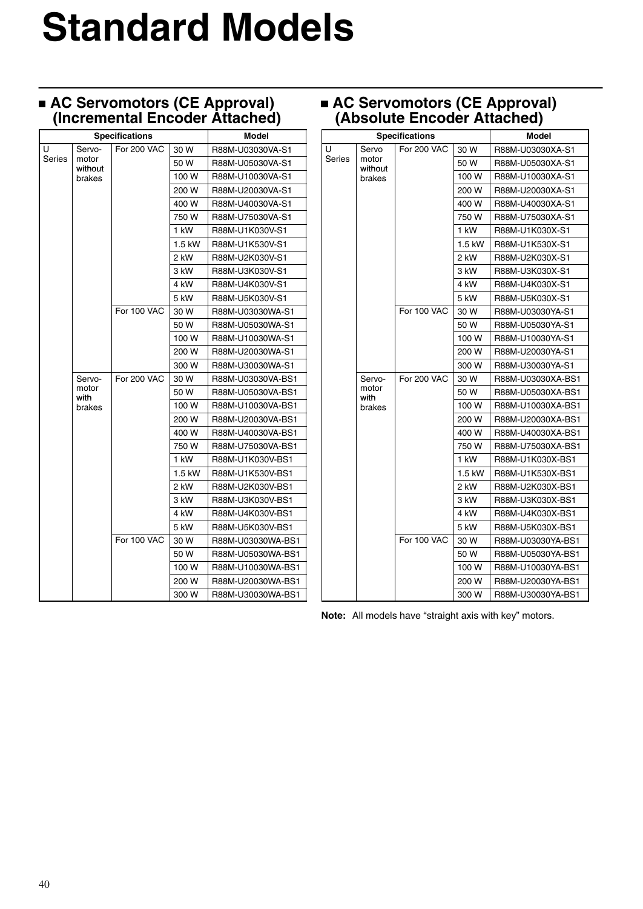# Standard Models

## ■ AC Servomotors (CE Approval) (Incremental Encoder Attached)

| Specifications | | | | Model |
|---|---|---|---|---|
| U Series | Servo-motor **without** brakes | For 200 VAC | 30 W | R88M-U03030VA-S1 |
| | | | 50 W | R88M-U05030VA-S1 |
| | | | 100 W | R88M-U10030VA-S1 |
| | | | 200 W | R88M-U20030VA-S1 |
| | | | 400 W | R88M-U40030VA-S1 |
| | | | 750 W | R88M-U75030VA-S1 |
| | | | 1 kW | R88M-U1K030V-S1 |
| | | | 1.5 kW | R88M-U1K530V-S1 |
| | | | 2 kW | R88M-U2K030V-S1 |
| | | | 3 kW | R88M-U3K030V-S1 |
| | | | 4 kW | R88M-U4K030V-S1 |
| | | | 5 kW | R88M-U5K030V-S1 |
| | | For 100 VAC | 30 W | R88M-U03030WA-S1 |
| | | | 50 W | R88M-U05030WA-S1 |
| | | | 100 W | R88M-U10030WA-S1 |
| | | | 200 W | R88M-U20030WA-S1 |
| | | | 300 W | R88M-U30030WA-S1 |
| | Servo-motor **with** brakes | For 200 VAC | 30 W | R88M-U03030VA-BS1 |
| | | | 50 W | R88M-U05030VA-BS1 |
| | | | 100 W | R88M-U10030VA-BS1 |
| | | | 200 W | R88M-U20030VA-BS1 |
| | | | 400 W | R88M-U40030VA-BS1 |
| | | | 750 W | R88M-U75030VA-BS1 |
| | | | 1 kW | R88M-U1K030V-BS1 |
| | | | 1.5 kW | R88M-U1K530V-BS1 |
| | | | 2 kW | R88M-U2K030V-BS1 |
| | | | 3 kW | R88M-U3K030V-BS1 |
| | | | 4 kW | R88M-U4K030V-BS1 |
| | | | 5 kW | R88M-U5K030V-BS1 |
| | | For 100 VAC | 30 W | R88M-U03030WA-BS1 |
| | | | 50 W | R88M-U05030WA-BS1 |
| | | | 100 W | R88M-U10030WA-BS1 |
| | | | 200 W | R88M-U20030WA-BS1 |
| | | | 300 W | R88M-U30030WA-BS1 |

## ■ AC Servomotors (CE Approval) (Absolute Encoder Attached)

| Specifications | | | | Model |
|---|---|---|---|---|
| U Series | Servo motor **without** brakes | For 200 VAC | 30 W | R88M-U03030XA-S1 |
| | | | 50 W | R88M-U05030XA-S1 |
| | | | 100 W | R88M-U10030XA-S1 |
| | | | 200 W | R88M-U20030XA-S1 |
| | | | 400 W | R88M-U40030XA-S1 |
| | | | 750 W | R88M-U75030XA-S1 |
| | | | 1 kW | R88M-U1K030X-S1 |
| | | | 1.5 kW | R88M-U1K530X-S1 |
| | | | 2 kW | R88M-U2K030X-S1 |
| | | | 3 kW | R88M-U3K030X-S1 |
| | | | 4 kW | R88M-U4K030X-S1 |
| | | | 5 kW | R88M-U5K030X-S1 |
| | | For 100 VAC | 30 W | R88M-U03030YA-S1 |
| | | | 50 W | R88M-U05030YA-S1 |
| | | | 100 W | R88M-U10030YA-S1 |
| | | | 200 W | R88M-U20030YA-S1 |
| | | | 300 W | R88M-U30030YA-S1 |
| | Servo-motor **with** brakes | For 200 VAC | 30 W | R88M-U03030XA-BS1 |
| | | | 50 W | R88M-U05030XA-BS1 |
| | | | 100 W | R88M-U10030XA-BS1 |
| | | | 200 W | R88M-U20030XA-BS1 |
| | | | 400 W | R88M-U40030XA-BS1 |
| | | | 750 W | R88M-U75030XA-BS1 |
| | | | 1 kW | R88M-U1K030X-BS1 |
| | | | 1.5 kW | R88M-U1K530X-BS1 |
| | | | 2 kW | R88M-U2K030X-BS1 |
| | | | 3 kW | R88M-U3K030X-BS1 |
| | | | 4 kW | R88M-U4K030X-BS1 |
| | | | 5 kW | R88M-U5K030X-BS1 |
| | | For 100 VAC | 30 W | R88M-U03030YA-BS1 |
| | | | 50 W | R88M-U05030YA-BS1 |
| | | | 100 W | R88M-U10030YA-BS1 |
| | | | 200 W | R88M-U20030YA-BS1 |
| | | | 300 W | R88M-U30030YA-BS1 |

**Note:** All models have "straight axis with key" motors.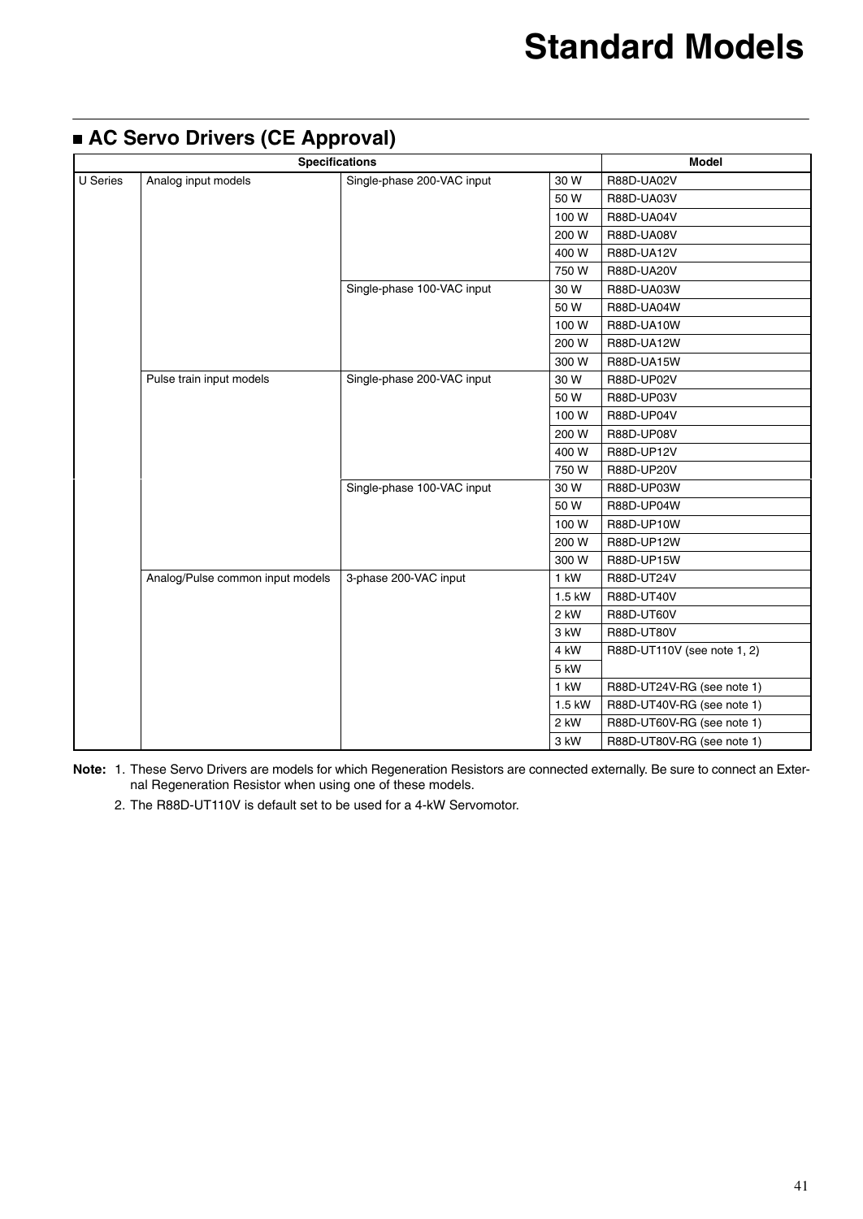# Standard Models

## ■ AC Servo Drivers (CE Approval)

| Specifications | | | | Model |
|---|---|---|---|---|
| U Series | Analog input models | Single-phase 200-VAC input | 30 W | R88D-UA02V |
| | | | 50 W | R88D-UA03V |
| | | | 100 W | R88D-UA04V |
| | | | 200 W | R88D-UA08V |
| | | | 400 W | R88D-UA12V |
| | | | 750 W | R88D-UA20V |
| | | Single-phase 100-VAC input | 30 W | R88D-UA03W |
| | | | 50 W | R88D-UA04W |
| | | | 100 W | R88D-UA10W |
| | | | 200 W | R88D-UA12W |
| | | | 300 W | R88D-UA15W |
| | Pulse train input models | Single-phase 200-VAC input | 30 W | R88D-UP02V |
| | | | 50 W | R88D-UP03V |
| | | | 100 W | R88D-UP04V |
| | | | 200 W | R88D-UP08V |
| | | | 400 W | R88D-UP12V |
| | | | 750 W | R88D-UP20V |
| | | Single-phase 100-VAC input | 30 W | R88D-UP03W |
| | | | 50 W | R88D-UP04W |
| | | | 100 W | R88D-UP10W |
| | | | 200 W | R88D-UP12W |
| | | | 300 W | R88D-UP15W |
| | Analog/Pulse common input models | 3-phase 200-VAC input | 1 kW | R88D-UT24V |
| | | | 1.5 kW | R88D-UT40V |
| | | | 2 kW | R88D-UT60V |
| | | | 3 kW | R88D-UT80V |
| | | | 4 kW | R88D-UT110V (see note 1, 2) |
| | | | 5 kW | |
| | | | 1 kW | R88D-UT24V-RG (see note 1) |
| | | | 1.5 kW | R88D-UT40V-RG (see note 1) |
| | | | 2 kW | R88D-UT60V-RG (see note 1) |
| | | | 3 kW | R88D-UT80V-RG (see note 1) |

**Note:** 1. These Servo Drivers are models for which Regeneration Resistors are connected externally. Be sure to connect an External Regeneration Resistor when using one of these models.

2. The R88D-UT110V is default set to be used for a 4-kW Servomotor.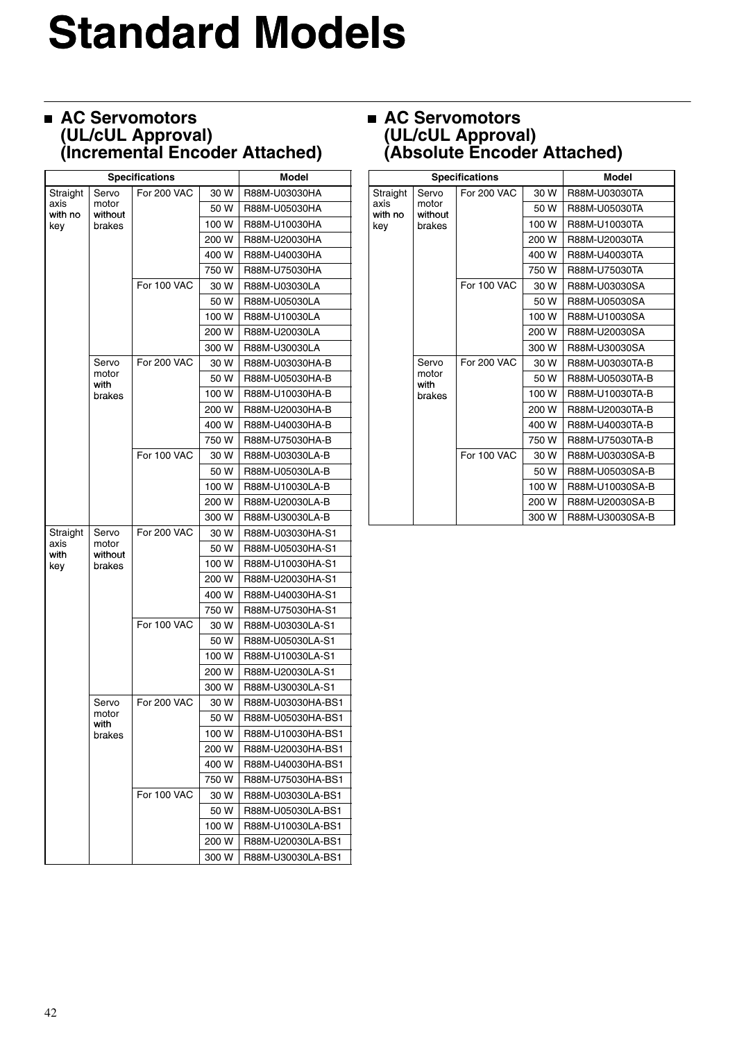# Standard Models

## ■ AC Servomotors (UL/cUL Approval) (Incremental Encoder Attached)

| Specifications | | | | Model |
|---|---|---|---|---|
| Straight axis with no key | Servo motor without brakes | For 200 VAC | 30 W | R88M-U03030HA |
| | | | 50 W | R88M-U05030HA |
| | | | 100 W | R88M-U10030HA |
| | | | 200 W | R88M-U20030HA |
| | | | 400 W | R88M-U40030HA |
| | | | 750 W | R88M-U75030HA |
| | | For 100 VAC | 30 W | R88M-U03030LA |
| | | | 50 W | R88M-U05030LA |
| | | | 100 W | R88M-U10030LA |
| | | | 200 W | R88M-U20030LA |
| | | | 300 W | R88M-U30030LA |
| | Servo motor with brakes | For 200 VAC | 30 W | R88M-U03030HA-B |
| | | | 50 W | R88M-U05030HA-B |
| | | | 100 W | R88M-U10030HA-B |
| | | | 200 W | R88M-U20030HA-B |
| | | | 400 W | R88M-U40030HA-B |
| | | | 750 W | R88M-U75030HA-B |
| | | For 100 VAC | 30 W | R88M-U03030LA-B |
| | | | 50 W | R88M-U05030LA-B |
| | | | 100 W | R88M-U10030LA-B |
| | | | 200 W | R88M-U20030LA-B |
| | | | 300 W | R88M-U30030LA-B |
| Straight axis with key | Servo motor without brakes | For 200 VAC | 30 W | R88M-U03030HA-S1 |
| | | | 50 W | R88M-U05030HA-S1 |
| | | | 100 W | R88M-U10030HA-S1 |
| | | | 200 W | R88M-U20030HA-S1 |
| | | | 400 W | R88M-U40030HA-S1 |
| | | | 750 W | R88M-U75030HA-S1 |
| | | For 100 VAC | 30 W | R88M-U03030LA-S1 |
| | | | 50 W | R88M-U05030LA-S1 |
| | | | 100 W | R88M-U10030LA-S1 |
| | | | 200 W | R88M-U20030LA-S1 |
| | | | 300 W | R88M-U30030LA-S1 |
| | Servo motor with brakes | For 200 VAC | 30 W | R88M-U03030HA-BS1 |
| | | | 50 W | R88M-U05030HA-BS1 |
| | | | 100 W | R88M-U10030HA-BS1 |
| | | | 200 W | R88M-U20030HA-BS1 |
| | | | 400 W | R88M-U40030HA-BS1 |
| | | | 750 W | R88M-U75030HA-BS1 |
| | | For 100 VAC | 30 W | R88M-U03030LA-BS1 |
| | | | 50 W | R88M-U05030LA-BS1 |
| | | | 100 W | R88M-U10030LA-BS1 |
| | | | 200 W | R88M-U20030LA-BS1 |
| | | | 300 W | R88M-U30030LA-BS1 |

## ■ AC Servomotors (UL/cUL Approval) (Absolute Encoder Attached)

| Specifications | | | | Model |
|---|---|---|---|---|
| Straight axis with no key | Servo motor without brakes | For 200 VAC | 30 W | R88M-U03030TA |
| | | | 50 W | R88M-U05030TA |
| | | | 100 W | R88M-U10030TA |
| | | | 200 W | R88M-U20030TA |
| | | | 400 W | R88M-U40030TA |
| | | | 750 W | R88M-U75030TA |
| | | For 100 VAC | 30 W | R88M-U03030SA |
| | | | 50 W | R88M-U05030SA |
| | | | 100 W | R88M-U10030SA |
| | | | 200 W | R88M-U20030SA |
| | | | 300 W | R88M-U30030SA |
| | Servo motor with brakes | For 200 VAC | 30 W | R88M-U03030TA-B |
| | | | 50 W | R88M-U05030TA-B |
| | | | 100 W | R88M-U10030TA-B |
| | | | 200 W | R88M-U20030TA-B |
| | | | 400 W | R88M-U40030TA-B |
| | | | 750 W | R88M-U75030TA-B |
| | | For 100 VAC | 30 W | R88M-U03030SA-B |
| | | | 50 W | R88M-U05030SA-B |
| | | | 100 W | R88M-U10030SA-B |
| | | | 200 W | R88M-U20030SA-B |
| | | | 300 W | R88M-U30030SA-B |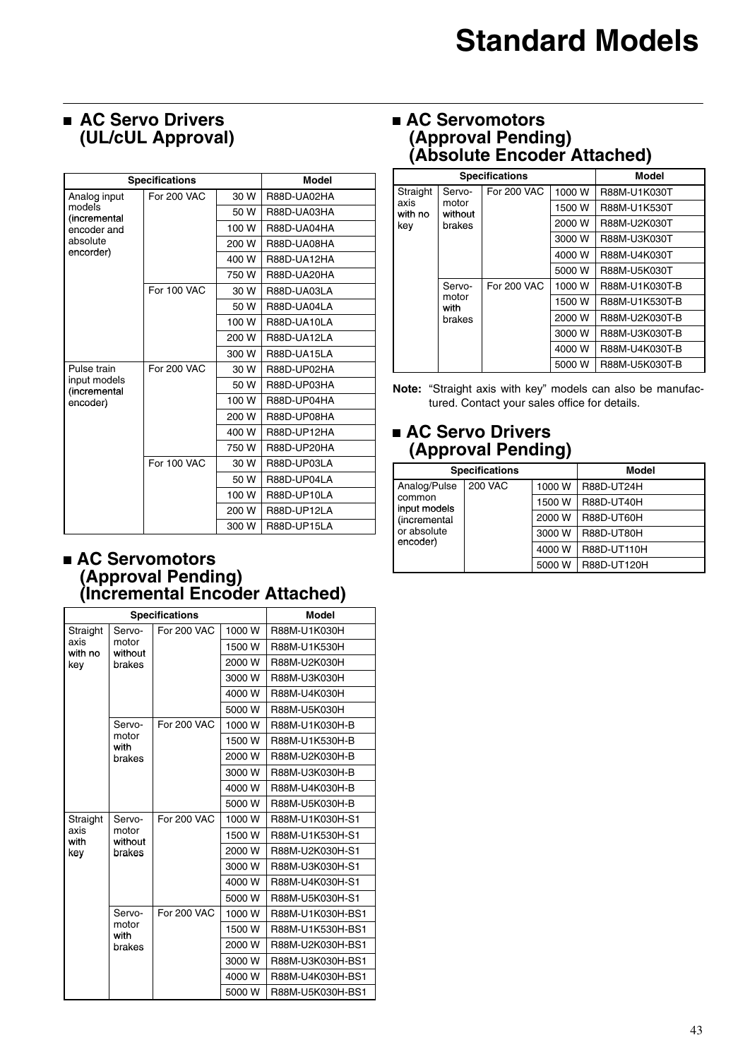# Standard Models

## ■ AC Servo Drivers (UL/cUL Approval)

| Specifications | | | Model |
|---|---|---|---|
| Analog input models (incremental encoder and absolute encorder) | For 200 VAC | 30 W | R88D-UA02HA |
| | | 50 W | R88D-UA03HA |
| | | 100 W | R88D-UA04HA |
| | | 200 W | R88D-UA08HA |
| | | 400 W | R88D-UA12HA |
| | | 750 W | R88D-UA20HA |
| | For 100 VAC | 30 W | R88D-UA03LA |
| | | 50 W | R88D-UA04LA |
| | | 100 W | R88D-UA10LA |
| | | 200 W | R88D-UA12LA |
| | | 300 W | R88D-UA15LA |
| Pulse train input models (incremental encoder) | For 200 VAC | 30 W | R88D-UP02HA |
| | | 50 W | R88D-UP03HA |
| | | 100 W | R88D-UP04HA |
| | | 200 W | R88D-UP08HA |
| | | 400 W | R88D-UP12HA |
| | | 750 W | R88D-UP20HA |
| | For 100 VAC | 30 W | R88D-UP03LA |
| | | 50 W | R88D-UP04LA |
| | | 100 W | R88D-UP10LA |
| | | 200 W | R88D-UP12LA |
| | | 300 W | R88D-UP15LA |

## ■ AC Servomotors (Approval Pending) (Incremental Encoder Attached)

| Specifications | | | | Model |
|---|---|---|---|---|
| Straight axis with no key | Servo-motor without brakes | For 200 VAC | 1000 W | R88M-U1K030H |
| | | | 1500 W | R88M-U1K530H |
| | | | 2000 W | R88M-U2K030H |
| | | | 3000 W | R88M-U3K030H |
| | | | 4000 W | R88M-U4K030H |
| | | | 5000 W | R88M-U5K030H |
| | Servo-motor with brakes | For 200 VAC | 1000 W | R88M-U1K030H-B |
| | | | 1500 W | R88M-U1K530H-B |
| | | | 2000 W | R88M-U2K030H-B |
| | | | 3000 W | R88M-U3K030H-B |
| | | | 4000 W | R88M-U4K030H-B |
| | | | 5000 W | R88M-U5K030H-B |
| Straight axis with key | Servo-motor without brakes | For 200 VAC | 1000 W | R88M-U1K030H-S1 |
| | | | 1500 W | R88M-U1K530H-S1 |
| | | | 2000 W | R88M-U2K030H-S1 |
| | | | 3000 W | R88M-U3K030H-S1 |
| | | | 4000 W | R88M-U4K030H-S1 |
| | | | 5000 W | R88M-U5K030H-S1 |
| | Servo-motor with brakes | For 200 VAC | 1000 W | R88M-U1K030H-BS1 |
| | | | 1500 W | R88M-U1K530H-BS1 |
| | | | 2000 W | R88M-U2K030H-BS1 |
| | | | 3000 W | R88M-U3K030H-BS1 |
| | | | 4000 W | R88M-U4K030H-BS1 |
| | | | 5000 W | R88M-U5K030H-BS1 |

## ■ AC Servomotors (Approval Pending) (Absolute Encoder Attached)

| Specifications | | | | Model |
|---|---|---|---|---|
| Straight axis with no key | Servo-motor without brakes | For 200 VAC | 1000 W | R88M-U1K030T |
| | | | 1500 W | R88M-U1K530T |
| | | | 2000 W | R88M-U2K030T |
| | | | 3000 W | R88M-U3K030T |
| | | | 4000 W | R88M-U4K030T |
| | | | 5000 W | R88M-U5K030T |
| | Servo-motor with brakes | For 200 VAC | 1000 W | R88M-U1K030T-B |
| | | | 1500 W | R88M-U1K530T-B |
| | | | 2000 W | R88M-U2K030T-B |
| | | | 3000 W | R88M-U3K030T-B |
| | | | 4000 W | R88M-U4K030T-B |
| | | | 5000 W | R88M-U5K030T-B |

**Note:** "Straight axis with key" models can also be manufactured. Contact your sales office for details.

## ■ AC Servo Drivers (Approval Pending)

| Specifications | | | Model |
|---|---|---|---|
| Analog/Pulse common input models (incremental or absolute encoder) | 200 VAC | 1000 W | R88D-UT24H |
| | | 1500 W | R88D-UT40H |
| | | 2000 W | R88D-UT60H |
| | | 3000 W | R88D-UT80H |
| | | 4000 W | R88D-UT110H |
| | | 5000 W | R88D-UT120H |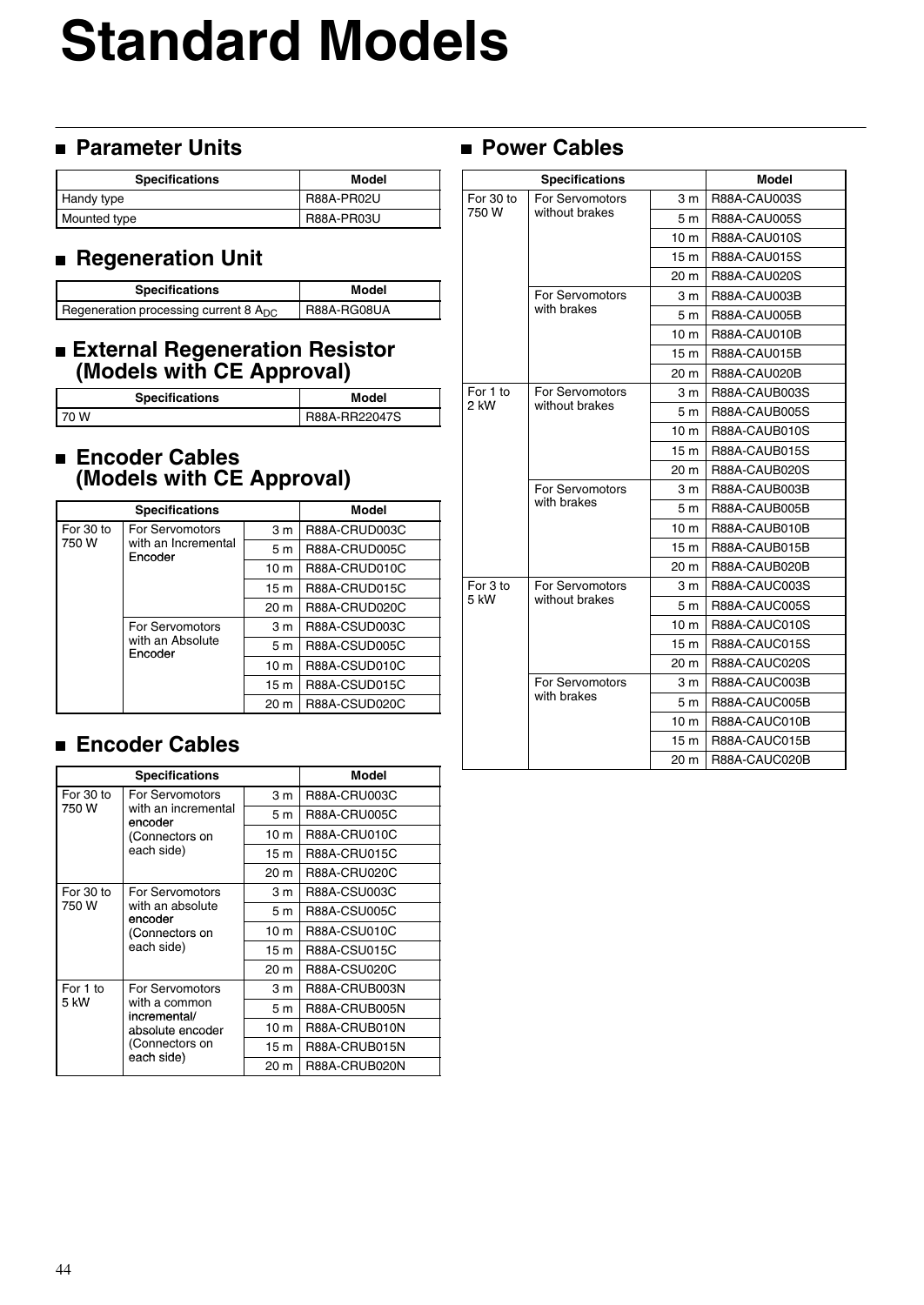# Standard Models

## Parameter Units

| Specifications | Model |
|---|---|
| Handy type | R88A-PR02U |
| Mounted type | R88A-PR03U |

## Regeneration Unit

| Specifications | Model |
|---|---|
| Regeneration processing current 8 $A_{DC}$ | R88A-RG08UA |

## External Regeneration Resistor (Models with CE Approval)

| Specifications | Model |
|---|---|
| 70 W | R88A-RR22047S |

## Encoder Cables (Models with CE Approval)

| Specifications | | | Model |
|---|---|---|---|
| For 30 to 750 W | For Servomotors with an Incremental Encoder | 3 m | R88A-CRUD003C |
| | | 5 m | R88A-CRUD005C |
| | | 10 m | R88A-CRUD010C |
| | | 15 m | R88A-CRUD015C |
| | | 20 m | R88A-CRUD020C |
| | For Servomotors with an Absolute Encoder | 3 m | R88A-CSUD003C |
| | | 5 m | R88A-CSUD005C |
| | | 10 m | R88A-CSUD010C |
| | | 15 m | R88A-CSUD015C |
| | | 20 m | R88A-CSUD020C |

## Encoder Cables

| Specifications | | | Model |
|---|---|---|---|
| For 30 to 750 W | For Servomotors with an incremental encoder (Connectors on each side) | 3 m | R88A-CRU003C |
| | | 5 m | R88A-CRU005C |
| | | 10 m | R88A-CRU010C |
| | | 15 m | R88A-CRU015C |
| | | 20 m | R88A-CRU020C |
| For 30 to 750 W | For Servomotors with an absolute encoder (Connectors on each side) | 3 m | R88A-CSU003C |
| | | 5 m | R88A-CSU005C |
| | | 10 m | R88A-CSU010C |
| | | 15 m | R88A-CSU015C |
| | | 20 m | R88A-CSU020C |
| For 1 to 5 kW | For Servomotors with a common incremental/ absolute encoder (Connectors on each side) | 3 m | R88A-CRUB003N |
| | | 5 m | R88A-CRUB005N |
| | | 10 m | R88A-CRUB010N |
| | | 15 m | R88A-CRUB015N |
| | | 20 m | R88A-CRUB020N |

## Power Cables

| Specifications | | | Model |
|---|---|---|---|
| For 30 to 750 W | For Servomotors without brakes | 3 m | R88A-CAU003S |
| | | 5 m | R88A-CAU005S |
| | | 10 m | R88A-CAU010S |
| | | 15 m | R88A-CAU015S |
| | | 20 m | R88A-CAU020S |
| | For Servomotors with brakes | 3 m | R88A-CAU003B |
| | | 5 m | R88A-CAU005B |
| | | 10 m | R88A-CAU010B |
| | | 15 m | R88A-CAU015B |
| | | 20 m | R88A-CAU020B |
| For 1 to 2 kW | For Servomotors without brakes | 3 m | R88A-CAUB003S |
| | | 5 m | R88A-CAUB005S |
| | | 10 m | R88A-CAUB010S |
| | | 15 m | R88A-CAUB015S |
| | | 20 m | R88A-CAUB020S |
| | For Servomotors with brakes | 3 m | R88A-CAUB003B |
| | | 5 m | R88A-CAUB005B |
| | | 10 m | R88A-CAUB010B |
| | | 15 m | R88A-CAUB015B |
| | | 20 m | R88A-CAUB020B |
| For 3 to 5 kW | For Servomotors without brakes | 3 m | R88A-CAUC003S |
| | | 5 m | R88A-CAUC005S |
| | | 10 m | R88A-CAUC010S |
| | | 15 m | R88A-CAUC015S |
| | | 20 m | R88A-CAUC020S |
| | For Servomotors with brakes | 3 m | R88A-CAUC003B |
| | | 5 m | R88A-CAUC005B |
| | | 10 m | R88A-CAUC010B |
| | | 15 m | R88A-CAUC015B |
| | | 20 m | R88A-CAUC020B |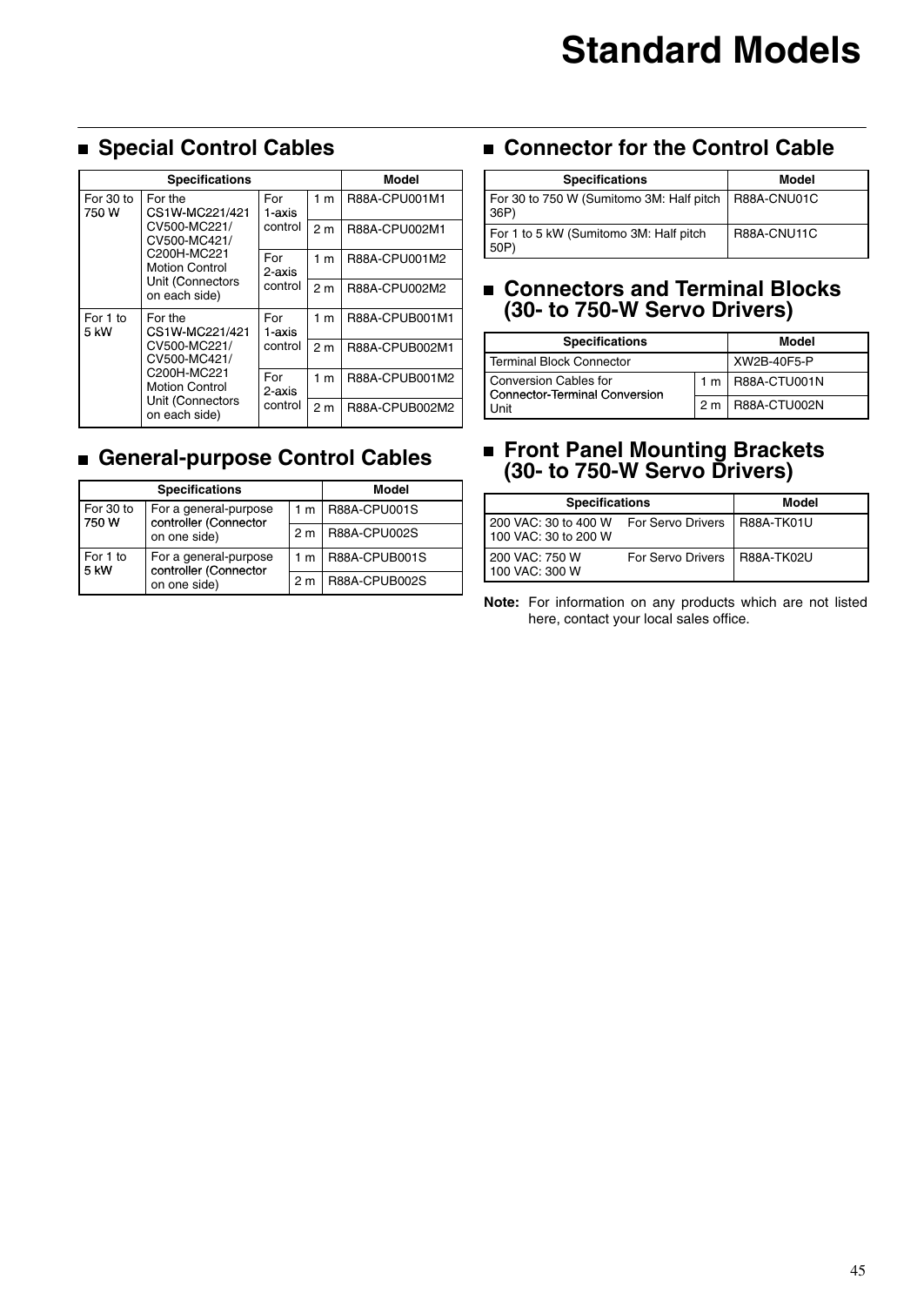# Standard Models

## Special Control Cables

| Specifications | | | | Model |
|---|---|---|---|---|
| For 30 to 750 W | For the CS1W-MC221/421 CV500-MC221/ CV500-MC421/ C200H-MC221 Motion Control Unit (Connectors on each side) | For 1-axis control | 1 m | R88A-CPU001M1 |
| | | | 2 m | R88A-CPU002M1 |
| | | For 2-axis control | 1 m | R88A-CPU001M2 |
| | | | 2 m | R88A-CPU002M2 |
| For 1 to 5 kW | For the CS1W-MC221/421 CV500-MC221/ CV500-MC421/ C200H-MC221 Motion Control Unit (Connectors on each side) | For 1-axis control | 1 m | R88A-CPUB001M1 |
| | | | 2 m | R88A-CPUB002M1 |
| | | For 2-axis control | 1 m | R88A-CPUB001M2 |
| | | | 2 m | R88A-CPUB002M2 |

## General-purpose Control Cables

| Specifications | | | Model |
|---|---|---|---|
| For 30 to 750 W | For a general-purpose controller (Connector on one side) | 1 m | R88A-CPU001S |
| | | 2 m | R88A-CPU002S |
| For 1 to 5 kW | For a general-purpose controller (Connector on one side) | 1 m | R88A-CPUB001S |
| | | 2 m | R88A-CPUB002S |

## Connector for the Control Cable

| Specifications | Model |
|---|---|
| For 30 to 750 W (Sumitomo 3M: Half pitch 36P) | R88A-CNU01C |
| For 1 to 5 kW (Sumitomo 3M: Half pitch 50P) | R88A-CNU11C |

## Connectors and Terminal Blocks (30- to 750-W Servo Drivers)

| Specifications | | Model |
|---|---|---|
| Terminal Block Connector | | XW2B-40F5-P |
| Conversion Cables for Connector-Terminal Conversion Unit | 1 m | R88A-CTU001N |
| | 2 m | R88A-CTU002N |

## Front Panel Mounting Brackets (30- to 750-W Servo Drivers)

| Specifications | | Model |
|---|---|---|
| 200 VAC: 30 to 400 W 100 VAC: 30 to 200 W | For Servo Drivers | R88A-TK01U |
| 200 VAC: 750 W 100 VAC: 300 W | For Servo Drivers | R88A-TK02U |

**Note:** For information on any products which are not listed here, contact your local sales office.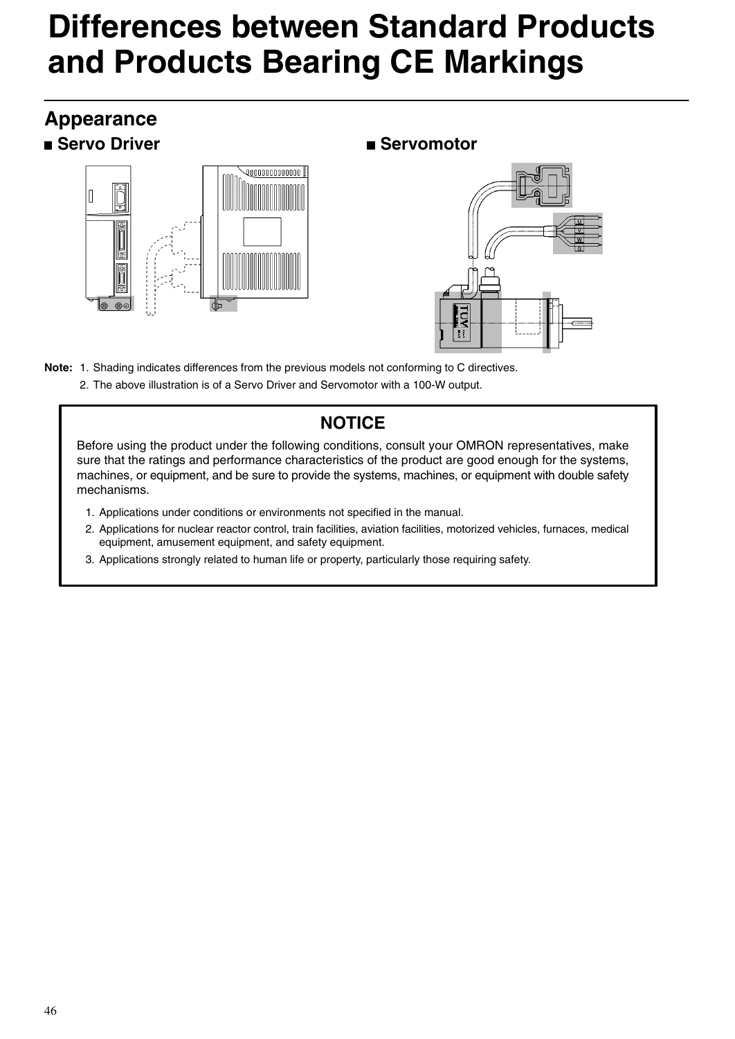# Differences between Standard Products and Products Bearing CE Markings

## Appearance

### ■ Servo Driver

### ■ Servomotor

**Note:** 1. Shading indicates differences from the previous models not conforming to C directives.

2. The above illustration is of a Servo Driver and Servomotor with a 100-W output.

> **NOTICE**
>
> Before using the product under the following conditions, consult your OMRON representatives, make sure that the ratings and performance characteristics of the product are good enough for the systems, machines, or equipment, and be sure to provide the systems, machines, or equipment with double safety mechanisms.
>
> 1. Applications under conditions or environments not specified in the manual.
> 2. Applications for nuclear reactor control, train facilities, aviation facilities, motorized vehicles, furnaces, medical equipment, amusement equipment, and safety equipment.
> 3. Applications strongly related to human life or property, particularly those requiring safety.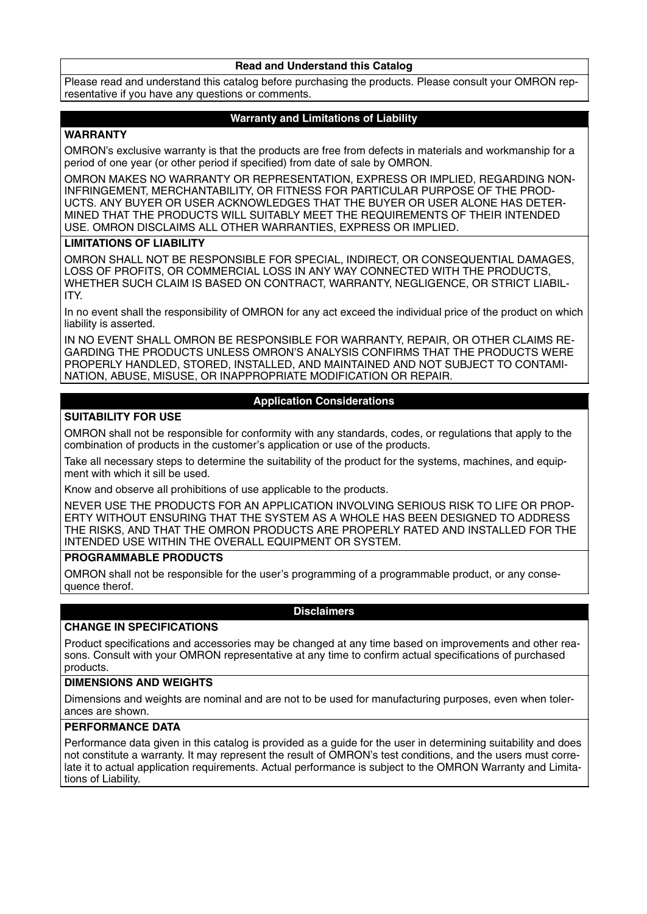## Read and Understand this Catalog

Please read and understand this catalog before purchasing the products. Please consult your OMRON representative if you have any questions or comments.

## Warranty and Limitations of Liability

### WARRANTY

OMRON's exclusive warranty is that the products are free from defects in materials and workmanship for a period of one year (or other period if specified) from date of sale by OMRON.

OMRON MAKES NO WARRANTY OR REPRESENTATION, EXPRESS OR IMPLIED, REGARDING NON-INFRINGEMENT, MERCHANTABILITY, OR FITNESS FOR PARTICULAR PURPOSE OF THE PRODUCTS. ANY BUYER OR USER ACKNOWLEDGES THAT THE BUYER OR USER ALONE HAS DETERMINED THAT THE PRODUCTS WILL SUITABLY MEET THE REQUIREMENTS OF THEIR INTENDED USE. OMRON DISCLAIMS ALL OTHER WARRANTIES, EXPRESS OR IMPLIED.

### LIMITATIONS OF LIABILITY

OMRON SHALL NOT BE RESPONSIBLE FOR SPECIAL, INDIRECT, OR CONSEQUENTIAL DAMAGES, LOSS OF PROFITS, OR COMMERCIAL LOSS IN ANY WAY CONNECTED WITH THE PRODUCTS, WHETHER SUCH CLAIM IS BASED ON CONTRACT, WARRANTY, NEGLIGENCE, OR STRICT LIABILITY.

In no event shall the responsibility of OMRON for any act exceed the individual price of the product on which liability is asserted.

IN NO EVENT SHALL OMRON BE RESPONSIBLE FOR WARRANTY, REPAIR, OR OTHER CLAIMS REGARDING THE PRODUCTS UNLESS OMRON'S ANALYSIS CONFIRMS THAT THE PRODUCTS WERE PROPERLY HANDLED, STORED, INSTALLED, AND MAINTAINED AND NOT SUBJECT TO CONTAMINATION, ABUSE, MISUSE, OR INAPPROPRIATE MODIFICATION OR REPAIR.

## Application Considerations

### SUITABILITY FOR USE

OMRON shall not be responsible for conformity with any standards, codes, or regulations that apply to the combination of products in the customer's application or use of the products.

Take all necessary steps to determine the suitability of the product for the systems, machines, and equipment with which it sill be used.

Know and observe all prohibitions of use applicable to the products.

NEVER USE THE PRODUCTS FOR AN APPLICATION INVOLVING SERIOUS RISK TO LIFE OR PROPERTY WITHOUT ENSURING THAT THE SYSTEM AS A WHOLE HAS BEEN DESIGNED TO ADDRESS THE RISKS, AND THAT THE OMRON PRODUCTS ARE PROPERLY RATED AND INSTALLED FOR THE INTENDED USE WITHIN THE OVERALL EQUIPMENT OR SYSTEM.

### PROGRAMMABLE PRODUCTS

OMRON shall not be responsible for the user's programming of a programmable product, or any consequence therof.

## Disclaimers

### CHANGE IN SPECIFICATIONS

Product specifications and accessories may be changed at any time based on improvements and other reasons. Consult with your OMRON representative at any time to confirm actual specifications of purchased products.

### DIMENSIONS AND WEIGHTS

Dimensions and weights are nominal and are not to be used for manufacturing purposes, even when tolerances are shown.

### PERFORMANCE DATA

Performance data given in this catalog is provided as a guide for the user in determining suitability and does not constitute a warranty. It may represent the result of OMRON's test conditions, and the users must correlate it to actual application requirements. Actual performance is subject to the OMRON Warranty and Limitations of Liability.